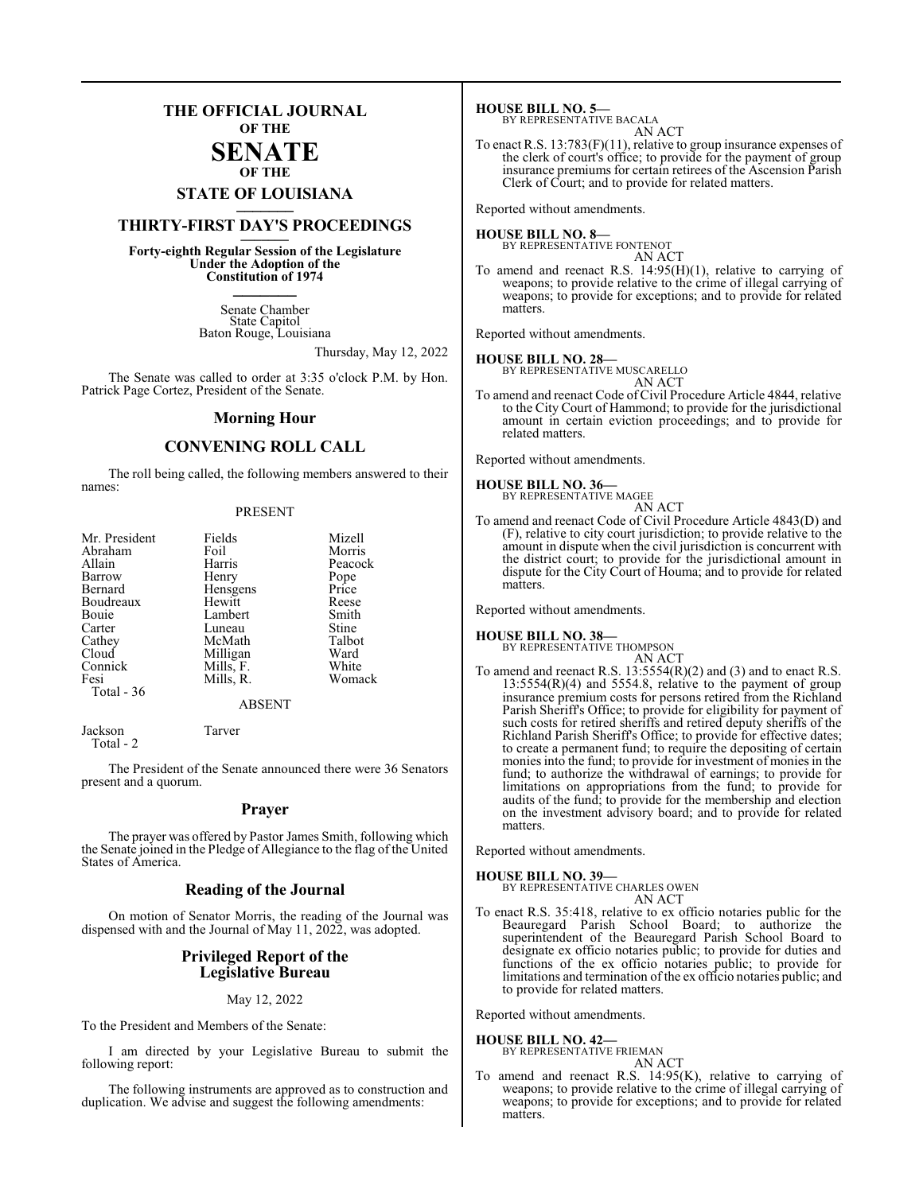# THE OFFICIAL JOURNAL OF THE SENATE OF THE STATE OF LOUISIANA

## THIRTY-FIRST DAY'S PROCEEDINGS

**Forty-eighth Regular Session of the Legislature Under the Adoption of the Constitution of 1974**

Senate Chamber
State Capitol
Baton Rouge, Louisiana

Thursday, May 12, 2022

The Senate was called to order at 3:35 o'clock P.M. by Hon. Patrick Page Cortez, President of the Senate.

## Morning Hour

## CONVENING ROLL CALL

The roll being called, the following members answered to their names:

PRESENT

| | | |
|---|---|---|
| Mr. President | Fields | Mizell |
| Abraham | Foil | Morris |
| Allain | Harris | Peacock |
| Barrow | Henry | Pope |
| Bernard | Hensgens | Price |
| Boudreaux | Hewitt | Reese |
| Bouie | Lambert | Smith |
| Carter | Luneau | Stine |
| Cathey | McMath | Talbot |
| Cloud | Milligan | Ward |
| Connick | Mills, F. | White |
| Fesi | Mills, R. | Womack |
| Total - 36 | | |

ABSENT

| | |
|---|---|
| Jackson | Tarver |
| Total - 2 | |

The President of the Senate announced there were 36 Senators present and a quorum.

## Prayer

The prayer was offered by Pastor James Smith, following which the Senate joined in the Pledge of Allegiance to the flag of the United States of America.

## Reading of the Journal

On motion of Senator Morris, the reading of the Journal was dispensed with and the Journal of May 11, 2022, was adopted.

## Privileged Report of the Legislative Bureau

May 12, 2022

To the President and Members of the Senate:

I am directed by your Legislative Bureau to submit the following report:

The following instruments are approved as to construction and duplication. We advise and suggest the following amendments:

**HOUSE BILL NO. 5—**
BY REPRESENTATIVE BACALA
AN ACT

To enact R.S. 13:783(F)(11), relative to group insurance expenses of the clerk of court's office; to provide for the payment of group insurance premiums for certain retirees of the Ascension Parish Clerk of Court; and to provide for related matters.

Reported without amendments.

**HOUSE BILL NO. 8—**
BY REPRESENTATIVE FONTENOT
AN ACT

To amend and reenact R.S. 14:95(H)(1), relative to carrying of weapons; to provide relative to the crime of illegal carrying of weapons; to provide for exceptions; and to provide for related matters.

Reported without amendments.

**HOUSE BILL NO. 28—**
BY REPRESENTATIVE MUSCARELLO
AN ACT

To amend and reenact Code of Civil Procedure Article 4844, relative to the City Court of Hammond; to provide for the jurisdictional amount in certain eviction proceedings; and to provide for related matters.

Reported without amendments.

**HOUSE BILL NO. 36—**
BY REPRESENTATIVE MAGEE
AN ACT

To amend and reenact Code of Civil Procedure Article 4843(D) and (F), relative to city court jurisdiction; to provide relative to the amount in dispute when the civil jurisdiction is concurrent with the district court; to provide for the jurisdictional amount in dispute for the City Court of Houma; and to provide for related matters.

Reported without amendments.

**HOUSE BILL NO. 38—**
BY REPRESENTATIVE THOMPSON
AN ACT

To amend and reenact R.S. 13:5554(R)(2) and (3) and to enact R.S. 13:5554(R)(4) and 5554.8, relative to the payment of group insurance premium costs for persons retired from the Richland Parish Sheriff's Office; to provide for eligibility for payment of such costs for retired sheriffs and retired deputy sheriffs of the Richland Parish Sheriff's Office; to provide for effective dates; to create a permanent fund; to require the depositing of certain monies into the fund; to provide for investment of monies in the fund; to authorize the withdrawal of earnings; to provide for limitations on appropriations from the fund; to provide for audits of the fund; to provide for the membership and election on the investment advisory board; and to provide for related matters.

Reported without amendments.

**HOUSE BILL NO. 39—**
BY REPRESENTATIVE CHARLES OWEN
AN ACT

To enact R.S. 35:418, relative to ex officio notaries public for the Beauregard Parish School Board; to authorize the superintendent of the Beauregard Parish School Board to designate ex officio notaries public; to provide for duties and functions of the ex officio notaries public; to provide for limitations and termination of the ex officio notaries public; and to provide for related matters.

Reported without amendments.

**HOUSE BILL NO. 42—**
BY REPRESENTATIVE FRIEMAN
AN ACT

To amend and reenact R.S. 14:95(K), relative to carrying of weapons; to provide relative to the crime of illegal carrying of weapons; to provide for exceptions; and to provide for related matters.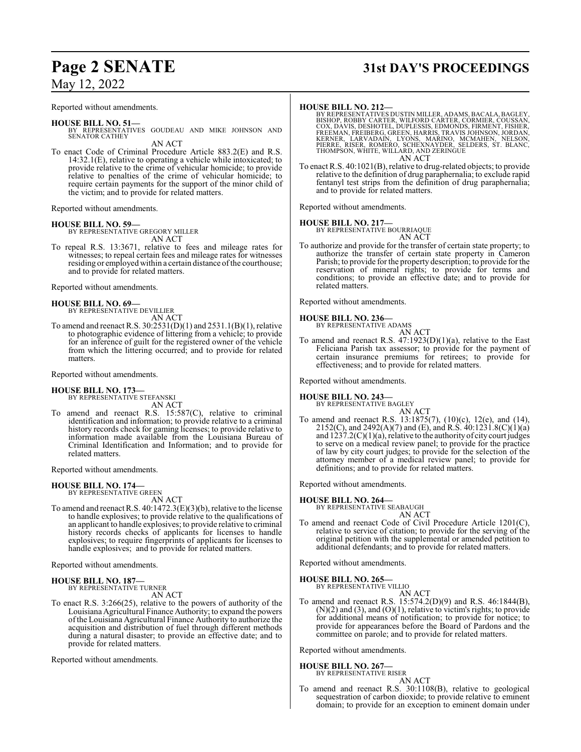Reported without amendments.

**HOUSE BILL NO. 51—**
BY REPRESENTATIVES GOUDEAU AND MIKE JOHNSON AND SENATOR CATHEY

AN ACT

To enact Code of Criminal Procedure Article 883.2(E) and R.S. 14:32.1(E), relative to operating a vehicle while intoxicated; to provide relative to the crime of vehicular homicide; to provide relative to penalties of the crime of vehicular homicide; to require certain payments for the support of the minor child of the victim; and to provide for related matters.

Reported without amendments.

**HOUSE BILL NO. 59—**
BY REPRESENTATIVE GREGORY MILLER

AN ACT

To repeal R.S. 13:3671, relative to fees and mileage rates for witnesses; to repeal certain fees and mileage rates for witnesses residing or employed within a certain distance of the courthouse; and to provide for related matters.

Reported without amendments.

**HOUSE BILL NO. 69—**
BY REPRESENTATIVE DEVILLIER

AN ACT

To amend and reenact R.S. 30:2531(D)(1) and 2531.1(B)(1), relative to photographic evidence of littering from a vehicle; to provide for an inference of guilt for the registered owner of the vehicle from which the littering occurred; and to provide for related matters.

Reported without amendments.

**HOUSE BILL NO. 173—**
BY REPRESENTATIVE STEFANSKI

AN ACT

To amend and reenact R.S. 15:587(C), relative to criminal identification and information; to provide relative to a criminal history records check for gaming licenses; to provide relative to information made available from the Louisiana Bureau of Criminal Identification and Information; and to provide for related matters.

Reported without amendments.

**HOUSE BILL NO. 174—**
BY REPRESENTATIVE GREEN

AN ACT

To amend and reenact R.S. 40:1472.3(E)(3)(b), relative to the license to handle explosives; to provide relative to the qualifications of an applicant to handle explosives; to provide relative to criminal history records checks of applicants for licenses to handle explosives; to require fingerprints of applicants for licenses to handle explosives; and to provide for related matters.

Reported without amendments.

**HOUSE BILL NO. 187—**
BY REPRESENTATIVE TURNER

AN ACT

To enact R.S. 3:266(25), relative to the powers of authority of the Louisiana Agricultural Finance Authority; to expand the powers of the Louisiana Agricultural Finance Authority to authorize the acquisition and distribution of fuel through different methods during a natural disaster; to provide an effective date; and to provide for related matters.

Reported without amendments.

**HOUSE BILL NO. 212—**
BY REPRESENTATIVES DUSTIN MILLER, ADAMS, BACALA, BAGLEY, BISHOP, ROBBY CARTER, WILFORD CARTER, CORMIER, COUSSAN, COX, DAVIS, DESHOTEL, DUPLESSIS, EDMONDS, FIRMENT, FISHER, FREEMAN, FREIBERG, GREEN, HARRIS, TRAVIS JOHNSON, JORDAN, KERNER, LARVADAIN, LYONS, MARINO, MCMAHEN, NELSON, PIERRE, RISER, ROMERO, SCHEXNAYDER, SELDERS, ST. BLANC, THOMPSON, WHITE, WILLARD, AND ZERINGUE

AN ACT

To enact R.S. 40:1021(B), relative to drug-related objects; to provide relative to the definition of drug paraphernalia; to exclude rapid fentanyl test strips from the definition of drug paraphernalia; and to provide for related matters.

Reported without amendments.

**HOUSE BILL NO. 217—**
BY REPRESENTATIVE BOURRIAQUE

AN ACT

To authorize and provide for the transfer of certain state property; to authorize the transfer of certain state property in Cameron Parish; to provide for the property description; to provide for the reservation of mineral rights; to provide for terms and conditions; to provide an effective date; and to provide for related matters.

Reported without amendments.

**HOUSE BILL NO. 236—**
BY REPRESENTATIVE ADAMS

AN ACT

To amend and reenact R.S. 47:1923(D)(1)(a), relative to the East Feliciana Parish tax assessor; to provide for the payment of certain insurance premiums for retirees; to provide for effectiveness; and to provide for related matters.

Reported without amendments.

**HOUSE BILL NO. 243—**
BY REPRESENTATIVE BAGLEY

AN ACT

To amend and reenact R.S. 13:1875(7), (10)(c), 12(e), and (14), 2152(C), and 2492(A)(7) and (E), and R.S. 40:1231.8(C)(1)(a) and 1237.2(C)(1)(a), relative to the authority of city court judges to serve on a medical review panel; to provide for the practice of law by city court judges; to provide for the selection of the attorney member of a medical review panel; to provide for definitions; and to provide for related matters.

Reported without amendments.

**HOUSE BILL NO. 264—**
BY REPRESENTATIVE SEABAUGH

AN ACT

To amend and reenact Code of Civil Procedure Article 1201(C), relative to service of citation; to provide for the serving of the original petition with the supplemental or amended petition to additional defendants; and to provide for related matters.

Reported without amendments.

**HOUSE BILL NO. 265—**
BY REPRESENTATIVE VILLIO

AN ACT

To amend and reenact R.S. 15:574.2(D)(9) and R.S. 46:1844(B), (N)(2) and (3), and (O)(1), relative to victim's rights; to provide for additional means of notification; to provide for notice; to provide for appearances before the Board of Pardons and the committee on parole; and to provide for related matters.

Reported without amendments.

**HOUSE BILL NO. 267—**
BY REPRESENTATIVE RISER

AN ACT

To amend and reenact R.S. 30:1108(B), relative to geological sequestration of carbon dioxide; to provide relative to eminent domain; to provide for an exception to eminent domain under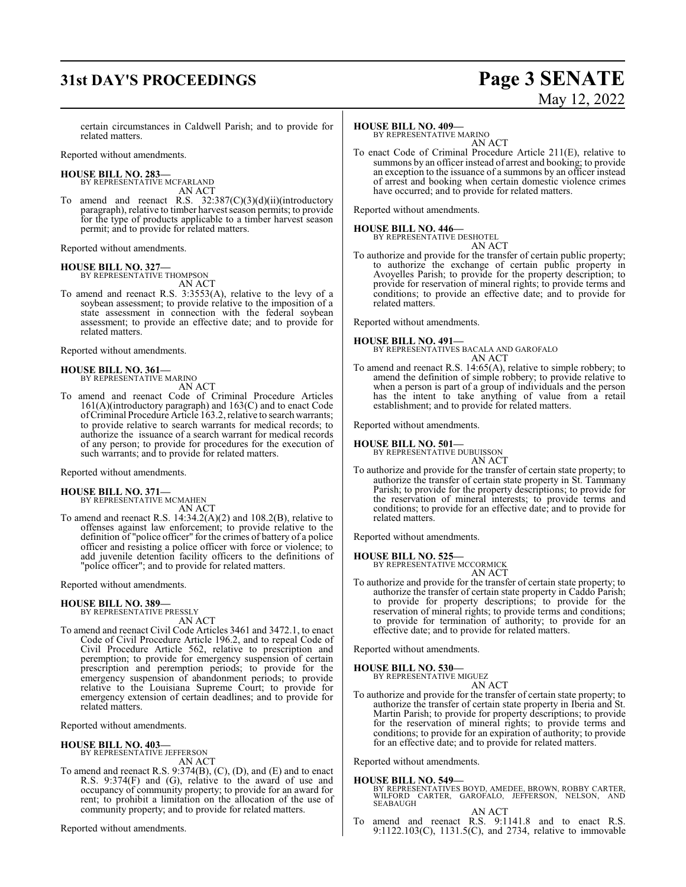certain circumstances in Caldwell Parish; and to provide for related matters.

Reported without amendments.

**HOUSE BILL NO. 283—**
BY REPRESENTATIVE MCFARLAND
AN ACT

To amend and reenact R.S. 32:387(C)(3)(d)(ii)(introductory paragraph), relative to timber harvest season permits; to provide for the type of products applicable to a timber harvest season permit; and to provide for related matters.

Reported without amendments.

**HOUSE BILL NO. 327—**
BY REPRESENTATIVE THOMPSON
AN ACT

To amend and reenact R.S. 3:3553(A), relative to the levy of a soybean assessment; to provide relative to the imposition of a state assessment in connection with the federal soybean assessment; to provide an effective date; and to provide for related matters.

Reported without amendments.

**HOUSE BILL NO. 361—**
BY REPRESENTATIVE MARINO
AN ACT

To amend and reenact Code of Criminal Procedure Articles 161(A)(introductory paragraph) and 163(C) and to enact Code of Criminal Procedure Article 163.2, relative to search warrants; to provide relative to search warrants for medical records; to authorize the issuance of a search warrant for medical records of any person; to provide for procedures for the execution of such warrants; and to provide for related matters.

Reported without amendments.

**HOUSE BILL NO. 371—**
BY REPRESENTATIVE MCMAHEN
AN ACT

To amend and reenact R.S. 14:34.2(A)(2) and 108.2(B), relative to offenses against law enforcement; to provide relative to the definition of "police officer" for the crimes of battery of a police officer and resisting a police officer with force or violence; to add juvenile detention facility officers to the definitions of "police officer"; and to provide for related matters.

Reported without amendments.

**HOUSE BILL NO. 389—**
BY REPRESENTATIVE PRESSLY
AN ACT

To amend and reenact Civil Code Articles 3461 and 3472.1, to enact Code of Civil Procedure Article 196.2, and to repeal Code of Civil Procedure Article 562, relative to prescription and peremption; to provide for emergency suspension of certain prescription and peremption periods; to provide for the emergency suspension of abandonment periods; to provide relative to the Louisiana Supreme Court; to provide for emergency extension of certain deadlines; and to provide for related matters.

Reported without amendments.

**HOUSE BILL NO. 403—**
BY REPRESENTATIVE JEFFERSON
AN ACT

To amend and reenact R.S. 9:374(B), (C), (D), and (E) and to enact R.S. 9:374(F) and (G), relative to the award of use and occupancy of community property; to provide for an award for rent; to prohibit a limitation on the allocation of the use of community property; and to provide for related matters.

Reported without amendments.

**HOUSE BILL NO. 409—**
BY REPRESENTATIVE MARINO
AN ACT

To enact Code of Criminal Procedure Article 211(E), relative to summons by an officer instead of arrest and booking; to provide an exception to the issuance of a summons by an officer instead of arrest and booking when certain domestic violence crimes have occurred; and to provide for related matters.

Reported without amendments.

**HOUSE BILL NO. 446—**
BY REPRESENTATIVE DESHOTEL
AN ACT

To authorize and provide for the transfer of certain public property; to authorize the exchange of certain public property in Avoyelles Parish; to provide for the property description; to provide for reservation of mineral rights; to provide terms and conditions; to provide an effective date; and to provide for related matters.

Reported without amendments.

**HOUSE BILL NO. 491—**
BY REPRESENTATIVES BACALA AND GAROFALO
AN ACT

To amend and reenact R.S. 14:65(A), relative to simple robbery; to amend the definition of simple robbery; to provide relative to when a person is part of a group of individuals and the person has the intent to take anything of value from a retail establishment; and to provide for related matters.

Reported without amendments.

**HOUSE BILL NO. 501—**
BY REPRESENTATIVE DUBUISSON
AN ACT

To authorize and provide for the transfer of certain state property; to authorize the transfer of certain state property in St. Tammany Parish; to provide for the property descriptions; to provide for the reservation of mineral interests; to provide terms and conditions; to provide for an effective date; and to provide for related matters.

Reported without amendments.

**HOUSE BILL NO. 525—**
BY REPRESENTATIVE MCCORMICK
AN ACT

To authorize and provide for the transfer of certain state property; to authorize the transfer of certain state property in Caddo Parish; to provide for property descriptions; to provide for the reservation of mineral rights; to provide terms and conditions; to provide for termination of authority; to provide for an effective date; and to provide for related matters.

Reported without amendments.

**HOUSE BILL NO. 530—**
BY REPRESENTATIVE MIGUEZ
AN ACT

To authorize and provide for the transfer of certain state property; to authorize the transfer of certain state property in Iberia and St. Martin Parish; to provide for property descriptions; to provide for the reservation of mineral rights; to provide terms and conditions; to provide for an expiration of authority; to provide for an effective date; and to provide for related matters.

Reported without amendments.

**HOUSE BILL NO. 549—**
BY REPRESENTATIVES BOYD, AMEDEE, BROWN, ROBBY CARTER, WILFORD CARTER, GAROFALO, JEFFERSON, NELSON, AND SEABAUGH
AN ACT

To amend and reenact R.S. 9:1141.8 and to enact R.S. 9:1122.103(C), 1131.5(C), and 2734, relative to immovable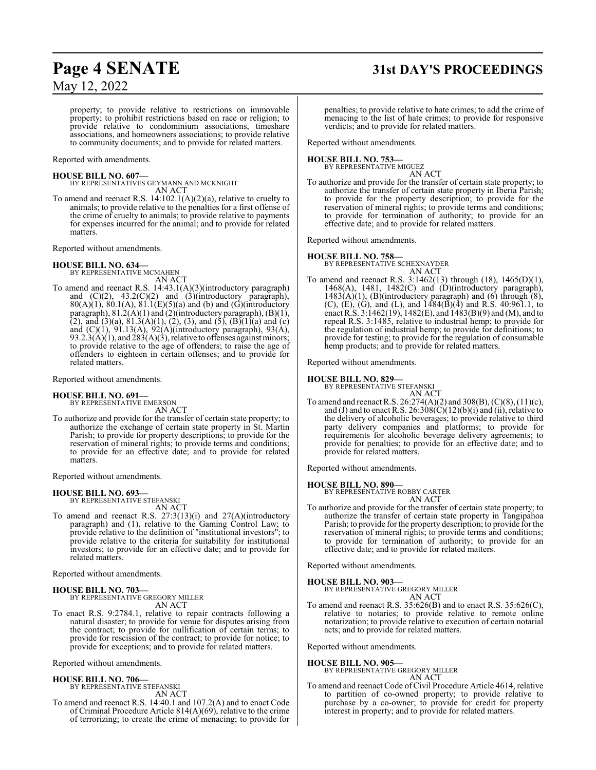property; to provide relative to restrictions on immovable property; to prohibit restrictions based on race or religion; to provide relative to condominium associations, timeshare associations, and homeowners associations; to provide relative to community documents; and to provide for related matters.

Reported with amendments.

**HOUSE BILL NO. 607—**
BY REPRESENTATIVES GEYMANN AND MCKNIGHT
AN ACT

To amend and reenact R.S. 14:102.1(A)(2)(a), relative to cruelty to animals; to provide relative to the penalties for a first offense of the crime of cruelty to animals; to provide relative to payments for expenses incurred for the animal; and to provide for related matters.

Reported without amendments.

**HOUSE BILL NO. 634—**
BY REPRESENTATIVE MCMAHEN
AN ACT

To amend and reenact R.S. 14:43.1(A)(3)(introductory paragraph) and (C)(2), 43.2(C)(2) and (3)(introductory paragraph), 80(A)(1), 80.1(A), 81.1(E)(5)(a) and (b) and (G)(introductory paragraph), 81.2(A)(1) and (2)(introductory paragraph), (B)(1), (2), and (3)(a), 81.3(A)(1), (2), (3), and (5), (B)(1)(a) and (c) and (C)(1), 91.13(A), 92(A)(introductory paragraph), 93(A), 93.2.3(A)(1), and 283(A)(3), relative to offenses against minors; to provide relative to the age of offenders; to raise the age of offenders to eighteen in certain offenses; and to provide for related matters.

Reported without amendments.

**HOUSE BILL NO. 691—**
BY REPRESENTATIVE EMERSON
AN ACT

To authorize and provide for the transfer of certain state property; to authorize the exchange of certain state property in St. Martin Parish; to provide for property descriptions; to provide for the reservation of mineral rights; to provide terms and conditions; to provide for an effective date; and to provide for related matters.

Reported without amendments.

**HOUSE BILL NO. 693—**
BY REPRESENTATIVE STEFANSKI
AN ACT

To amend and reenact R.S. 27:3(13)(i) and 27(A)(introductory paragraph) and (1), relative to the Gaming Control Law; to provide relative to the definition of "institutional investors"; to provide relative to the criteria for suitability for institutional investors; to provide for an effective date; and to provide for related matters.

Reported without amendments.

**HOUSE BILL NO. 703—**
BY REPRESENTATIVE GREGORY MILLER
AN ACT

To enact R.S. 9:2784.1, relative to repair contracts following a natural disaster; to provide for venue for disputes arising from the contract; to provide for nullification of certain terms; to provide for rescission of the contract; to provide for notice; to provide for exceptions; and to provide for related matters.

Reported without amendments.

**HOUSE BILL NO. 706—**
BY REPRESENTATIVE STEFANSKI
AN ACT

To amend and reenact R.S. 14:40.1 and 107.2(A) and to enact Code of Criminal Procedure Article 814(A)(69), relative to the crime of terrorizing; to create the crime of menacing; to provide for penalties; to provide relative to hate crimes; to add the crime of menacing to the list of hate crimes; to provide for responsive verdicts; and to provide for related matters.

Reported without amendments.

**HOUSE BILL NO. 753—**
BY REPRESENTATIVE MIGUEZ
AN ACT

To authorize and provide for the transfer of certain state property; to authorize the transfer of certain state property in Iberia Parish; to provide for the property description; to provide for the reservation of mineral rights; to provide terms and conditions; to provide for termination of authority; to provide for an effective date; and to provide for related matters.

Reported without amendments.

**HOUSE BILL NO. 758—**
BY REPRESENTATIVE SCHEXNAYDER
AN ACT

To amend and reenact R.S. 3:1462(13) through (18), 1465(D)(1), 1468(A), 1481, 1482(C) and (D)(introductory paragraph), 1483(A)(1), (B)(introductory paragraph) and (6) through (8), (C), (E), (G), and (L), and 1484(B)(4) and R.S. 40:961.1, to enact R.S. 3:1462(19), 1482(E), and 1483(B)(9) and (M), and to repeal R.S. 3:1485, relative to industrial hemp; to provide for the regulation of industrial hemp; to provide for definitions; to provide for testing; to provide for the regulation of consumable hemp products; and to provide for related matters.

Reported without amendments.

**HOUSE BILL NO. 829—**
BY REPRESENTATIVE STEFANSKI
AN ACT

To amend and reenact R.S. 26:274(A)(2) and 308(B), (C)(8), (11)(c), and (J) and to enact R.S. 26:308(C)(12)(b)(i) and (ii), relative to the delivery of alcoholic beverages; to provide relative to third party delivery companies and platforms; to provide for requirements for alcoholic beverage delivery agreements; to provide for penalties; to provide for an effective date; and to provide for related matters.

Reported without amendments.

**HOUSE BILL NO. 890—**
BY REPRESENTATIVE ROBBY CARTER
AN ACT

To authorize and provide for the transfer of certain state property; to authorize the transfer of certain state property in Tangipahoa Parish; to provide for the property description; to provide for the reservation of mineral rights; to provide terms and conditions; to provide for termination of authority; to provide for an effective date; and to provide for related matters.

Reported without amendments.

**HOUSE BILL NO. 903—**
BY REPRESENTATIVE GREGORY MILLER
AN ACT

To amend and reenact R.S. 35:626(B) and to enact R.S. 35:626(C), relative to notaries; to provide relative to remote online notarization; to provide relative to execution of certain notarial acts; and to provide for related matters.

Reported without amendments.

**HOUSE BILL NO. 905—**
BY REPRESENTATIVE GREGORY MILLER
AN ACT

To amend and reenact Code of Civil Procedure Article 4614, relative to partition of co-owned property; to provide relative to purchase by a co-owner; to provide for credit for property interest in property; and to provide for related matters.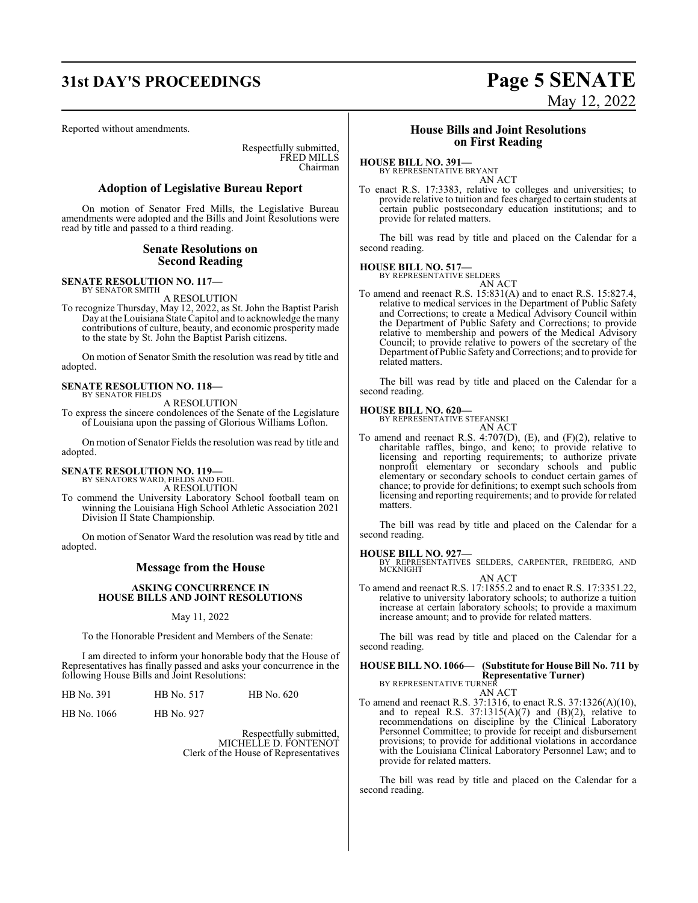Reported without amendments.

Respectfully submitted,
FRED MILLS
Chairman

## Adoption of Legislative Bureau Report

On motion of Senator Fred Mills, the Legislative Bureau amendments were adopted and the Bills and Joint Resolutions were read by title and passed to a third reading.

## Senate Resolutions on Second Reading

**SENATE RESOLUTION NO. 117—**
BY SENATOR SMITH

A RESOLUTION

To recognize Thursday, May 12, 2022, as St. John the Baptist Parish Day at the Louisiana State Capitol and to acknowledge the many contributions of culture, beauty, and economic prosperity made to the state by St. John the Baptist Parish citizens.

On motion of Senator Smith the resolution was read by title and adopted.

**SENATE RESOLUTION NO. 118—**
BY SENATOR FIELDS

A RESOLUTION

To express the sincere condolences of the Senate of the Legislature of Louisiana upon the passing of Glorious Williams Lofton.

On motion of Senator Fields the resolution was read by title and adopted.

**SENATE RESOLUTION NO. 119—**
BY SENATORS WARD, FIELDS AND FOIL

A RESOLUTION

To commend the University Laboratory School football team on winning the Louisiana High School Athletic Association 2021 Division II State Championship.

On motion of Senator Ward the resolution was read by title and adopted.

## Message from the House

**ASKING CONCURRENCE IN HOUSE BILLS AND JOINT RESOLUTIONS**

May 11, 2022

To the Honorable President and Members of the Senate:

I am directed to inform your honorable body that the House of Representatives has finally passed and asks your concurrence in the following House Bills and Joint Resolutions:

| | | |
|---|---|---|
| HB No. 391 | HB No. 517 | HB No. 620 |
| HB No. 1066 | HB No. 927 | |

Respectfully submitted,
MICHELLE D. FONTENOT
Clerk of the House of Representatives

## House Bills and Joint Resolutions on First Reading

**HOUSE BILL NO. 391—**
BY REPRESENTATIVE BRYANT

AN ACT

To enact R.S. 17:3383, relative to colleges and universities; to provide relative to tuition and fees charged to certain students at certain public postsecondary education institutions; and to provide for related matters.

The bill was read by title and placed on the Calendar for a second reading.

**HOUSE BILL NO. 517—**
BY REPRESENTATIVE SELDERS

AN ACT

To amend and reenact R.S. 15:831(A) and to enact R.S. 15:827.4, relative to medical services in the Department of Public Safety and Corrections; to create a Medical Advisory Council within the Department of Public Safety and Corrections; to provide relative to membership and powers of the Medical Advisory Council; to provide relative to powers of the secretary of the Department of Public Safety and Corrections; and to provide for related matters.

The bill was read by title and placed on the Calendar for a second reading.

**HOUSE BILL NO. 620—**
BY REPRESENTATIVE STEFANSKI

AN ACT

To amend and reenact R.S. 4:707(D), (E), and (F)(2), relative to charitable raffles, bingo, and keno; to provide relative to licensing and reporting requirements; to authorize private nonprofit elementary or secondary schools and public elementary or secondary schools to conduct certain games of chance; to provide for definitions; to exempt such schools from licensing and reporting requirements; and to provide for related matters.

The bill was read by title and placed on the Calendar for a second reading.

**HOUSE BILL NO. 927—**
BY REPRESENTATIVES SELDERS, CARPENTER, FREIBERG, AND MCKNIGHT

AN ACT

To amend and reenact R.S. 17:1855.2 and to enact R.S. 17:3351.22, relative to university laboratory schools; to authorize a tuition increase at certain laboratory schools; to provide a maximum increase amount; and to provide for related matters.

The bill was read by title and placed on the Calendar for a second reading.

**HOUSE BILL NO. 1066— (Substitute for House Bill No. 711 by Representative Turner)**
BY REPRESENTATIVE TURNER

AN ACT

To amend and reenact R.S. 37:1316, to enact R.S. 37:1326(A)(10), and to repeal R.S. 37:1315(A)(7) and (B)(2), relative to recommendations on discipline by the Clinical Laboratory Personnel Committee; to provide for receipt and disbursement provisions; to provide for additional violations in accordance with the Louisiana Clinical Laboratory Personnel Law; and to provide for related matters.

The bill was read by title and placed on the Calendar for a second reading.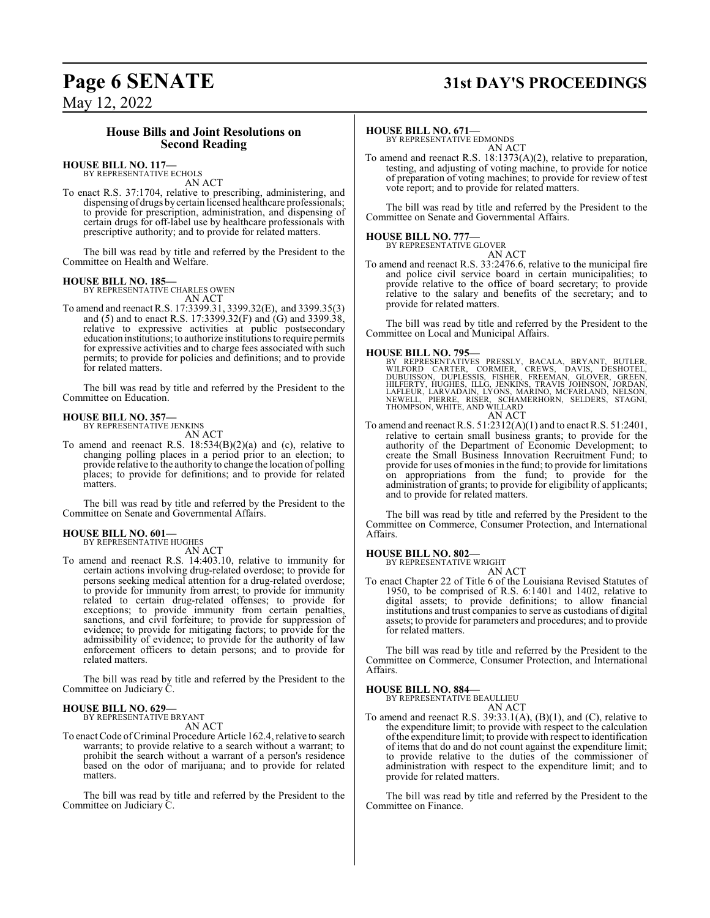## House Bills and Joint Resolutions on Second Reading

**HOUSE BILL NO. 117—**
BY REPRESENTATIVE ECHOLS
AN ACT

To enact R.S. 37:1704, relative to prescribing, administering, and dispensing of drugs by certain licensed healthcare professionals; to provide for prescription, administration, and dispensing of certain drugs for off-label use by healthcare professionals with prescriptive authority; and to provide for related matters.

The bill was read by title and referred by the President to the Committee on Health and Welfare.

**HOUSE BILL NO. 185—**
BY REPRESENTATIVE CHARLES OWEN
AN ACT

To amend and reenact R.S. 17:3399.31, 3399.32(E), and 3399.35(3) and (5) and to enact R.S. 17:3399.32(F) and (G) and 3399.38, relative to expressive activities at public postsecondary education institutions; to authorize institutions to require permits for expressive activities and to charge fees associated with such permits; to provide for policies and definitions; and to provide for related matters.

The bill was read by title and referred by the President to the Committee on Education.

**HOUSE BILL NO. 357—**
BY REPRESENTATIVE JENKINS
AN ACT

To amend and reenact R.S. 18:534(B)(2)(a) and (c), relative to changing polling places in a period prior to an election; to provide relative to the authority to change the location of polling places; to provide for definitions; and to provide for related matters.

The bill was read by title and referred by the President to the Committee on Senate and Governmental Affairs.

**HOUSE BILL NO. 601—**
BY REPRESENTATIVE HUGHES
AN ACT

To amend and reenact R.S. 14:403.10, relative to immunity for certain actions involving drug-related overdose; to provide for persons seeking medical attention for a drug-related overdose; to provide for immunity from arrest; to provide for immunity related to certain drug-related offenses; to provide for exceptions; to provide immunity from certain penalties, sanctions, and civil forfeiture; to provide for suppression of evidence; to provide for mitigating factors; to provide for the admissibility of evidence; to provide for the authority of law enforcement officers to detain persons; and to provide for related matters.

The bill was read by title and referred by the President to the Committee on Judiciary C.

**HOUSE BILL NO. 629—**
BY REPRESENTATIVE BRYANT
AN ACT

To enact Code of Criminal Procedure Article 162.4, relative to search warrants; to provide relative to a search without a warrant; to prohibit the search without a warrant of a person's residence based on the odor of marijuana; and to provide for related matters.

The bill was read by title and referred by the President to the Committee on Judiciary C.

**HOUSE BILL NO. 671—**
BY REPRESENTATIVE EDMONDS
AN ACT

To amend and reenact R.S. 18:1373(A)(2), relative to preparation, testing, and adjusting of voting machine, to provide for notice of preparation of voting machines; to provide for review of test vote report; and to provide for related matters.

The bill was read by title and referred by the President to the Committee on Senate and Governmental Affairs.

**HOUSE BILL NO. 777—**
BY REPRESENTATIVE GLOVER
AN ACT

To amend and reenact R.S. 33:2476.6, relative to the municipal fire and police civil service board in certain municipalities; to provide relative to the office of board secretary; to provide relative to the salary and benefits of the secretary; and to provide for related matters.

The bill was read by title and referred by the President to the Committee on Local and Municipal Affairs.

**HOUSE BILL NO. 795—**
BY REPRESENTATIVES PRESSLY, BACALA, BRYANT, BUTLER, WILFORD CARTER, CORMIER, CREWS, DAVIS, DESHOTEL, DUBUISSON, DUPLESSIS, FISHER, FREEMAN, GLOVER, GREEN, HILFERTY, HUGHES, ILLG, JENKINS, TRAVIS JOHNSON, JORDAN, LAFLEUR, LARVADAIN, LYONS, MARINO, MCFARLAND, NELSON, NEWELL, PIERRE, RISER, SCHAMERHORN, SELDERS, STAGNI, THOMPSON, WHITE, AND WILLARD
AN ACT

To amend and reenact R.S. 51:2312(A)(1) and to enact R.S. 51:2401, relative to certain small business grants; to provide for the authority of the Department of Economic Development; to create the Small Business Innovation Recruitment Fund; to provide for uses of monies in the fund; to provide for limitations on appropriations from the fund; to provide for the administration of grants; to provide for eligibility of applicants; and to provide for related matters.

The bill was read by title and referred by the President to the Committee on Commerce, Consumer Protection, and International Affairs.

**HOUSE BILL NO. 802—**
BY REPRESENTATIVE WRIGHT
AN ACT

To enact Chapter 22 of Title 6 of the Louisiana Revised Statutes of 1950, to be comprised of R.S. 6:1401 and 1402, relative to digital assets; to provide definitions; to allow financial institutions and trust companies to serve as custodians of digital assets; to provide for parameters and procedures; and to provide for related matters.

The bill was read by title and referred by the President to the Committee on Commerce, Consumer Protection, and International Affairs.

**HOUSE BILL NO. 884—**
BY REPRESENTATIVE BEAULLIEU
AN ACT

To amend and reenact R.S. 39:33.1(A), (B)(1), and (C), relative to the expenditure limit; to provide with respect to the calculation of the expenditure limit; to provide with respect to identification of items that do and do not count against the expenditure limit; to provide relative to the duties of the commissioner of administration with respect to the expenditure limit; and to provide for related matters.

The bill was read by title and referred by the President to the Committee on Finance.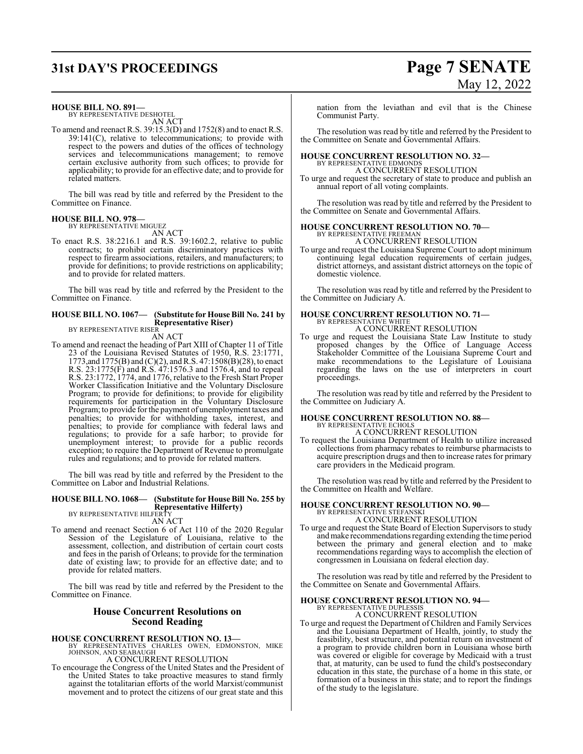**HOUSE BILL NO. 891—**
BY REPRESENTATIVE DESHOTEL
AN ACT

To amend and reenact R.S. 39:15.3(D) and 1752(8) and to enact R.S. 39:141(C), relative to telecommunications; to provide with respect to the powers and duties of the offices of technology services and telecommunications management; to remove certain exclusive authority from such offices; to provide for applicability; to provide for an effective date; and to provide for related matters.

The bill was read by title and referred by the President to the Committee on Finance.

**HOUSE BILL NO. 978—**
BY REPRESENTATIVE MIGUEZ
AN ACT

To enact R.S. 38:2216.1 and R.S. 39:1602.2, relative to public contracts; to prohibit certain discriminatory practices with respect to firearm associations, retailers, and manufacturers; to provide for definitions; to provide restrictions on applicability; and to provide for related matters.

The bill was read by title and referred by the President to the Committee on Finance.

**HOUSE BILL NO. 1067— (Substitute for House Bill No. 241 by Representative Riser)**
BY REPRESENTATIVE RISER
AN ACT

To amend and reenact the heading of Part XIII of Chapter 11 of Title 23 of the Louisiana Revised Statutes of 1950, R.S. 23:1771, 1773,and 1775(B) and (C)(2), and R.S. 47:1508(B)(28), to enact R.S. 23:1775(F) and R.S. 47:1576.3 and 1576.4, and to repeal R.S. 23:1772, 1774, and 1776, relative to the Fresh Start Proper Worker Classification Initiative and the Voluntary Disclosure Program; to provide for definitions; to provide for eligibility requirements for participation in the Voluntary Disclosure Program; to provide for the payment of unemployment taxes and penalties; to provide for withholding taxes, interest, and penalties; to provide for compliance with federal laws and regulations; to provide for a safe harbor; to provide for unemployment interest; to provide for a public records exception; to require the Department of Revenue to promulgate rules and regulations; and to provide for related matters.

The bill was read by title and referred by the President to the Committee on Labor and Industrial Relations.

**HOUSE BILL NO. 1068— (Substitute for House Bill No. 255 by Representative Hilferty)**
BY REPRESENTATIVE HILFERTY
AN ACT

To amend and reenact Section 6 of Act 110 of the 2020 Regular Session of the Legislature of Louisiana, relative to the assessment, collection, and distribution of certain court costs and fees in the parish of Orleans; to provide for the termination date of existing law; to provide for an effective date; and to provide for related matters.

The bill was read by title and referred by the President to the Committee on Finance.

## House Concurrent Resolutions on Second Reading

**HOUSE CONCURRENT RESOLUTION NO. 13—**
BY REPRESENTATIVES CHARLES OWEN, EDMONSTON, MIKE JOHNSON, AND SEABAUGH
A CONCURRENT RESOLUTION

To encourage the Congress of the United States and the President of the United States to take proactive measures to stand firmly against the totalitarian efforts of the world Marxist/communist movement and to protect the citizens of our great state and this nation from the leviathan and evil that is the Chinese Communist Party.

The resolution was read by title and referred by the President to the Committee on Senate and Governmental Affairs.

**HOUSE CONCURRENT RESOLUTION NO. 32—**
BY REPRESENTATIVE EDMONDS
A CONCURRENT RESOLUTION

To urge and request the secretary of state to produce and publish an annual report of all voting complaints.

The resolution was read by title and referred by the President to the Committee on Senate and Governmental Affairs.

**HOUSE CONCURRENT RESOLUTION NO. 70—**
BY REPRESENTATIVE FREEMAN
A CONCURRENT RESOLUTION

To urge and request the Louisiana Supreme Court to adopt minimum continuing legal education requirements of certain judges, district attorneys, and assistant district attorneys on the topic of domestic violence.

The resolution was read by title and referred by the President to the Committee on Judiciary A.

**HOUSE CONCURRENT RESOLUTION NO. 71—**
BY REPRESENTATIVE WHITE
A CONCURRENT RESOLUTION

To urge and request the Louisiana State Law Institute to study proposed changes by the Office of Language Access Stakeholder Committee of the Louisiana Supreme Court and make recommendations to the Legislature of Louisiana regarding the laws on the use of interpreters in court proceedings.

The resolution was read by title and referred by the President to the Committee on Judiciary A.

**HOUSE CONCURRENT RESOLUTION NO. 88—**
BY REPRESENTATIVE ECHOLS
A CONCURRENT RESOLUTION

To request the Louisiana Department of Health to utilize increased collections from pharmacy rebates to reimburse pharmacists to acquire prescription drugs and then to increase rates for primary care providers in the Medicaid program.

The resolution was read by title and referred by the President to the Committee on Health and Welfare.

**HOUSE CONCURRENT RESOLUTION NO. 90—**
BY REPRESENTATIVE STEFANSKI
A CONCURRENT RESOLUTION

To urge and request the State Board of Election Supervisors to study and make recommendations regarding extending the time period between the primary and general election and to make recommendations regarding ways to accomplish the election of congressmen in Louisiana on federal election day.

The resolution was read by title and referred by the President to the Committee on Senate and Governmental Affairs.

**HOUSE CONCURRENT RESOLUTION NO. 94—**
BY REPRESENTATIVE DUPLESSIS
A CONCURRENT RESOLUTION

To urge and request the Department of Children and Family Services and the Louisiana Department of Health, jointly, to study the feasibility, best structure, and potential return on investment of a program to provide children born in Louisiana whose birth was covered or eligible for coverage by Medicaid with a trust that, at maturity, can be used to fund the child's postsecondary education in this state, the purchase of a home in this state, or formation of a business in this state; and to report the findings of the study to the legislature.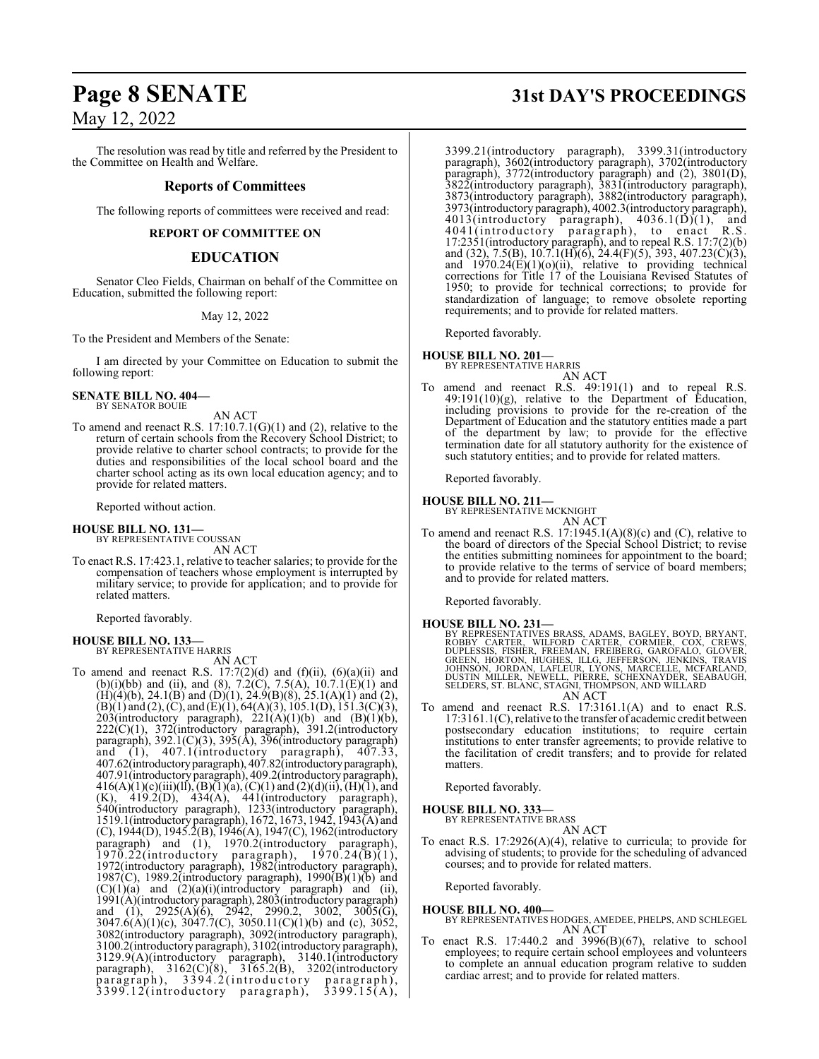The resolution was read by title and referred by the President to the Committee on Health and Welfare.

## Reports of Committees

The following reports of committees were received and read:

### REPORT OF COMMITTEE ON

## EDUCATION

Senator Cleo Fields, Chairman on behalf of the Committee on Education, submitted the following report:

May 12, 2022

To the President and Members of the Senate:

I am directed by your Committee on Education to submit the following report:

**SENATE BILL NO. 404—**
BY SENATOR BOUIE

AN ACT

To amend and reenact R.S. 17:10.7.1(G)(1) and (2), relative to the return of certain schools from the Recovery School District; to provide relative to charter school contracts; to provide for the duties and responsibilities of the local school board and the charter school acting as its own local education agency; and to provide for related matters.

Reported without action.

**HOUSE BILL NO. 131—**
BY REPRESENTATIVE COUSSAN

AN ACT

To enact R.S. 17:423.1, relative to teacher salaries; to provide for the compensation of teachers whose employment is interrupted by military service; to provide for application; and to provide for related matters.

Reported favorably.

**HOUSE BILL NO. 133—**
BY REPRESENTATIVE HARRIS

AN ACT

To amend and reenact R.S. 17:7(2)(d) and (f)(ii), (6)(a)(ii) and (b)(i)(bb) and (ii), and (8), 7.2(C), 7.5(A), 10.7.1(E)(1) and (H)(4)(b), 24.1(B) and (D)(1), 24.9(B)(8), 25.1(A)(1) and (2), (B)(1) and (2), (C), and (E)(1), 64(A)(3), 105.1(D), 151.3(C)(3), 203(introductory paragraph), 221(A)(1)(b) and (B)(1)(b), 222(C)(1), 372(introductory paragraph), 391.2(introductory paragraph), 392.1(C)(3), 395(A), 396(introductory paragraph) and (1), 407.1(introductory paragraph), 407.33, 407.62(introductory paragraph), 407.82(introductory paragraph), 407.91(introductory paragraph), 409.2(introductory paragraph), 416(A)(1)(c)(iii)(ll), (B)(1)(a), (C)(1) and (2)(d)(ii), (H)(1), and (K), 419.2(D), 434(A), 441(introductory paragraph), 540(introductory paragraph), 1233(introductory paragraph), 1519.1(introductory paragraph), 1672, 1673, 1942, 1943(A) and (C), 1944(D), 1945.2(B), 1946(A), 1947(C), 1962(introductory paragraph) and (1), 1970.2(introductory paragraph), 1970.22(introductory paragraph), 1970.24(B)(1), 1972(introductory paragraph), 1982(introductory paragraph), 1987(C), 1989.2(introductory paragraph), 1990(B)(1)(b) and (C)(1)(a) and (2)(a)(i)(introductory paragraph) and (ii), 1991(A)(introductory paragraph), 2803(introductory paragraph) and (1), 2925(A)(6), 2942, 2990.2, 3002, 3005(G), 3047.6(A)(1)(c), 3047.7(C), 3050.11(C)(1)(b) and (c), 3052, 3082(introductory paragraph), 3092(introductory paragraph), 3100.2(introductory paragraph), 3102(introductory paragraph), 3129.9(A)(introductory paragraph), 3140.1(introductory paragraph), 3162(C)(8), 3165.2(B), 3202(introductory paragraph), 3394.2(introductory paragraph), 3399.12(introductory paragraph), 3399.15(A), 3399.21(introductory paragraph), 3399.31(introductory paragraph), 3602(introductory paragraph), 3702(introductory paragraph), 3772(introductory paragraph) and (2), 3801(D), 3822(introductory paragraph), 3831(introductory paragraph), 3873(introductory paragraph), 3882(introductory paragraph), 3973(introductory paragraph), 4002.3(introductory paragraph), 4013(introductory paragraph), 4036.1(D)(1), and 4041(introductory paragraph), to enact R.S. 17:2351(introductory paragraph), and to repeal R.S. 17:7(2)(b) and (32), 7.5(B), 10.7.1(H)(6), 24.4(F)(5), 393, 407.23(C)(3), and 1970.24(E)(1)(o)(ii), relative to providing technical corrections for Title 17 of the Louisiana Revised Statutes of 1950; to provide for technical corrections; to provide for standardization of language; to remove obsolete reporting requirements; and to provide for related matters.

Reported favorably.

**HOUSE BILL NO. 201—**
BY REPRESENTATIVE HARRIS

AN ACT

To amend and reenact R.S. 49:191(1) and to repeal R.S. 49:191(10)(g), relative to the Department of Education, including provisions to provide for the re-creation of the Department of Education and the statutory entities made a part of the department by law; to provide for the effective termination date for all statutory authority for the existence of such statutory entities; and to provide for related matters.

Reported favorably.

**HOUSE BILL NO. 211—**
BY REPRESENTATIVE MCKNIGHT

AN ACT

To amend and reenact R.S. 17:1945.1(A)(8)(c) and (C), relative to the board of directors of the Special School District; to revise the entities submitting nominees for appointment to the board; to provide relative to the terms of service of board members; and to provide for related matters.

Reported favorably.

**HOUSE BILL NO. 231—**
BY REPRESENTATIVES BRASS, ADAMS, BAGLEY, BOYD, BRYANT, ROBBY CARTER, WILFORD CARTER, CORMIER, COX, CREWS, DUPLESSIS, FISHER, FREEMAN, FREIBERG, GAROFALO, GLOVER, GREEN, HORTON, HUGHES, ILLG, JEFFERSON, JENKINS, TRAVIS JOHNSON, JORDAN, LAFLEUR, LYONS, MARCELLE, MCFARLAND, DUSTIN MILLER, NEWELL, PIERRE, SCHEXNAYDER, SEABAUGH, SELDERS, ST. BLANC, STAGNI, THOMPSON, AND WILLARD

AN ACT

To amend and reenact R.S. 17:3161.1(A) and to enact R.S. 17:3161.1(C), relative to the transfer of academic credit between postsecondary education institutions; to require certain institutions to enter transfer agreements; to provide relative to the facilitation of credit transfers; and to provide for related matters.

Reported favorably.

**HOUSE BILL NO. 333—**
BY REPRESENTATIVE BRASS

AN ACT

To enact R.S. 17:2926(A)(4), relative to curricula; to provide for advising of students; to provide for the scheduling of advanced courses; and to provide for related matters.

Reported favorably.

**HOUSE BILL NO. 400—**
BY REPRESENTATIVES HODGES, AMEDEE, PHELPS, AND SCHLEGEL

AN ACT

To enact R.S. 17:440.2 and 3996(B)(67), relative to school employees; to require certain school employees and volunteers to complete an annual education program relative to sudden cardiac arrest; and to provide for related matters.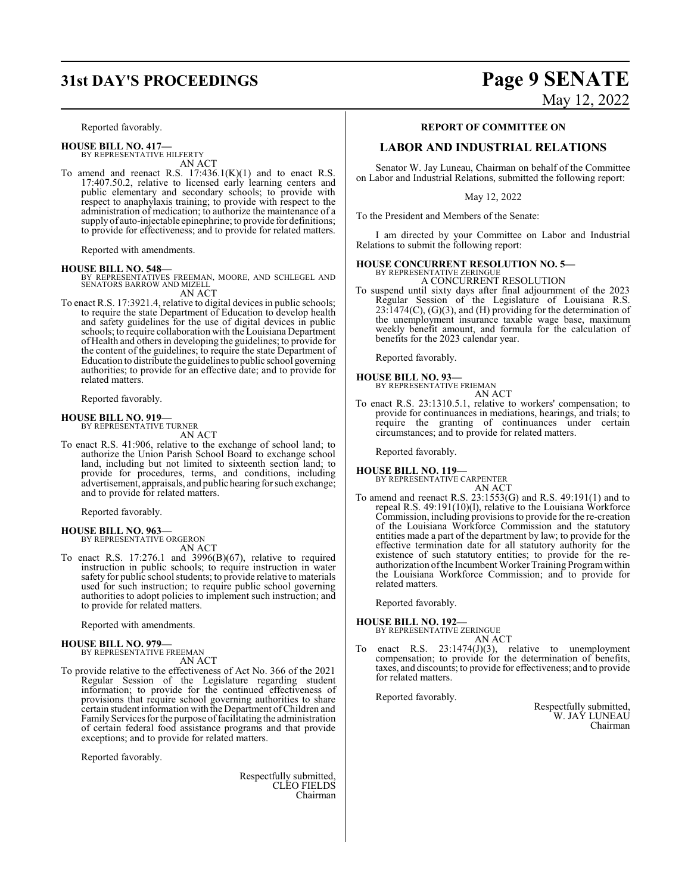Reported favorably.

**HOUSE BILL NO. 417—**
BY REPRESENTATIVE HILFERTY
AN ACT

To amend and reenact R.S. 17:436.1(K)(1) and to enact R.S. 17:407.50.2, relative to licensed early learning centers and public elementary and secondary schools; to provide with respect to anaphylaxis training; to provide with respect to the administration of medication; to authorize the maintenance of a supply of auto-injectable epinephrine; to provide for definitions; to provide for effectiveness; and to provide for related matters.

Reported with amendments.

**HOUSE BILL NO. 548—**
BY REPRESENTATIVES FREEMAN, MOORE, AND SCHLEGEL AND SENATORS BARROW AND MIZELL
AN ACT

To enact R.S. 17:3921.4, relative to digital devices in public schools; to require the state Department of Education to develop health and safety guidelines for the use of digital devices in public schools; to require collaboration with the Louisiana Department of Health and others in developing the guidelines; to provide for the content of the guidelines; to require the state Department of Education to distribute the guidelines to public school governing authorities; to provide for an effective date; and to provide for related matters.

Reported favorably.

**HOUSE BILL NO. 919—**
BY REPRESENTATIVE TURNER
AN ACT

To enact R.S. 41:906, relative to the exchange of school land; to authorize the Union Parish School Board to exchange school land, including but not limited to sixteenth section land; to provide for procedures, terms, and conditions, including advertisement, appraisals, and public hearing for such exchange; and to provide for related matters.

Reported favorably.

**HOUSE BILL NO. 963—**
BY REPRESENTATIVE ORGERON
AN ACT

To enact R.S. 17:276.1 and 3996(B)(67), relative to required instruction in public schools; to require instruction in water safety for public school students; to provide relative to materials used for such instruction; to require public school governing authorities to adopt policies to implement such instruction; and to provide for related matters.

Reported with amendments.

**HOUSE BILL NO. 979—**
BY REPRESENTATIVE FREEMAN
AN ACT

To provide relative to the effectiveness of Act No. 366 of the 2021 Regular Session of the Legislature regarding student information; to provide for the continued effectiveness of provisions that require school governing authorities to share certain student information with the Department of Children and Family Services for the purpose of facilitating the administration of certain federal food assistance programs and that provide exceptions; and to provide for related matters.

Reported favorably.

Respectfully submitted,
CLEO FIELDS
Chairman

**REPORT OF COMMITTEE ON**

## LABOR AND INDUSTRIAL RELATIONS

Senator W. Jay Luneau, Chairman on behalf of the Committee on Labor and Industrial Relations, submitted the following report:

May 12, 2022

To the President and Members of the Senate:

I am directed by your Committee on Labor and Industrial Relations to submit the following report:

**HOUSE CONCURRENT RESOLUTION NO. 5—**
BY REPRESENTATIVE ZERINGUE
A CONCURRENT RESOLUTION

To suspend until sixty days after final adjournment of the 2023 Regular Session of the Legislature of Louisiana R.S. 23:1474(C), (G)(3), and (H) providing for the determination of the unemployment insurance taxable wage base, maximum weekly benefit amount, and formula for the calculation of benefits for the 2023 calendar year.

Reported favorably.

**HOUSE BILL NO. 93—**
BY REPRESENTATIVE FRIEMAN
AN ACT

To enact R.S. 23:1310.5.1, relative to workers' compensation; to provide for continuances in mediations, hearings, and trials; to require the granting of continuances under certain circumstances; and to provide for related matters.

Reported favorably.

**HOUSE BILL NO. 119—**
BY REPRESENTATIVE CARPENTER
AN ACT

To amend and reenact R.S. 23:1553(G) and R.S. 49:191(1) and to repeal R.S. 49:191(10)(l), relative to the Louisiana Workforce Commission, including provisions to provide for the re-creation of the Louisiana Workforce Commission and the statutory entities made a part of the department by law; to provide for the effective termination date for all statutory authority for the existence of such statutory entities; to provide for the re-authorization of the Incumbent Worker Training Program within the Louisiana Workforce Commission; and to provide for related matters.

Reported favorably.

**HOUSE BILL NO. 192—**
BY REPRESENTATIVE ZERINGUE
AN ACT

To enact R.S. 23:1474(J)(3), relative to unemployment compensation; to provide for the determination of benefits, taxes, and discounts; to provide for effectiveness; and to provide for related matters.

Reported favorably.

Respectfully submitted,
W. JAY LUNEAU
Chairman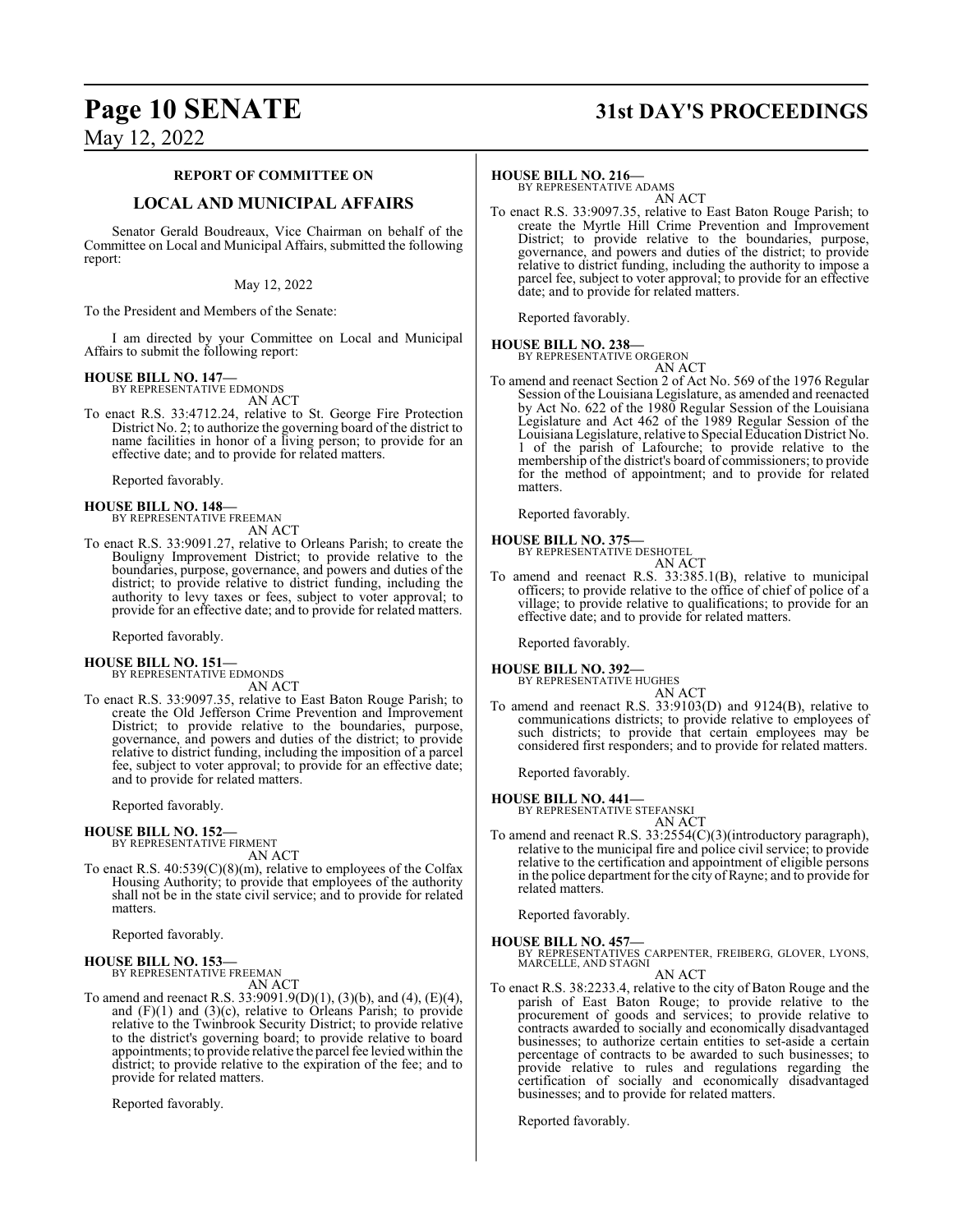**REPORT OF COMMITTEE ON**

## LOCAL AND MUNICIPAL AFFAIRS

Senator Gerald Boudreaux, Vice Chairman on behalf of the Committee on Local and Municipal Affairs, submitted the following report:

May 12, 2022

To the President and Members of the Senate:

I am directed by your Committee on Local and Municipal Affairs to submit the following report:

**HOUSE BILL NO. 147—**
BY REPRESENTATIVE EDMONDS
AN ACT

To enact R.S. 33:4712.24, relative to St. George Fire Protection District No. 2; to authorize the governing board of the district to name facilities in honor of a living person; to provide for an effective date; and to provide for related matters.

Reported favorably.

**HOUSE BILL NO. 148—**
BY REPRESENTATIVE FREEMAN
AN ACT

To enact R.S. 33:9091.27, relative to Orleans Parish; to create the Bouligny Improvement District; to provide relative to the boundaries, purpose, governance, and powers and duties of the district; to provide relative to district funding, including the authority to levy taxes or fees, subject to voter approval; to provide for an effective date; and to provide for related matters.

Reported favorably.

**HOUSE BILL NO. 151—**
BY REPRESENTATIVE EDMONDS
AN ACT

To enact R.S. 33:9097.35, relative to East Baton Rouge Parish; to create the Old Jefferson Crime Prevention and Improvement District; to provide relative to the boundaries, purpose, governance, and powers and duties of the district; to provide relative to district funding, including the imposition of a parcel fee, subject to voter approval; to provide for an effective date; and to provide for related matters.

Reported favorably.

**HOUSE BILL NO. 152—**
BY REPRESENTATIVE FIRMENT
AN ACT

To enact R.S. 40:539(C)(8)(m), relative to employees of the Colfax Housing Authority; to provide that employees of the authority shall not be in the state civil service; and to provide for related matters.

Reported favorably.

**HOUSE BILL NO. 153—**
BY REPRESENTATIVE FREEMAN
AN ACT

To amend and reenact R.S. 33:9091.9(D)(1), (3)(b), and (4), (E)(4), and (F)(1) and (3)(c), relative to Orleans Parish; to provide relative to the Twinbrook Security District; to provide relative to the district's governing board; to provide relative to board appointments; to provide relative the parcel fee levied within the district; to provide relative to the expiration of the fee; and to provide for related matters.

Reported favorably.

**HOUSE BILL NO. 216—**
BY REPRESENTATIVE ADAMS
AN ACT

To enact R.S. 33:9097.35, relative to East Baton Rouge Parish; to create the Myrtle Hill Crime Prevention and Improvement District; to provide relative to the boundaries, purpose, governance, and powers and duties of the district; to provide relative to district funding, including the authority to impose a parcel fee, subject to voter approval; to provide for an effective date; and to provide for related matters.

Reported favorably.

**HOUSE BILL NO. 238—**
BY REPRESENTATIVE ORGERON
AN ACT

To amend and reenact Section 2 of Act No. 569 of the 1976 Regular Session of the Louisiana Legislature, as amended and reenacted by Act No. 622 of the 1980 Regular Session of the Louisiana Legislature and Act 462 of the 1989 Regular Session of the Louisiana Legislature, relative to Special Education District No. 1 of the parish of Lafourche; to provide relative to the membership of the district's board of commissioners; to provide for the method of appointment; and to provide for related matters.

Reported favorably.

**HOUSE BILL NO. 375—**
BY REPRESENTATIVE DESHOTEL
AN ACT

To amend and reenact R.S. 33:385.1(B), relative to municipal officers; to provide relative to the office of chief of police of a village; to provide relative to qualifications; to provide for an effective date; and to provide for related matters.

Reported favorably.

**HOUSE BILL NO. 392—**
BY REPRESENTATIVE HUGHES
AN ACT

To amend and reenact R.S. 33:9103(D) and 9124(B), relative to communications districts; to provide relative to employees of such districts; to provide that certain employees may be considered first responders; and to provide for related matters.

Reported favorably.

**HOUSE BILL NO. 441—**
BY REPRESENTATIVE STEFANSKI
AN ACT

To amend and reenact R.S. 33:2554(C)(3)(introductory paragraph), relative to the municipal fire and police civil service; to provide relative to the certification and appointment of eligible persons in the police department for the city of Rayne; and to provide for related matters.

Reported favorably.

**HOUSE BILL NO. 457—**
BY REPRESENTATIVES CARPENTER, FREIBERG, GLOVER, LYONS, MARCELLE, AND STAGNI
AN ACT

To enact R.S. 38:2233.4, relative to the city of Baton Rouge and the parish of East Baton Rouge; to provide relative to the procurement of goods and services; to provide relative to contracts awarded to socially and economically disadvantaged businesses; to authorize certain entities to set-aside a certain percentage of contracts to be awarded to such businesses; to provide relative to rules and regulations regarding the certification of socially and economically disadvantaged businesses; and to provide for related matters.

Reported favorably.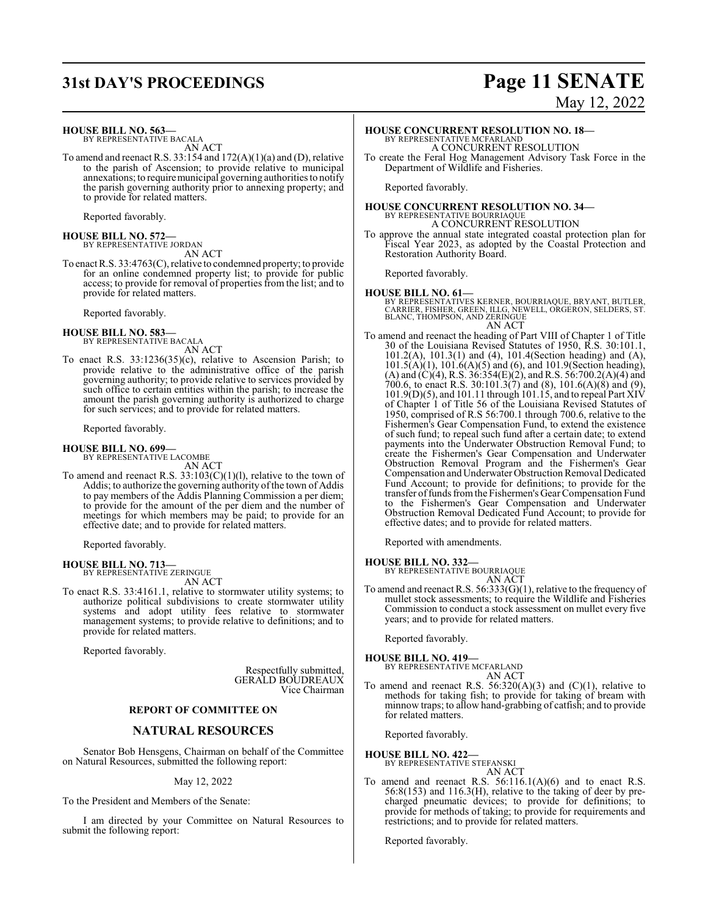**HOUSE BILL NO. 563—**
BY REPRESENTATIVE BACALA
AN ACT

To amend and reenact R.S. 33:154 and 172(A)(1)(a) and (D), relative to the parish of Ascension; to provide relative to municipal annexations; to require municipal governing authorities to notify the parish governing authority prior to annexing property; and to provide for related matters.

Reported favorably.

**HOUSE BILL NO. 572—**
BY REPRESENTATIVE JORDAN
AN ACT

To enact R.S. 33:4763(C), relative to condemned property; to provide for an online condemned property list; to provide for public access; to provide for removal of properties from the list; and to provide for related matters.

Reported favorably.

**HOUSE BILL NO. 583—**
BY REPRESENTATIVE BACALA
AN ACT

To enact R.S. 33:1236(35)(c), relative to Ascension Parish; to provide relative to the administrative office of the parish governing authority; to provide relative to services provided by such office to certain entities within the parish; to increase the amount the parish governing authority is authorized to charge for such services; and to provide for related matters.

Reported favorably.

**HOUSE BILL NO. 699—**
BY REPRESENTATIVE LACOMBE
AN ACT

To amend and reenact R.S. 33:103(C)(1)(l), relative to the town of Addis; to authorize the governing authority of the town of Addis to pay members of the Addis Planning Commission a per diem; to provide for the amount of the per diem and the number of meetings for which members may be paid; to provide for an effective date; and to provide for related matters.

Reported favorably.

**HOUSE BILL NO. 713—**
BY REPRESENTATIVE ZERINGUE
AN ACT

To enact R.S. 33:4161.1, relative to stormwater utility systems; to authorize political subdivisions to create stormwater utility systems and adopt utility fees relative to stormwater management systems; to provide relative to definitions; and to provide for related matters.

Reported favorably.

Respectfully submitted,
GERALD BOUDREAUX
Vice Chairman

**REPORT OF COMMITTEE ON**

## NATURAL RESOURCES

Senator Bob Hensgens, Chairman on behalf of the Committee on Natural Resources, submitted the following report:

May 12, 2022

To the President and Members of the Senate:

I am directed by your Committee on Natural Resources to submit the following report:

**HOUSE CONCURRENT RESOLUTION NO. 18—**
BY REPRESENTATIVE MCFARLAND
A CONCURRENT RESOLUTION

To create the Feral Hog Management Advisory Task Force in the Department of Wildlife and Fisheries.

Reported favorably.

**HOUSE CONCURRENT RESOLUTION NO. 34—**
BY REPRESENTATIVE BOURRIAQUE
A CONCURRENT RESOLUTION

To approve the annual state integrated coastal protection plan for Fiscal Year 2023, as adopted by the Coastal Protection and Restoration Authority Board.

Reported favorably.

**HOUSE BILL NO. 61—**
BY REPRESENTATIVES KERNER, BOURRIAQUE, BRYANT, BUTLER, CARRIER, FISHER, GREEN, ILLG, NEWELL, ORGERON, SELDERS, ST. BLANC, THOMPSON, AND ZERINGUE
AN ACT

To amend and reenact the heading of Part VIII of Chapter 1 of Title 30 of the Louisiana Revised Statutes of 1950, R.S. 30:101.1, 101.2(A), 101.3(1) and (4), 101.4(Section heading) and (A), 101.5(A)(1), 101.6(A)(5) and (6), and 101.9(Section heading), (A) and (C)(4), R.S. 36:354(E)(2), and R.S. 56:700.2(A)(4) and 700.6, to enact R.S. 30:101.3(7) and (8), 101.6(A)(8) and (9), 101.9(D)(5), and 101.11 through 101.15, and to repeal Part XIV of Chapter 1 of Title 56 of the Louisiana Revised Statutes of 1950, comprised of R.S 56:700.1 through 700.6, relative to the Fishermen's Gear Compensation Fund, to extend the existence of such fund; to repeal such fund after a certain date; to extend payments into the Underwater Obstruction Removal Fund; to create the Fishermen's Gear Compensation and Underwater Obstruction Removal Program and the Fishermen's Gear Compensation and Underwater Obstruction Removal Dedicated Fund Account; to provide for definitions; to provide for the transfer of funds from the Fishermen's Gear Compensation Fund to the Fishermen's Gear Compensation and Underwater Obstruction Removal Dedicated Fund Account; to provide for effective dates; and to provide for related matters.

Reported with amendments.

**HOUSE BILL NO. 332—**
BY REPRESENTATIVE BOURRIAQUE
AN ACT

To amend and reenact R.S. 56:333(G)(1), relative to the frequency of mullet stock assessments; to require the Wildlife and Fisheries Commission to conduct a stock assessment on mullet every five years; and to provide for related matters.

Reported favorably.

**HOUSE BILL NO. 419—**
BY REPRESENTATIVE MCFARLAND
AN ACT

To amend and reenact R.S. 56:320(A)(3) and (C)(1), relative to methods for taking fish; to provide for taking of bream with minnow traps; to allow hand-grabbing of catfish; and to provide for related matters.

Reported favorably.

**HOUSE BILL NO. 422—**
BY REPRESENTATIVE STEFANSKI
AN ACT

To amend and reenact R.S. 56:116.1(A)(6) and to enact R.S. 56:8(153) and 116.3(H), relative to the taking of deer by pre-charged pneumatic devices; to provide for definitions; to provide for methods of taking; to provide for requirements and restrictions; and to provide for related matters.

Reported favorably.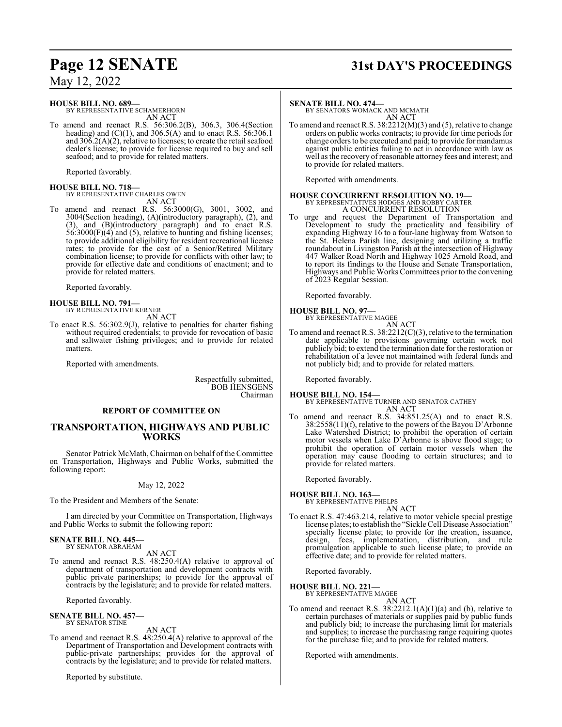**HOUSE BILL NO. 689—**
BY REPRESENTATIVE SCHAMERHORN
AN ACT

To amend and reenact R.S. 56:306.2(B), 306.3, 306.4(Section heading) and (C)(1), and 306.5(A) and to enact R.S. 56:306.1 and 306.2(A)(2), relative to licenses; to create the retail seafood dealer's license; to provide for license required to buy and sell seafood; and to provide for related matters.

Reported favorably.

**HOUSE BILL NO. 718—**
BY REPRESENTATIVE CHARLES OWEN
AN ACT

To amend and reenact R.S. 56:3000(G), 3001, 3002, and 3004(Section heading), (A)(introductory paragraph), (2), and (3), and (B)(introductory paragraph) and to enact R.S. 56:3000(F)(4) and (5), relative to hunting and fishing licenses; to provide additional eligibility for resident recreational license rates; to provide for the cost of a Senior/Retired Military combination license; to provide for conflicts with other law; to provide for effective date and conditions of enactment; and to provide for related matters.

Reported favorably.

**HOUSE BILL NO. 791—**
BY REPRESENTATIVE KERNER
AN ACT

To enact R.S. 56:302.9(J), relative to penalties for charter fishing without required credentials; to provide for revocation of basic and saltwater fishing privileges; and to provide for related matters.

Reported with amendments.

Respectfully submitted,
BOB HENSGENS
Chairman

## REPORT OF COMMITTEE ON

## TRANSPORTATION, HIGHWAYS AND PUBLIC WORKS

Senator Patrick McMath, Chairman on behalf of the Committee on Transportation, Highways and Public Works, submitted the following report:

May 12, 2022

To the President and Members of the Senate:

I am directed by your Committee on Transportation, Highways and Public Works to submit the following report:

**SENATE BILL NO. 445—**
BY SENATOR ABRAHAM
AN ACT

To amend and reenact R.S. 48:250.4(A) relative to approval of department of transportation and development contracts with public private partnerships; to provide for the approval of contracts by the legislature; and to provide for related matters.

Reported favorably.

**SENATE BILL NO. 457—**
BY SENATOR STINE
AN ACT

To amend and reenact R.S. 48:250.4(A) relative to approval of the Department of Transportation and Development contracts with public-private partnerships; provides for the approval of contracts by the legislature; and to provide for related matters.

Reported by substitute.

**SENATE BILL NO. 474—**
BY SENATORS WOMACK AND MCMATH
AN ACT

To amend and reenact R.S. 38:2212(M)(3) and (5), relative to change orders on public works contracts; to provide for time periods for change orders to be executed and paid; to provide for mandamus against public entities failing to act in accordance with law as well as the recovery of reasonable attorney fees and interest; and to provide for related matters.

Reported with amendments.

**HOUSE CONCURRENT RESOLUTION NO. 19—**
BY REPRESENTATIVES HODGES AND ROBBY CARTER
A CONCURRENT RESOLUTION

To urge and request the Department of Transportation and Development to study the practicality and feasibility of expanding Highway 16 to a four-lane highway from Watson to the St. Helena Parish line, designing and utilizing a traffic roundabout in Livingston Parish at the intersection of Highway 447 Walker Road North and Highway 1025 Arnold Road, and to report its findings to the House and Senate Transportation, Highways and Public Works Committees prior to the convening of 2023 Regular Session.

Reported favorably.

**HOUSE BILL NO. 97—**
BY REPRESENTATIVE MAGEE
AN ACT

To amend and reenact R.S. 38:2212(C)(3), relative to the termination date applicable to provisions governing certain work not publicly bid; to extend the termination date for the restoration or rehabilitation of a levee not maintained with federal funds and not publicly bid; and to provide for related matters.

Reported favorably.

**HOUSE BILL NO. 154—**
BY REPRESENTATIVE TURNER AND SENATOR CATHEY
AN ACT

To amend and reenact R.S. 34:851.25(A) and to enact R.S. 38:2558(11)(f), relative to the powers of the Bayou D'Arbonne Lake Watershed District; to prohibit the operation of certain motor vessels when Lake D'Arbonne is above flood stage; to prohibit the operation of certain motor vessels when the operation may cause flooding to certain structures; and to provide for related matters.

Reported favorably.

**HOUSE BILL NO. 163—**
BY REPRESENTATIVE PHELPS
AN ACT

To enact R.S. 47:463.214, relative to motor vehicle special prestige license plates; to establish the "Sickle Cell Disease Association" specialty license plate; to provide for the creation, issuance, design, fees, implementation, distribution, and rule promulgation applicable to such license plate; to provide an effective date; and to provide for related matters.

Reported favorably.

**HOUSE BILL NO. 221—**
BY REPRESENTATIVE MAGEE
AN ACT

To amend and reenact R.S. 38:2212.1(A)(1)(a) and (b), relative to certain purchases of materials or supplies paid by public funds and publicly bid; to increase the purchasing limit for materials and supplies; to increase the purchasing range requiring quotes for the purchase file; and to provide for related matters.

Reported with amendments.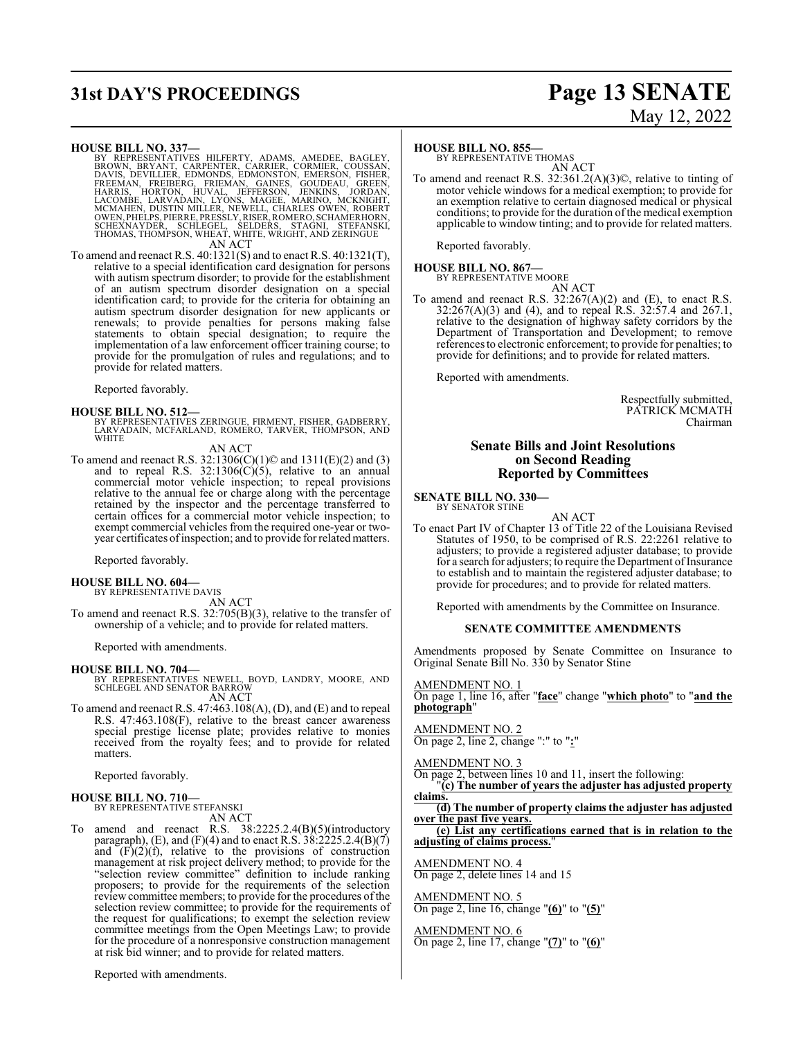**HOUSE BILL NO. 337—**
BY REPRESENTATIVES HILFERTY, ADAMS, AMEDEE, BAGLEY, BROWN, BRYANT, CARPENTER, CARRIER, CORMIER, COUSSAN, DAVIS, DEVILLIER, EDMONDS, EDMONSTON, EMERSON, FISHER, FREEMAN, FREIBERG, FRIEMAN, GAINES, GOUDEAU, GREEN, HARRIS, HORTON, HUVAL, JEFFERSON, JENKINS, JORDAN, LACOMBE, LARVADAIN, LYONS, MAGEE, MARINO, MCKNIGHT, MCMAHEN, DUSTIN MILLER, NEWELL, CHARLES OWEN, ROBERT OWEN, PHELPS, PIERRE, PRESSLY, RISER, ROMERO, SCHAMERHORN, SCHEXNAYDER, SCHLEGEL, SELDERS, STAGNI, STEFANSKI, THOMAS, THOMPSON, WHEAT, WHITE, WRIGHT, AND ZERINGUE

AN ACT

To amend and reenact R.S. 40:1321(S) and to enact R.S. 40:1321(T), relative to a special identification card designation for persons with autism spectrum disorder; to provide for the establishment of an autism spectrum disorder designation on a special identification card; to provide for the criteria for obtaining an autism spectrum disorder designation for new applicants or renewals; to provide penalties for persons making false statements to obtain special designation; to require the implementation of a law enforcement officer training course; to provide for the promulgation of rules and regulations; and to provide for related matters.

Reported favorably.

**HOUSE BILL NO. 512—**
BY REPRESENTATIVES ZERINGUE, FIRMENT, FISHER, GADBERRY, LARVADAIN, MCFARLAND, ROMERO, TARVER, THOMPSON, AND WHITE

AN ACT

To amend and reenact R.S. 32:1306(C)(1)© and 1311(E)(2) and (3) and to repeal R.S. 32:1306(C)(5), relative to an annual commercial motor vehicle inspection; to repeal provisions relative to the annual fee or charge along with the percentage retained by the inspector and the percentage transferred to certain offices for a commercial motor vehicle inspection; to exempt commercial vehicles from the required one-year or two-year certificates of inspection; and to provide for related matters.

Reported favorably.

**HOUSE BILL NO. 604—**
BY REPRESENTATIVE DAVIS

AN ACT

To amend and reenact R.S. 32:705(B)(3), relative to the transfer of ownership of a vehicle; and to provide for related matters.

Reported with amendments.

**HOUSE BILL NO. 704—**
BY REPRESENTATIVES NEWELL, BOYD, LANDRY, MOORE, AND SCHLEGEL AND SENATOR BARROW

AN ACT

To amend and reenact R.S. 47:463.108(A), (D), and (E) and to repeal R.S. 47:463.108(F), relative to the breast cancer awareness special prestige license plate; provides relative to monies received from the royalty fees; and to provide for related matters.

Reported favorably.

**HOUSE BILL NO. 710—**
BY REPRESENTATIVE STEFANSKI

AN ACT

To amend and reenact R.S. 38:2225.2.4(B)(5)(introductory paragraph), (E), and (F)(4) and to enact R.S. 38:2225.2.4(B)(7) and (F)(2)(f), relative to the provisions of construction management at risk project delivery method; to provide for the "selection review committee" definition to include ranking proposers; to provide for the requirements of the selection review committee members; to provide for the procedures of the selection review committee; to provide for the requirements of the request for qualifications; to exempt the selection review committee meetings from the Open Meetings Law; to provide for the procedure of a nonresponsive construction management at risk bid winner; and to provide for related matters.

Reported with amendments.

**HOUSE BILL NO. 855—**
BY REPRESENTATIVE THOMAS

AN ACT

To amend and reenact R.S. 32:361.2(A)(3)©, relative to tinting of motor vehicle windows for a medical exemption; to provide for an exemption relative to certain diagnosed medical or physical conditions; to provide for the duration of the medical exemption applicable to window tinting; and to provide for related matters.

Reported favorably.

**HOUSE BILL NO. 867—**
BY REPRESENTATIVE MOORE

AN ACT

To amend and reenact R.S. 32:267(A)(2) and (E), to enact R.S. 32:267(A)(3) and (4), and to repeal R.S. 32:57.4 and 267.1, relative to the designation of highway safety corridors by the Department of Transportation and Development; to remove references to electronic enforcement; to provide for penalties; to provide for definitions; and to provide for related matters.

Reported with amendments.

Respectfully submitted,
PATRICK MCMATH
Chairman

## Senate Bills and Joint Resolutions on Second Reading Reported by Committees

**SENATE BILL NO. 330—**
BY SENATOR STINE

AN ACT

To enact Part IV of Chapter 13 of Title 22 of the Louisiana Revised Statutes of 1950, to be comprised of R.S. 22:2261 relative to adjusters; to provide a registered adjuster database; to provide for a search for adjusters; to require the Department of Insurance to establish and to maintain the registered adjuster database; to provide for procedures; and to provide for related matters.

Reported with amendments by the Committee on Insurance.

### SENATE COMMITTEE AMENDMENTS

Amendments proposed by Senate Committee on Insurance to Original Senate Bill No. 330 by Senator Stine

AMENDMENT NO. 1
On page 1, line 16, after "**face**" change "**which photo**" to "**and the photograph**"

AMENDMENT NO. 2
On page 2, line 2, change ":" to "**:**"

AMENDMENT NO. 3
On page 2, between lines 10 and 11, insert the following:
"**(c) The number of years the adjuster has adjusted property claims.**
**(d) The number of property claims the adjuster has adjusted over the past five years.**
**(e) List any certifications earned that is in relation to the adjusting of claims process.**"

AMENDMENT NO. 4
On page 2, delete lines 14 and 15

AMENDMENT NO. 5
On page 2, line 16, change "**(6)**" to "**(5)**"

AMENDMENT NO. 6
On page 2, line 17, change "**(7)**" to "**(6)**"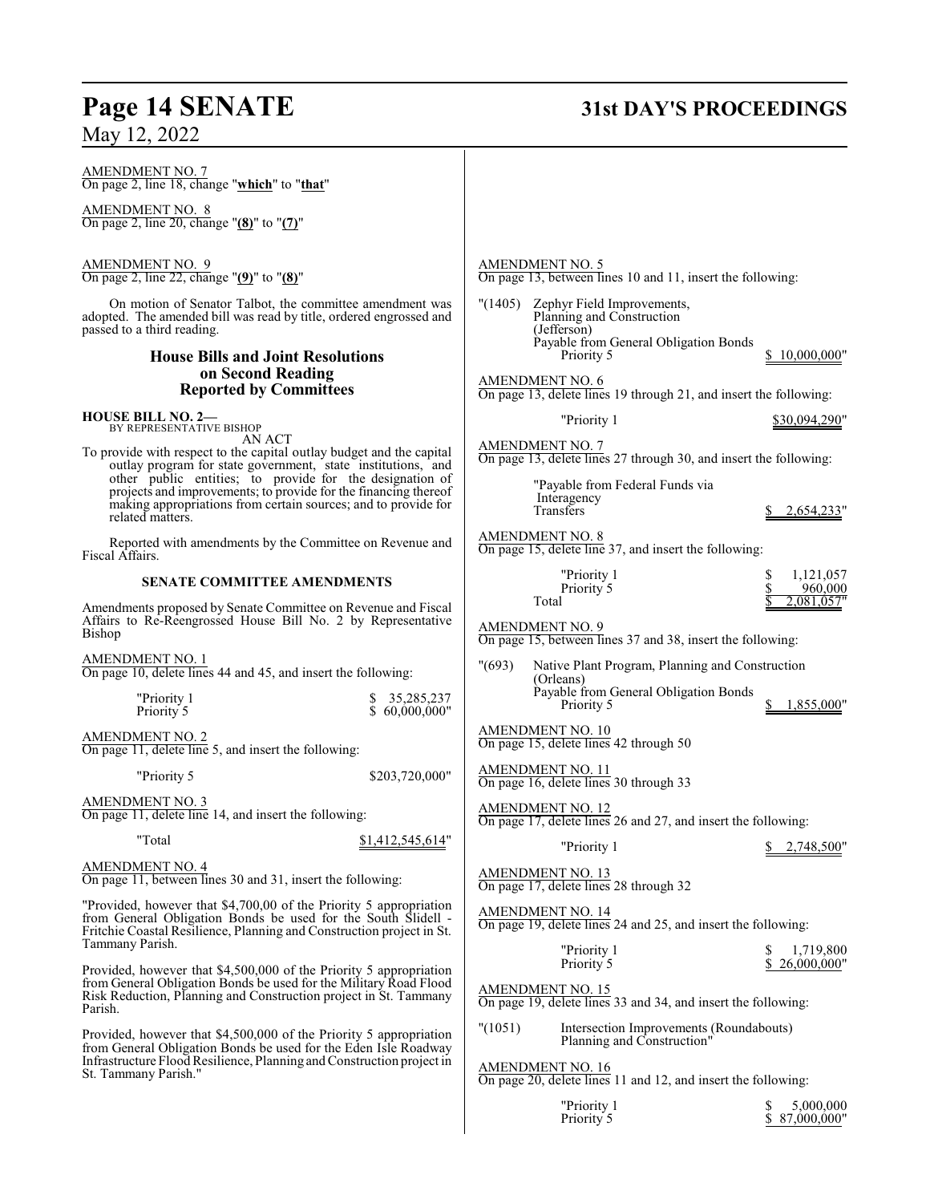AMENDMENT NO. 7
On page 2, line 18, change "**which**" to "**that**"

AMENDMENT NO. 8
On page 2, line 20, change "**(8)**" to "**(7)**"

AMENDMENT NO. 9
On page 2, line 22, change "**(9)**" to "**(8)**"

On motion of Senator Talbot, the committee amendment was adopted. The amended bill was read by title, ordered engrossed and passed to a third reading.

## House Bills and Joint Resolutions on Second Reading Reported by Committees

**HOUSE BILL NO. 2—**
BY REPRESENTATIVE BISHOP

AN ACT

To provide with respect to the capital outlay budget and the capital outlay program for state government, state institutions, and other public entities; to provide for the designation of projects and improvements; to provide for the financing thereof making appropriations from certain sources; and to provide for related matters.

Reported with amendments by the Committee on Revenue and Fiscal Affairs.

### SENATE COMMITTEE AMENDMENTS

Amendments proposed by Senate Committee on Revenue and Fiscal Affairs to Re-Reengrossed House Bill No. 2 by Representative Bishop

AMENDMENT NO. 1
On page 10, delete lines 44 and 45, and insert the following:

"Priority 1 $ 35,285,237
Priority 5 $ 60,000,000"

AMENDMENT NO. 2
On page 11, delete line 5, and insert the following:

"Priority 5 $203,720,000"

AMENDMENT NO. 3
On page 11, delete line 14, and insert the following:

"Total $1,412,545,614"

AMENDMENT NO. 4
On page 11, between lines 30 and 31, insert the following:

"Provided, however that $4,700,00 of the Priority 5 appropriation from General Obligation Bonds be used for the South Slidell - Fritchie Coastal Resilience, Planning and Construction project in St. Tammany Parish.

Provided, however that $4,500,000 of the Priority 5 appropriation from General Obligation Bonds be used for the Military Road Flood Risk Reduction, Planning and Construction project in St. Tammany Parish.

Provided, however that $4,500,000 of the Priority 5 appropriation from General Obligation Bonds be used for the Eden Isle Roadway Infrastructure Flood Resilience, Planning and Construction project in St. Tammany Parish."

AMENDMENT NO. 5
On page 13, between lines 10 and 11, insert the following:

"(1405) Zephyr Field Improvements,
Planning and Construction
(Jefferson)
Payable from General Obligation Bonds
Priority 5 $ 10,000,000"

AMENDMENT NO. 6
On page 13, delete lines 19 through 21, and insert the following:

"Priority 1 $30,094,290"

AMENDMENT NO. 7
On page 13, delete lines 27 through 30, and insert the following:

"Payable from Federal Funds via
Interagency
Transfers $ 2,654,233"

AMENDMENT NO. 8
On page 15, delete line 37, and insert the following:

"Priority 1 $ 1,121,057
Priority 5 $ 960,000
Total $ 2,081,057"

AMENDMENT NO. 9
On page 15, between lines 37 and 38, insert the following:

"(693) Native Plant Program, Planning and Construction
(Orleans)
Payable from General Obligation Bonds
Priority 5 $ 1,855,000"

AMENDMENT NO. 10
On page 15, delete lines 42 through 50

AMENDMENT NO. 11
On page 16, delete lines 30 through 33

AMENDMENT NO. 12
On page 17, delete lines 26 and 27, and insert the following:

"Priority 1 $ 2,748,500"

AMENDMENT NO. 13
On page 17, delete lines 28 through 32

AMENDMENT NO. 14
On page 19, delete lines 24 and 25, and insert the following:

"Priority 1 $ 1,719,800
Priority 5 $ 26,000,000"

AMENDMENT NO. 15
On page 19, delete lines 33 and 34, and insert the following:

"(1051) Intersection Improvements (Roundabouts)
Planning and Construction"

AMENDMENT NO. 16
On page 20, delete lines 11 and 12, and insert the following:

"Priority 1 $ 5,000,000
Priority 5 $ 87,000,000"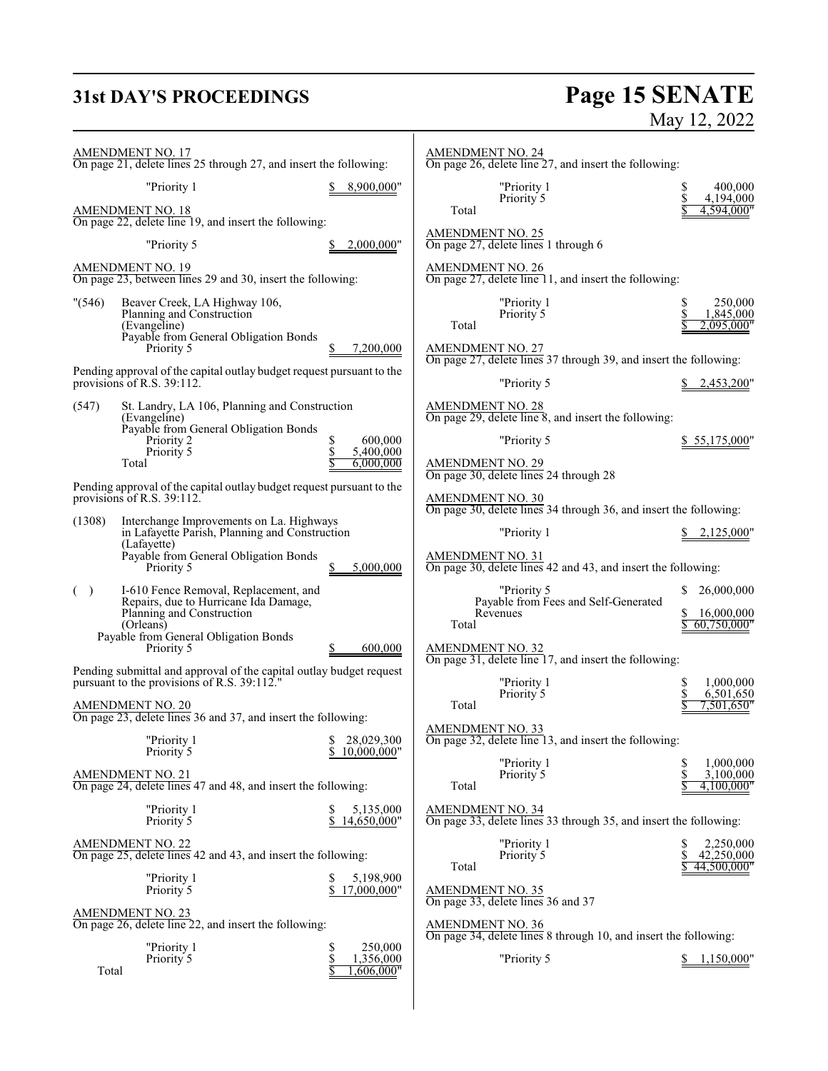AMENDMENT NO. 17
On page 21, delete lines 25 through 27, and insert the following:

"Priority 1 $ 8,900,000"

AMENDMENT NO. 18
On page 22, delete line 19, and insert the following:

"Priority 5 $ 2,000,000"

AMENDMENT NO. 19
On page 23, between lines 29 and 30, insert the following:

"(546) Beaver Creek, LA Highway 106, Planning and Construction (Evangeline)
Payable from General Obligation Bonds
Priority 5 $ 7,200,000

Pending approval of the capital outlay budget request pursuant to the provisions of R.S. 39:112.

(547) St. Landry, LA 106, Planning and Construction (Evangeline)
Payable from General Obligation Bonds
Priority 2 $ 600,000
Priority 5 $ 5,400,000
Total $ 6,000,000

Pending approval of the capital outlay budget request pursuant to the provisions of R.S. 39:112.

(1308) Interchange Improvements on La. Highways in Lafayette Parish, Planning and Construction (Lafayette)
Payable from General Obligation Bonds
Priority 5 $ 5,000,000

( ) I-610 Fence Removal, Replacement, and Repairs, due to Hurricane Ida Damage, Planning and Construction (Orleans)
Payable from General Obligation Bonds
Priority 5 $ 600,000

Pending submittal and approval of the capital outlay budget request pursuant to the provisions of R.S. 39:112."

AMENDMENT NO. 20
On page 23, delete lines 36 and 37, and insert the following:

"Priority 1 $ 28,029,300
Priority 5 $ 10,000,000"

AMENDMENT NO. 21
On page 24, delete lines 47 and 48, and insert the following:

"Priority 1 $ 5,135,000
Priority 5 $ 14,650,000"

AMENDMENT NO. 22
On page 25, delete lines 42 and 43, and insert the following:

"Priority 1 $ 5,198,900
Priority 5 $ 17,000,000"

AMENDMENT NO. 23
On page 26, delete line 22, and insert the following:

"Priority 1 $ 250,000
Priority 5 $ 1,356,000
Total $ 1,606,000"

AMENDMENT NO. 24
On page 26, delete line 27, and insert the following:

"Priority 1 $ 400,000
Priority 5 $ 4,194,000
Total $ 4,594,000"

AMENDMENT NO. 25
On page 27, delete lines 1 through 6

AMENDMENT NO. 26
On page 27, delete line 11, and insert the following:

"Priority 1 $ 250,000
Priority 5 $ 1,845,000
Total $ 2,095,000"

AMENDMENT NO. 27
On page 27, delete lines 37 through 39, and insert the following:

"Priority 5 $ 2,453,200"

AMENDMENT NO. 28
On page 29, delete line 8, and insert the following:

"Priority 5 $ 55,175,000"

AMENDMENT NO. 29
On page 30, delete lines 24 through 28

AMENDMENT NO. 30
On page 30, delete lines 34 through 36, and insert the following:

"Priority 1 $ 2,125,000"

AMENDMENT NO. 31
On page 30, delete lines 42 and 43, and insert the following:

"Priority 5 $ 26,000,000
Payable from Fees and Self-Generated Revenues $ 16,000,000
Total $ 60,750,000"

AMENDMENT NO. 32
On page 31, delete line 17, and insert the following:

"Priority 1 $ 1,000,000
Priority 5 $ 6,501,650
Total $ 7,501,650"

AMENDMENT NO. 33
On page 32, delete line 13, and insert the following:

"Priority 1 $ 1,000,000
Priority 5 $ 3,100,000
Total $ 4,100,000"

AMENDMENT NO. 34
On page 33, delete lines 33 through 35, and insert the following:

"Priority 1 $ 2,250,000
Priority 5 $ 42,250,000
Total $ 44,500,000"

AMENDMENT NO. 35
On page 33, delete lines 36 and 37

AMENDMENT NO. 36
On page 34, delete lines 8 through 10, and insert the following:

"Priority 5 $ 1,150,000"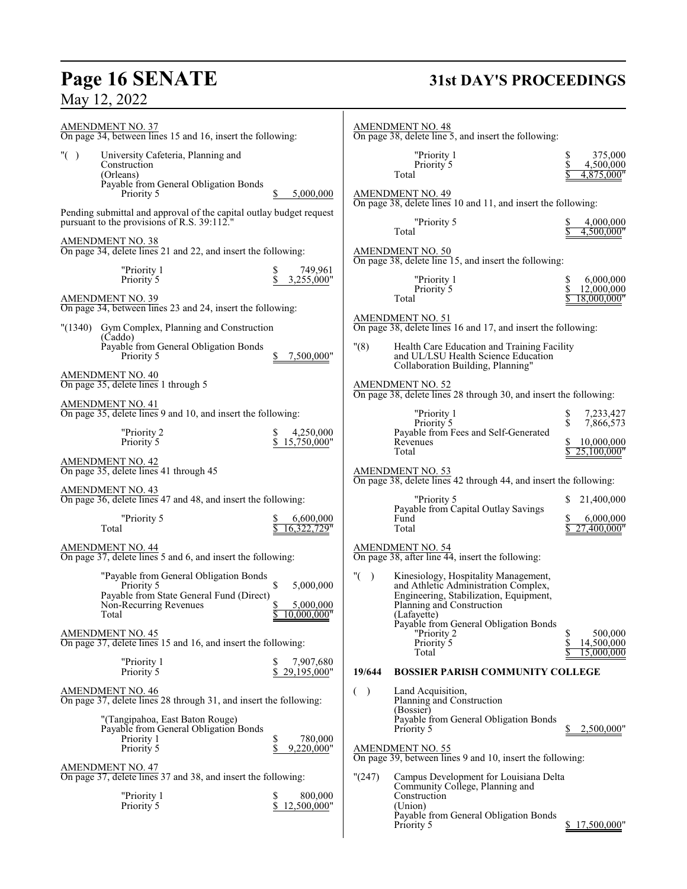AMENDMENT NO. 37
On page 34, between lines 15 and 16, insert the following:

"( ) University Cafeteria, Planning and Construction
(Orleans)
Payable from General Obligation Bonds
Priority 5 $ 5,000,000

Pending submittal and approval of the capital outlay budget request pursuant to the provisions of R.S. 39:112."

AMENDMENT NO. 38
On page 34, delete lines 21 and 22, and insert the following:

"Priority 1 $ 749,961
Priority 5 $ 3,255,000"

AMENDMENT NO. 39
On page 34, between lines 23 and 24, insert the following:

"(1340) Gym Complex, Planning and Construction
(Caddo)
Payable from General Obligation Bonds
Priority 5 $ 7,500,000"

AMENDMENT NO. 40
On page 35, delete lines 1 through 5

AMENDMENT NO. 41
On page 35, delete lines 9 and 10, and insert the following:

"Priority 2 $ 4,250,000
Priority 5 $ 15,750,000"

AMENDMENT NO. 42
On page 35, delete lines 41 through 45

AMENDMENT NO. 43
On page 36, delete lines 47 and 48, and insert the following:

"Priority 5 $ 6,600,000
Total $ 16,322,729"

AMENDMENT NO. 44
On page 37, delete lines 5 and 6, and insert the following:

"Payable from General Obligation Bonds
Priority 5 $ 5,000,000
Payable from State General Fund (Direct)
Non-Recurring Revenues $ 5,000,000
Total $ 10,000,000"

AMENDMENT NO. 45
On page 37, delete lines 15 and 16, and insert the following:

"Priority 1 $ 7,907,680
Priority 5 $ 29,195,000"

AMENDMENT NO. 46
On page 37, delete lines 28 through 31, and insert the following:

"(Tangipahoa, East Baton Rouge)
Payable from General Obligation Bonds
Priority 1 $ 780,000
Priority 5 $ 9,220,000"

AMENDMENT NO. 47
On page 37, delete lines 37 and 38, and insert the following:

"Priority 1 $ 800,000
Priority 5 $ 12,500,000"

AMENDMENT NO. 48
On page 38, delete line 5, and insert the following:

"Priority 1 $ 375,000
Priority 5 $ 4,500,000
Total $ 4,875,000"

AMENDMENT NO. 49
On page 38, delete lines 10 and 11, and insert the following:

"Priority 5 $ 4,000,000
Total $ 4,500,000"

AMENDMENT NO. 50
On page 38, delete line 15, and insert the following:

"Priority 1 $ 6,000,000
Priority 5 $ 12,000,000
Total $ 18,000,000"

AMENDMENT NO. 51
On page 38, delete lines 16 and 17, and insert the following:

"(8) Health Care Education and Training Facility and UL/LSU Health Science Education Collaboration Building, Planning"

AMENDMENT NO. 52
On page 38, delete lines 28 through 30, and insert the following:

"Priority 1 $ 7,233,427
Priority 5 $ 7,866,573
Payable from Fees and Self-Generated Revenues $ 10,000,000
Total $ 25,100,000"

AMENDMENT NO. 53
On page 38, delete lines 42 through 44, and insert the following:

"Priority 5 $ 21,400,000
Payable from Capital Outlay Savings Fund $ 6,000,000
Total $ 27,400,000"

AMENDMENT NO. 54
On page 38, after line 44, insert the following:

"( ) Kinesiology, Hospitality Management, and Athletic Administration Complex, Engineering, Stabilization, Equipment, Planning and Construction
(Lafayette)
Payable from General Obligation Bonds
"Priority 2 $ 500,000
Priority 5 $ 14,500,000
Total $ 15,000,000

**19/644 BOSSIER PARISH COMMUNITY COLLEGE**

( ) Land Acquisition, Planning and Construction
(Bossier)
Payable from General Obligation Bonds
Priority 5 $ 2,500,000"

AMENDMENT NO. 55
On page 39, between lines 9 and 10, insert the following:

"(247) Campus Development for Louisiana Delta Community College, Planning and Construction
(Union)
Payable from General Obligation Bonds
Priority 5 $ 17,500,000"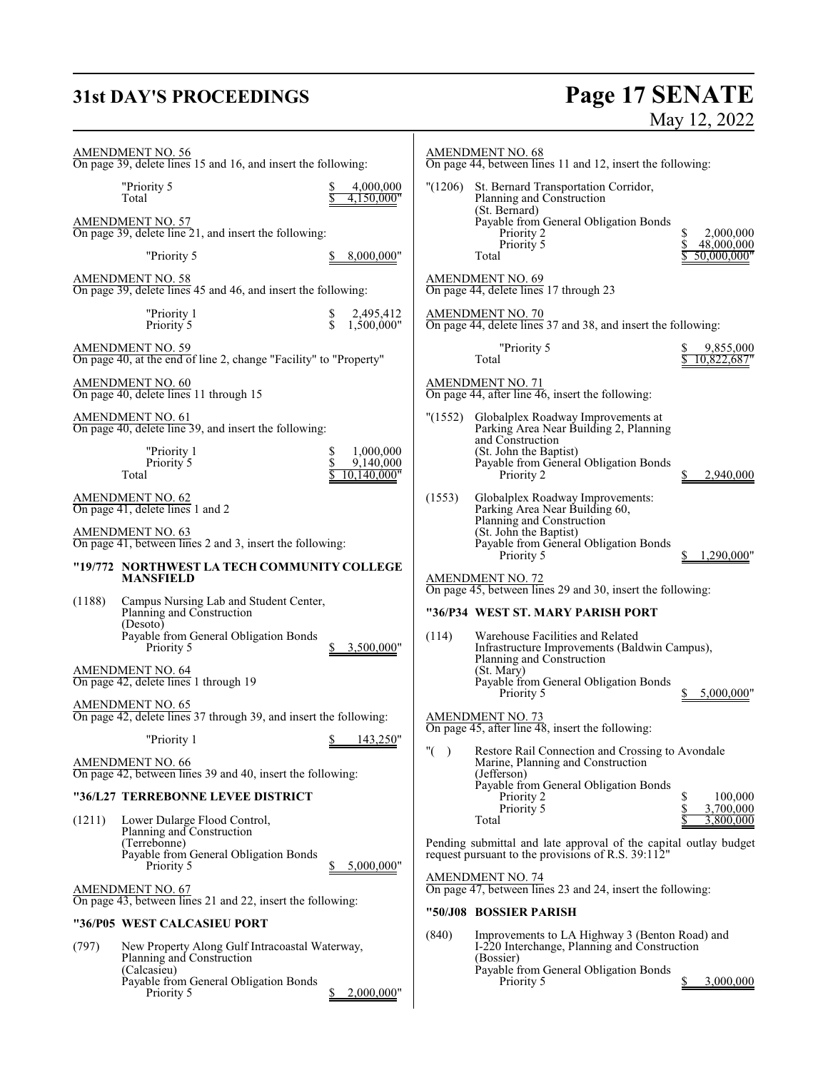AMENDMENT NO. 56
On page 39, delete lines 15 and 16, and insert the following:

"Priority 5 $ 4,000,000
Total $ 4,150,000"

AMENDMENT NO. 57
On page 39, delete line 21, and insert the following:

"Priority 5 $ 8,000,000"

AMENDMENT NO. 58
On page 39, delete lines 45 and 46, and insert the following:

"Priority 1 $ 2,495,412
Priority 5 $ 1,500,000"

AMENDMENT NO. 59
On page 40, at the end of line 2, change "Facility" to "Property"

AMENDMENT NO. 60
On page 40, delete lines 11 through 15

AMENDMENT NO. 61
On page 40, delete line 39, and insert the following:

"Priority 1 $ 1,000,000
Priority 5 $ 9,140,000
Total $ 10,140,000"

AMENDMENT NO. 62
On page 41, delete lines 1 and 2

AMENDMENT NO. 63
On page 41, between lines 2 and 3, insert the following:

**"19/772 NORTHWEST LA TECH COMMUNITY COLLEGE MANSFIELD**

(1188) Campus Nursing Lab and Student Center, Planning and Construction
(Desoto)
Payable from General Obligation Bonds
Priority 5 $ 3,500,000"

AMENDMENT NO. 64
On page 42, delete lines 1 through 19

AMENDMENT NO. 65
On page 42, delete lines 37 through 39, and insert the following:

"Priority 1 $ 143,250"

AMENDMENT NO. 66
On page 42, between lines 39 and 40, insert the following:

**"36/L27 TERREBONNE LEVEE DISTRICT**

(1211) Lower Dularge Flood Control, Planning and Construction
(Terrebonne)
Payable from General Obligation Bonds
Priority 5 $ 5,000,000"

AMENDMENT NO. 67
On page 43, between lines 21 and 22, insert the following:

**"36/P05 WEST CALCASIEU PORT**

(797) New Property Along Gulf Intracoastal Waterway, Planning and Construction
(Calcasieu)
Payable from General Obligation Bonds
Priority 5 $ 2,000,000"

AMENDMENT NO. 68
On page 44, between lines 11 and 12, insert the following:

"(1206) St. Bernard Transportation Corridor, Planning and Construction
(St. Bernard)
Payable from General Obligation Bonds
Priority 2 $ 2,000,000
Priority 5 $ 48,000,000
Total $ 50,000,000"

AMENDMENT NO. 69
On page 44, delete lines 17 through 23

AMENDMENT NO. 70
On page 44, delete lines 37 and 38, and insert the following:

"Priority 5 $ 9,855,000
Total $ 10,822,687"

AMENDMENT NO. 71
On page 44, after line 46, insert the following:

"(1552) Globalplex Roadway Improvements at Parking Area Near Building 2, Planning and Construction
(St. John the Baptist)
Payable from General Obligation Bonds
Priority 2 $ 2,940,000

(1553) Globalplex Roadway Improvements: Parking Area Near Building 60, Planning and Construction
(St. John the Baptist)
Payable from General Obligation Bonds
Priority 5 $ 1,290,000"

AMENDMENT NO. 72
On page 45, between lines 29 and 30, insert the following:

**"36/P34 WEST ST. MARY PARISH PORT**

(114) Warehouse Facilities and Related Infrastructure Improvements (Baldwin Campus), Planning and Construction
(St. Mary)
Payable from General Obligation Bonds
Priority 5 $ 5,000,000"

AMENDMENT NO. 73
On page 45, after line 48, insert the following:

"( ) Restore Rail Connection and Crossing to Avondale Marine, Planning and Construction
(Jefferson)
Payable from General Obligation Bonds
Priority 2 $ 100,000
Priority 5 $ 3,700,000
Total $ 3,800,000

Pending submittal and late approval of the capital outlay budget request pursuant to the provisions of R.S. 39:112"

AMENDMENT NO. 74
On page 47, between lines 23 and 24, insert the following:

**"50/J08 BOSSIER PARISH**

(840) Improvements to LA Highway 3 (Benton Road) and I-220 Interchange, Planning and Construction
(Bossier)
Payable from General Obligation Bonds
Priority 5 $ 3,000,000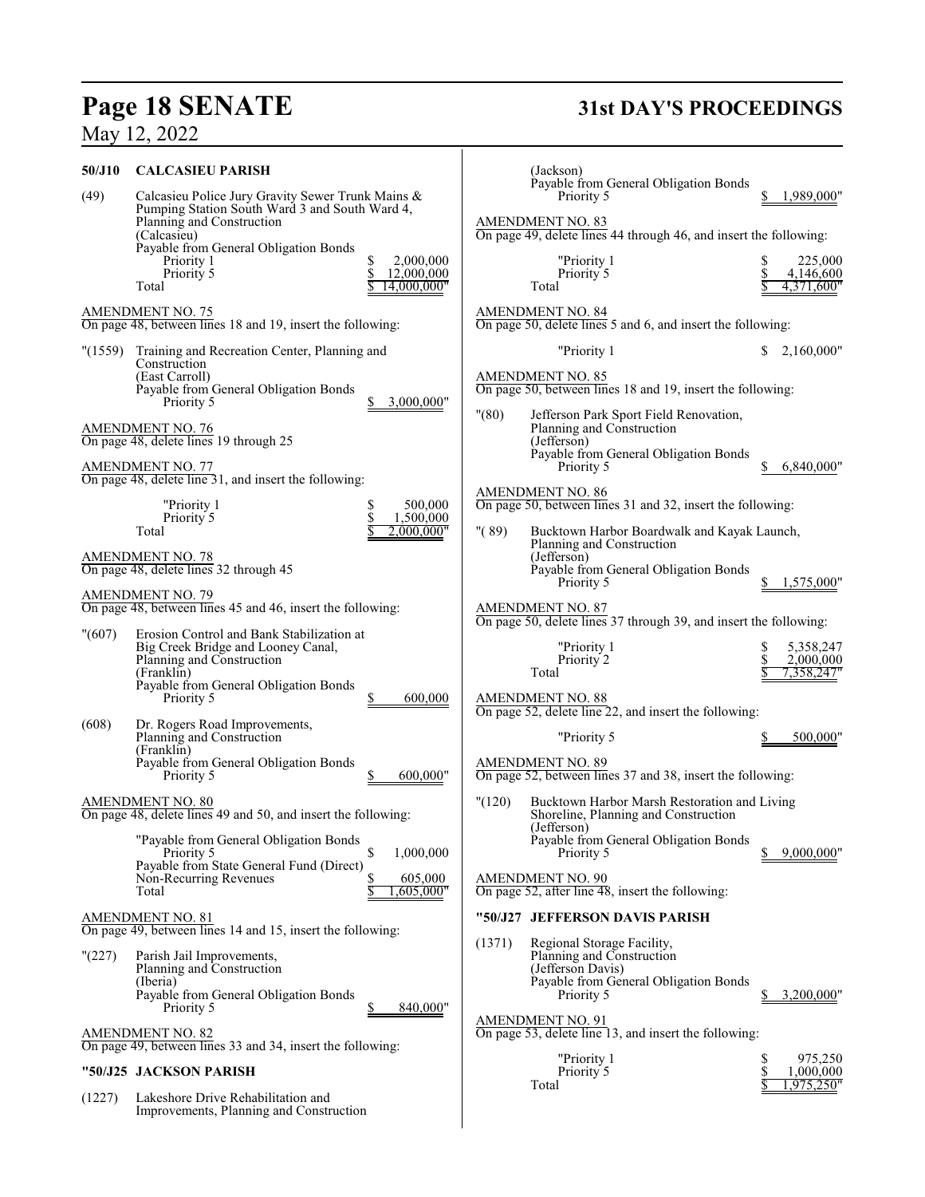**50/J10 CALCASIEU PARISH**

(49) Calcasieu Police Jury Gravity Sewer Trunk Mains & Pumping Station South Ward 3 and South Ward 4, Planning and Construction
(Calcasieu)
Payable from General Obligation Bonds

| | |
|---|---|
| Priority 1 | $ 2,000,000 |
| Priority 5 | $ 12,000,000 |
| Total | $ 14,000,000" |

AMENDMENT NO. 75
On page 48, between lines 18 and 19, insert the following:

"(1559) Training and Recreation Center, Planning and Construction
(East Carroll)
Payable from General Obligation Bonds
Priority 5 $ 3,000,000"

AMENDMENT NO. 76
On page 48, delete lines 19 through 25

AMENDMENT NO. 77
On page 48, delete line 31, and insert the following:

| | |
|---|---|
| "Priority 1 | $ 500,000 |
| Priority 5 | $ 1,500,000 |
| Total | $ 2,000,000" |

AMENDMENT NO. 78
On page 48, delete lines 32 through 45

AMENDMENT NO. 79
On page 48, between lines 45 and 46, insert the following:

"(607) Erosion Control and Bank Stabilization at Big Creek Bridge and Looney Canal, Planning and Construction
(Franklin)
Payable from General Obligation Bonds
Priority 5 $ 600,000

(608) Dr. Rogers Road Improvements, Planning and Construction
(Franklin)
Payable from General Obligation Bonds
Priority 5 $ 600,000"

AMENDMENT NO. 80
On page 48, delete lines 49 and 50, and insert the following:

| | |
|---|---|
| "Payable from General Obligation Bonds | |
| Priority 5 | $ 1,000,000 |
| Payable from State General Fund (Direct) | |
| Non-Recurring Revenues | $ 605,000 |
| Total | $ 1,605,000" |

AMENDMENT NO. 81
On page 49, between lines 14 and 15, insert the following:

"(227) Parish Jail Improvements, Planning and Construction
(Iberia)
Payable from General Obligation Bonds
Priority 5 $ 840,000"

AMENDMENT NO. 82
On page 49, between lines 33 and 34, insert the following:

**"50/J25 JACKSON PARISH**

(1227) Lakeshore Drive Rehabilitation and Improvements, Planning and Construction
(Jackson)
Payable from General Obligation Bonds
Priority 5 $ 1,989,000"

AMENDMENT NO. 83
On page 49, delete lines 44 through 46, and insert the following:

| | |
|---|---|
| "Priority 1 | $ 225,000 |
| Priority 5 | $ 4,146,600 |
| Total | $ 4,371,600" |

AMENDMENT NO. 84
On page 50, delete lines 5 and 6, and insert the following:

"Priority 1 $ 2,160,000"

AMENDMENT NO. 85
On page 50, between lines 18 and 19, insert the following:

"(80) Jefferson Park Sport Field Renovation, Planning and Construction
(Jefferson)
Payable from General Obligation Bonds
Priority 5 $ 6,840,000"

AMENDMENT NO. 86
On page 50, between lines 31 and 32, insert the following:

"( 89) Bucktown Harbor Boardwalk and Kayak Launch, Planning and Construction
(Jefferson)
Payable from General Obligation Bonds
Priority 5 $ 1,575,000"

AMENDMENT NO. 87
On page 50, delete lines 37 through 39, and insert the following:

| | |
|---|---|
| "Priority 1 | $ 5,358,247 |
| Priority 2 | $ 2,000,000 |
| Total | $ 7,358,247" |

AMENDMENT NO. 88
On page 52, delete line 22, and insert the following:

"Priority 5 $ 500,000"

AMENDMENT NO. 89
On page 52, between lines 37 and 38, insert the following:

"(120) Bucktown Harbor Marsh Restoration and Living Shoreline, Planning and Construction
(Jefferson)
Payable from General Obligation Bonds
Priority 5 $ 9,000,000"

AMENDMENT NO. 90
On page 52, after line 48, insert the following:

**"50/J27 JEFFERSON DAVIS PARISH**

(1371) Regional Storage Facility, Planning and Construction
(Jefferson Davis)
Payable from General Obligation Bonds
Priority 5 $ 3,200,000"

AMENDMENT NO. 91
On page 53, delete line 13, and insert the following:

| | |
|---|---|
| "Priority 1 | $ 975,250 |
| Priority 5 | $ 1,000,000 |
| Total | $ 1,975,250" |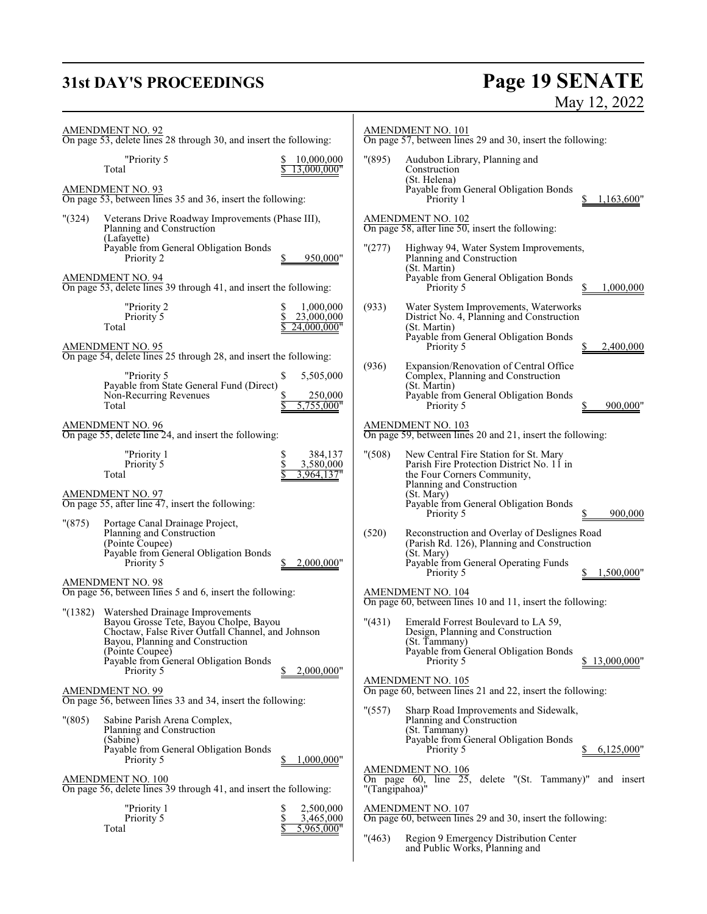AMENDMENT NO. 92
On page 53, delete lines 28 through 30, and insert the following:

"Priority 5 $ 10,000,000
Total $ 13,000,000"

AMENDMENT NO. 93
On page 53, between lines 35 and 36, insert the following:

"(324) Veterans Drive Roadway Improvements (Phase III), Planning and Construction
(Lafayette)
Payable from General Obligation Bonds
Priority 2 $ 950,000"

AMENDMENT NO. 94
On page 53, delete lines 39 through 41, and insert the following:

"Priority 2 $ 1,000,000
Priority 5 $ 23,000,000
Total $ 24,000,000"

AMENDMENT NO. 95
On page 54, delete lines 25 through 28, and insert the following:

"Priority 5 $ 5,505,000
Payable from State General Fund (Direct)
Non-Recurring Revenues $ 250,000
Total $ 5,755,000"

AMENDMENT NO. 96
On page 55, delete line 24, and insert the following:

"Priority 1 $ 384,137
Priority 5 $ 3,580,000
Total $ 3,964,137"

AMENDMENT NO. 97
On page 55, after line 47, insert the following:

"(875) Portage Canal Drainage Project, Planning and Construction
(Pointe Coupee)
Payable from General Obligation Bonds
Priority 5 $ 2,000,000"

AMENDMENT NO. 98
On page 56, between lines 5 and 6, insert the following:

"(1382) Watershed Drainage Improvements Bayou Grosse Tete, Bayou Cholpe, Bayou Choctaw, False River Outfall Channel, and Johnson Bayou, Planning and Construction
(Pointe Coupee)
Payable from General Obligation Bonds
Priority 5 $ 2,000,000"

AMENDMENT NO. 99
On page 56, between lines 33 and 34, insert the following:

"(805) Sabine Parish Arena Complex, Planning and Construction
(Sabine)
Payable from General Obligation Bonds
Priority 5 $ 1,000,000"

AMENDMENT NO. 100
On page 56, delete lines 39 through 41, and insert the following:

"Priority 1 $ 2,500,000
Priority 5 $ 3,465,000
Total $ 5,965,000"

AMENDMENT NO. 101
On page 57, between lines 29 and 30, insert the following:

"(895) Audubon Library, Planning and Construction
(St. Helena)
Payable from General Obligation Bonds
Priority 1 $ 1,163,600"

AMENDMENT NO. 102
On page 58, after line 50, insert the following:

"(277) Highway 94, Water System Improvements, Planning and Construction
(St. Martin)
Payable from General Obligation Bonds
Priority 5 $ 1,000,000

(933) Water System Improvements, Waterworks District No. 4, Planning and Construction
(St. Martin)
Payable from General Obligation Bonds
Priority 5 $ 2,400,000

(936) Expansion/Renovation of Central Office Complex, Planning and Construction
(St. Martin)
Payable from General Obligation Bonds
Priority 5 $ 900,000"

AMENDMENT NO. 103
On page 59, between lines 20 and 21, insert the following:

"(508) New Central Fire Station for St. Mary Parish Fire Protection District No. 11 in the Four Corners Community, Planning and Construction
(St. Mary)
Payable from General Obligation Bonds
Priority 5 $ 900,000

(520) Reconstruction and Overlay of Deslignes Road (Parish Rd. 126), Planning and Construction
(St. Mary)
Payable from General Operating Funds
Priority 5 $ 1,500,000"

AMENDMENT NO. 104
On page 60, between lines 10 and 11, insert the following:

"(431) Emerald Forrest Boulevard to LA 59, Design, Planning and Construction
(St. Tammany)
Payable from General Obligation Bonds
Priority 5 $ 13,000,000"

AMENDMENT NO. 105
On page 60, between lines 21 and 22, insert the following:

"(557) Sharp Road Improvements and Sidewalk, Planning and Construction
(St. Tammany)
Payable from General Obligation Bonds
Priority 5 $ 6,125,000"

AMENDMENT NO. 106
On page 60, line 25, delete "(St. Tammany)" and insert "(Tangipahoa)"

AMENDMENT NO. 107
On page 60, between lines 29 and 30, insert the following:

"(463) Region 9 Emergency Distribution Center and Public Works, Planning and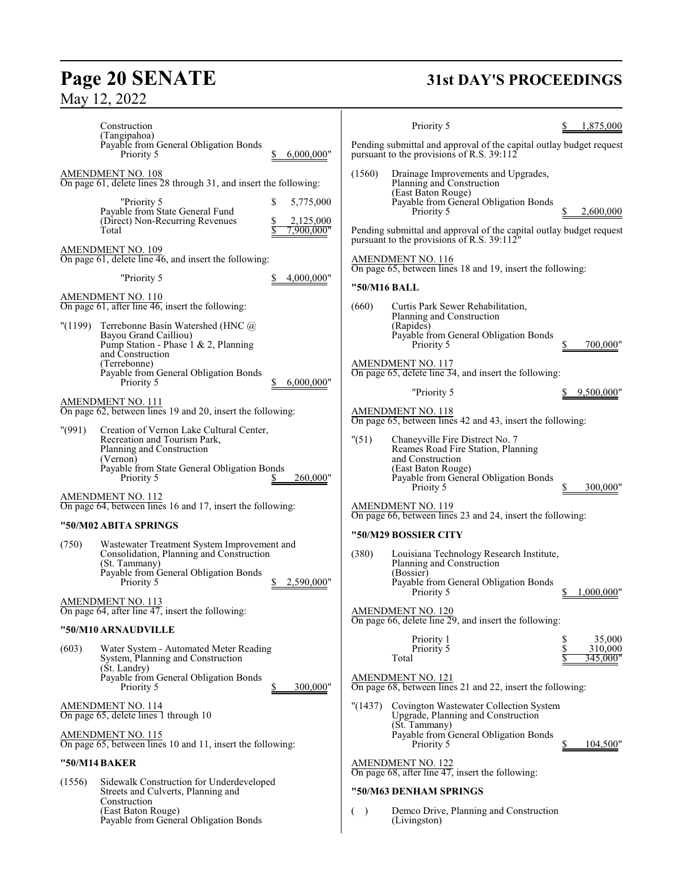Construction
(Tangipahoa)
Payable from General Obligation Bonds
Priority 5 $ 6,000,000"

AMENDMENT NO. 108
On page 61, delete lines 28 through 31, and insert the following:

"Priority 5 $ 5,775,000
Payable from State General Fund
(Direct) Non-Recurring Revenues $ 2,125,000
Total $ 7,900,000"

AMENDMENT NO. 109
On page 61, delete line 46, and insert the following:

"Priority 5 $ 4,000,000"

AMENDMENT NO. 110
On page 61, after line 46, insert the following:

"(1199) Terrebonne Basin Watershed (HNC @ Bayou Grand Cailliou) Pump Station - Phase 1 & 2, Planning and Construction
(Terrebonne)
Payable from General Obligation Bonds
Priority 5 $ 6,000,000"

AMENDMENT NO. 111
On page 62, between lines 19 and 20, insert the following:

"(991) Creation of Vernon Lake Cultural Center, Recreation and Tourism Park, Planning and Construction
(Vernon)
Payable from State General Obligation Bonds
Priority 5 $ 260,000"

AMENDMENT NO. 112
On page 64, between lines 16 and 17, insert the following:

**"50/M02 ABITA SPRINGS**

(750) Wastewater Treatment System Improvement and Consolidation, Planning and Construction
(St. Tammany)
Payable from General Obligation Bonds
Priority 5 $ 2,590,000"

AMENDMENT NO. 113
On page 64, after line 47, insert the following:

**"50/M10 ARNAUDVILLE**

(603) Water System - Automated Meter Reading System, Planning and Construction
(St. Landry)
Payable from General Obligation Bonds
Priority 5 $ 300,000"

AMENDMENT NO. 114
On page 65, delete lines 1 through 10

AMENDMENT NO. 115
On page 65, between lines 10 and 11, insert the following:

**"50/M14 BAKER**

(1556) Sidewalk Construction for Underdeveloped Streets and Culverts, Planning and Construction
(East Baton Rouge)
Payable from General Obligation Bonds
Priority 5 $ 1,875,000

Pending submittal and approval of the capital outlay budget request pursuant to the provisions of R.S. 39:112

(1560) Drainage Improvements and Upgrades, Planning and Construction
(East Baton Rouge)
Payable from General Obligation Bonds
Priority 5 $ 2,600,000

Pending submittal and approval of the capital outlay budget request pursuant to the provisions of R.S. 39:112"

AMENDMENT NO. 116
On page 65, between lines 18 and 19, insert the following:

**"50/M16 BALL**

(660) Curtis Park Sewer Rehabilitation, Planning and Construction
(Rapides)
Payable from General Obligation Bonds
Priority 5 $ 700,000"

AMENDMENT NO. 117
On page 65, delete line 34, and insert the following:

"Priority 5 $ 9,500,000"

AMENDMENT NO. 118
On page 65, between lines 42 and 43, insert the following:

"(51) Chaneyville Fire District No. 7 Reames Road Fire Station, Planning and Construction
(East Baton Rouge)
Payable from General Obligation Bonds
Prioity 5 $ 300,000"

AMENDMENT NO. 119
On page 66, between lines 23 and 24, insert the following:

**"50/M29 BOSSIER CITY**

(380) Louisiana Technology Research Institute, Planning and Construction
(Bossier)
Payable from General Obligation Bonds
Priority 5 $ 1,000,000"

AMENDMENT NO. 120
On page 66, delete line 29, and insert the following:

Priority 1 $ 35,000
Priority 5 $ 310,000
Total $ 345,000"

AMENDMENT NO. 121
On page 68, between lines 21 and 22, insert the following:

"(1437) Covington Wastewater Collection System Upgrade, Planning and Construction
(St. Tammany)
Payable from General Obligation Bonds
Priority 5 $ 104,500"

AMENDMENT NO. 122
On page 68, after line 47, insert the following:

**"50/M63 DENHAM SPRINGS**

( ) Demco Drive, Planning and Construction
(Livingston)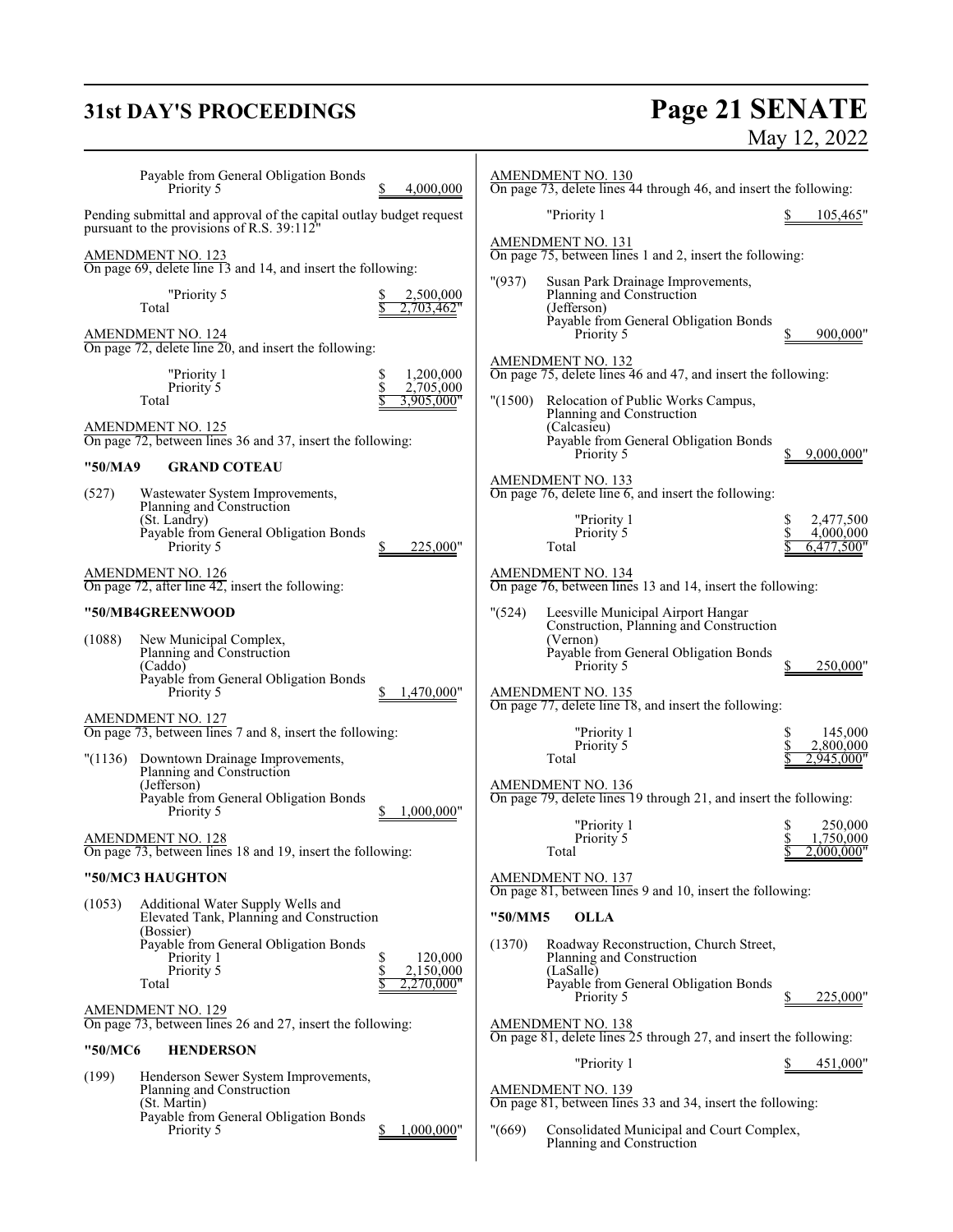Payable from General Obligation Bonds
Priority 5 $ 4,000,000

Pending submittal and approval of the capital outlay budget request pursuant to the provisions of R.S. 39:112"

AMENDMENT NO. 123
On page 69, delete line 13 and 14, and insert the following:

"Priority 5 $ 2,500,000
Total $ 2,703,462"

AMENDMENT NO. 124
On page 72, delete line 20, and insert the following:

"Priority 1 $ 1,200,000
Priority 5 $ 2,705,000
Total $ 3,905,000"

AMENDMENT NO. 125
On page 72, between lines 36 and 37, insert the following:

**"50/MA9 GRAND COTEAU**

(527) Wastewater System Improvements,
Planning and Construction
(St. Landry)
Payable from General Obligation Bonds
Priority 5 $ 225,000"

AMENDMENT NO. 126
On page 72, after line 42, insert the following:

**"50/MB4GREENWOOD**

(1088) New Municipal Complex,
Planning and Construction
(Caddo)
Payable from General Obligation Bonds
Priority 5 $ 1,470,000"

AMENDMENT NO. 127
On page 73, between lines 7 and 8, insert the following:

"(1136) Downtown Drainage Improvements,
Planning and Construction
(Jefferson)
Payable from General Obligation Bonds
Priority 5 $ 1,000,000"

AMENDMENT NO. 128
On page 73, between lines 18 and 19, insert the following:

**"50/MC3 HAUGHTON**

(1053) Additional Water Supply Wells and
Elevated Tank, Planning and Construction
(Bossier)
Payable from General Obligation Bonds
Priority 1 $ 120,000
Priority 5 $ 2,150,000
Total $ 2,270,000"

AMENDMENT NO. 129
On page 73, between lines 26 and 27, insert the following:

**"50/MC6 HENDERSON**

(199) Henderson Sewer System Improvements,
Planning and Construction
(St. Martin)
Payable from General Obligation Bonds
Priority 5 $ 1,000,000"

AMENDMENT NO. 130
On page 73, delete lines 44 through 46, and insert the following:

"Priority 1 $ 105,465"

AMENDMENT NO. 131
On page 75, between lines 1 and 2, insert the following:

"(937) Susan Park Drainage Improvements,
Planning and Construction
(Jefferson)
Payable from General Obligation Bonds
Priority 5 $ 900,000"

AMENDMENT NO. 132
On page 75, delete lines 46 and 47, and insert the following:

"(1500) Relocation of Public Works Campus,
Planning and Construction
(Calcasieu)
Payable from General Obligation Bonds
Priority 5 $ 9,000,000"

AMENDMENT NO. 133
On page 76, delete line 6, and insert the following:

"Priority 1 $ 2,477,500
Priority 5 $ 4,000,000
Total $ 6,477,500"

AMENDMENT NO. 134
On page 76, between lines 13 and 14, insert the following:

"(524) Leesville Municipal Airport Hangar
Construction, Planning and Construction
(Vernon)
Payable from General Obligation Bonds
Priority 5 $ 250,000"

AMENDMENT NO. 135
On page 77, delete line 18, and insert the following:

"Priority 1 $ 145,000
Priority 5 $ 2,800,000
Total $ 2,945,000"

AMENDMENT NO. 136
On page 79, delete lines 19 through 21, and insert the following:

"Priority 1 $ 250,000
Priority 5 $ 1,750,000
Total $ 2,000,000"

AMENDMENT NO. 137
On page 81, between lines 9 and 10, insert the following:

**"50/MM5 OLLA**

(1370) Roadway Reconstruction, Church Street,
Planning and Construction
(LaSalle)
Payable from General Obligation Bonds
Priority 5 $ 225,000"

AMENDMENT NO. 138
On page 81, delete lines 25 through 27, and insert the following:

"Priority 1 $ 451,000"

AMENDMENT NO. 139
On page 81, between lines 33 and 34, insert the following:

"(669) Consolidated Municipal and Court Complex,
Planning and Construction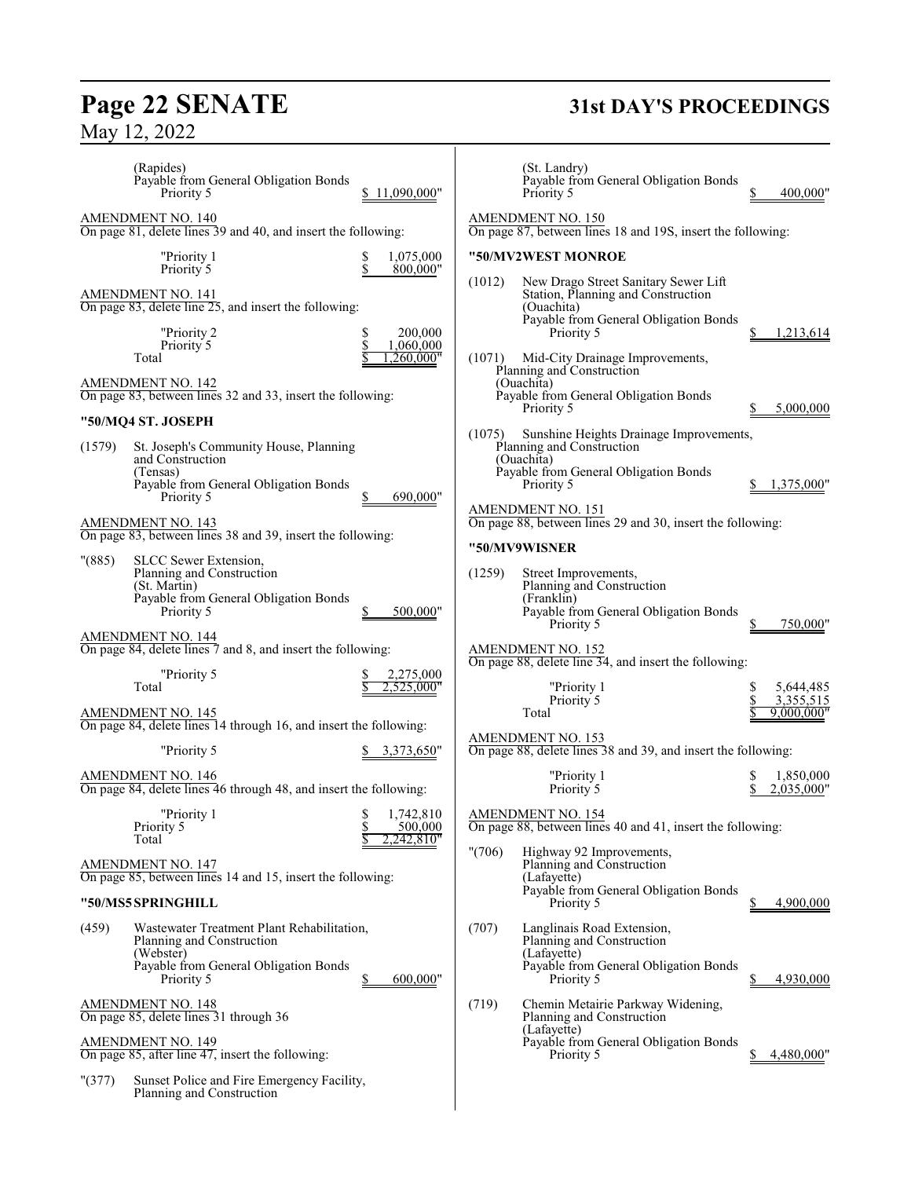(Rapides)
Payable from General Obligation Bonds
Priority 5 $ 11,090,000"

AMENDMENT NO. 140
On page 81, delete lines 39 and 40, and insert the following:

"Priority 1 $ 1,075,000
Priority 5 $ 800,000"

AMENDMENT NO. 141
On page 83, delete line 25, and insert the following:

"Priority 2 $ 200,000
Priority 5 $ 1,060,000
Total $ 1,260,000"

AMENDMENT NO. 142
On page 83, between lines 32 and 33, insert the following:

**"50/MQ4 ST. JOSEPH**

(1579) St. Joseph's Community House, Planning and Construction
(Tensas)
Payable from General Obligation Bonds
Priority 5 $ 690,000"

AMENDMENT NO. 143
On page 83, between lines 38 and 39, insert the following:

"(885) SLCC Sewer Extension, Planning and Construction
(St. Martin)
Payable from General Obligation Bonds
Priority 5 $ 500,000"

AMENDMENT NO. 144
On page 84, delete lines 7 and 8, and insert the following:

"Priority 5 $ 2,275,000
Total $ 2,525,000"

AMENDMENT NO. 145
On page 84, delete lines 14 through 16, and insert the following:

"Priority 5 $ 3,373,650"

AMENDMENT NO. 146
On page 84, delete lines 46 through 48, and insert the following:

"Priority 1 $ 1,742,810
Priority 5 $ 500,000
Total $ 2,242,810"

AMENDMENT NO. 147
On page 85, between lines 14 and 15, insert the following:

**"50/MS5 SPRINGHILL**

(459) Wastewater Treatment Plant Rehabilitation, Planning and Construction
(Webster)
Payable from General Obligation Bonds
Priority 5 $ 600,000"

AMENDMENT NO. 148
On page 85, delete lines 31 through 36

AMENDMENT NO. 149
On page 85, after line 47, insert the following:

"(377) Sunset Police and Fire Emergency Facility, Planning and Construction
(St. Landry)
Payable from General Obligation Bonds
Priority 5 $ 400,000"

AMENDMENT NO. 150
On page 87, between lines 18 and 19S, insert the following:

**"50/MV2 WEST MONROE**

(1012) New Drago Street Sanitary Sewer Lift Station, Planning and Construction
(Ouachita)
Payable from General Obligation Bonds
Priority 5 $ 1,213,614

(1071) Mid-City Drainage Improvements, Planning and Construction
(Ouachita)
Payable from General Obligation Bonds
Priority 5 $ 5,000,000

(1075) Sunshine Heights Drainage Improvements, Planning and Construction
(Ouachita)
Payable from General Obligation Bonds
Priority 5 $ 1,375,000"

AMENDMENT NO. 151
On page 88, between lines 29 and 30, insert the following:

**"50/MV9 WISNER**

(1259) Street Improvements, Planning and Construction
(Franklin)
Payable from General Obligation Bonds
Priority 5 $ 750,000"

AMENDMENT NO. 152
On page 88, delete line 34, and insert the following:

"Priority 1 $ 5,644,485
Priority 5 $ 3,355,515
Total $ 9,000,000"

AMENDMENT NO. 153
On page 88, delete lines 38 and 39, and insert the following:

"Priority 1 $ 1,850,000
Priority 5 $ 2,035,000"

AMENDMENT NO. 154
On page 88, between lines 40 and 41, insert the following:

"(706) Highway 92 Improvements, Planning and Construction
(Lafayette)
Payable from General Obligation Bonds
Priority 5 $ 4,900,000

(707) Langlinais Road Extension, Planning and Construction
(Lafayette)
Payable from General Obligation Bonds
Priority 5 $ 4,930,000

(719) Chemin Metairie Parkway Widening, Planning and Construction
(Lafayette)
Payable from General Obligation Bonds
Priority 5 $ 4,480,000"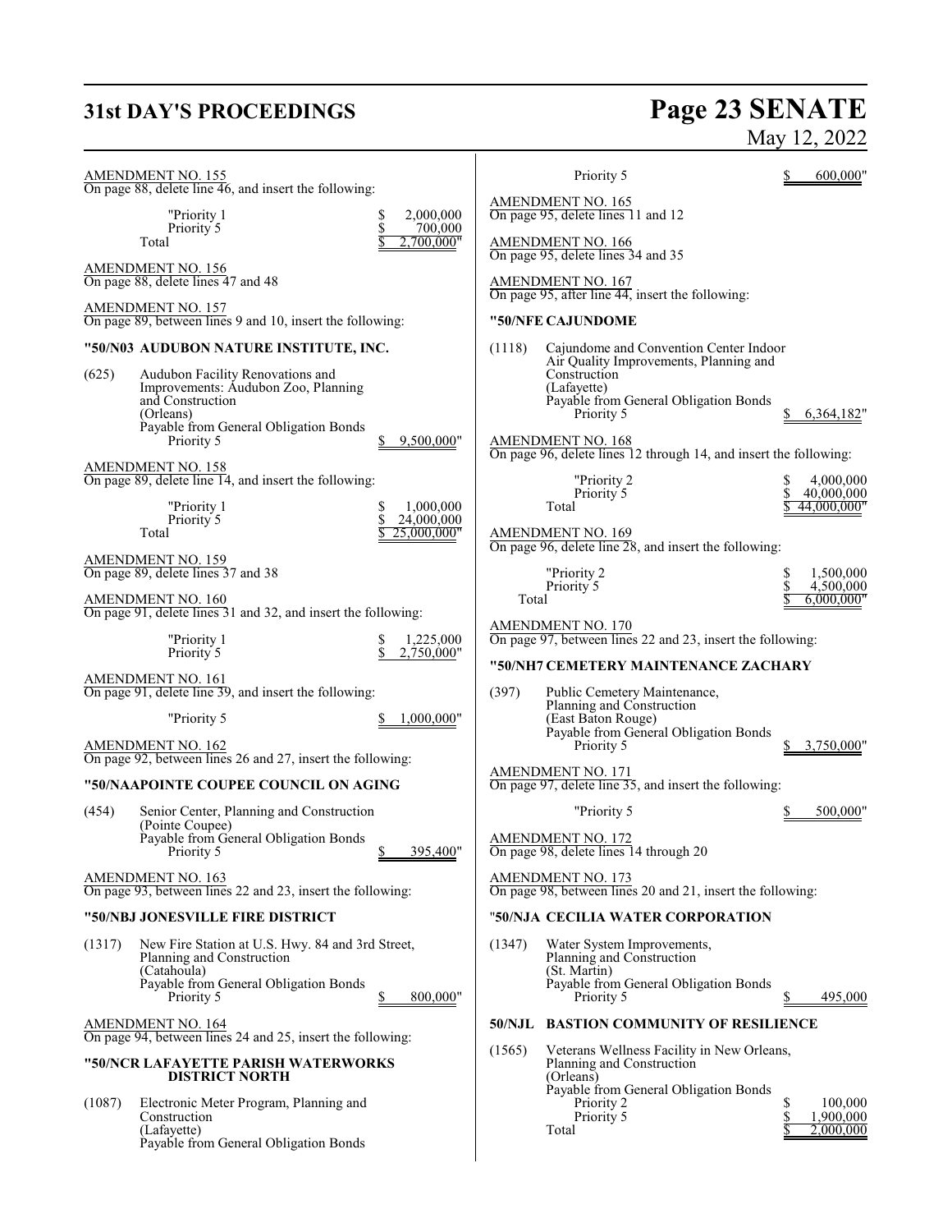AMENDMENT NO. 155
On page 88, delete line 46, and insert the following:

"Priority 1 $ 2,000,000
Priority 5 $ 700,000
Total $ 2,700,000"

AMENDMENT NO. 156
On page 88, delete lines 47 and 48

AMENDMENT NO. 157
On page 89, between lines 9 and 10, insert the following:

**"50/N03 AUDUBON NATURE INSTITUTE, INC.**

(625) Audubon Facility Renovations and Improvements: Audubon Zoo, Planning and Construction
(Orleans)
Payable from General Obligation Bonds
Priority 5 $ 9,500,000"

AMENDMENT NO. 158
On page 89, delete line 14, and insert the following:

"Priority 1 $ 1,000,000
Priority 5 $ 24,000,000
Total $ 25,000,000"

AMENDMENT NO. 159
On page 89, delete lines 37 and 38

AMENDMENT NO. 160
On page 91, delete lines 31 and 32, and insert the following:

"Priority 1 $ 1,225,000
Priority 5 $ 2,750,000"

AMENDMENT NO. 161
On page 91, delete line 39, and insert the following:

"Priority 5 $ 1,000,000"

AMENDMENT NO. 162
On page 92, between lines 26 and 27, insert the following:

**"50/NAAPOINTE COUPEE COUNCIL ON AGING**

(454) Senior Center, Planning and Construction
(Pointe Coupee)
Payable from General Obligation Bonds
Priority 5 $ 395,400"

AMENDMENT NO. 163
On page 93, between lines 22 and 23, insert the following:

**"50/NBJ JONESVILLE FIRE DISTRICT**

(1317) New Fire Station at U.S. Hwy. 84 and 3rd Street, Planning and Construction
(Catahoula)
Payable from General Obligation Bonds
Priority 5 $ 800,000"

AMENDMENT NO. 164
On page 94, between lines 24 and 25, insert the following:

**"50/NCR LAFAYETTE PARISH WATERWORKS DISTRICT NORTH**

(1087) Electronic Meter Program, Planning and Construction
(Lafayette)
Payable from General Obligation Bonds
Priority 5 $ 600,000"

AMENDMENT NO. 165
On page 95, delete lines 11 and 12

AMENDMENT NO. 166
On page 95, delete lines 34 and 35

AMENDMENT NO. 167
On page 95, after line 44, insert the following:

**"50/NFE CAJUNDOME**

(1118) Cajundome and Convention Center Indoor Air Quality Improvements, Planning and Construction
(Lafayette)
Payable from General Obligation Bonds
Priority 5 $ 6,364,182"

AMENDMENT NO. 168
On page 96, delete lines 12 through 14, and insert the following:

"Priority 2 $ 4,000,000
Priority 5 $ 40,000,000
Total $ 44,000,000"

AMENDMENT NO. 169
On page 96, delete line 28, and insert the following:

"Priority 2 $ 1,500,000
Priority 5 $ 4,500,000
Total $ 6,000,000"

AMENDMENT NO. 170
On page 97, between lines 22 and 23, insert the following:

**"50/NH7 CEMETERY MAINTENANCE ZACHARY**

(397) Public Cemetery Maintenance, Planning and Construction
(East Baton Rouge)
Payable from General Obligation Bonds
Priority 5 $ 3,750,000"

AMENDMENT NO. 171
On page 97, delete line 35, and insert the following:

"Priority 5 $ 500,000"

AMENDMENT NO. 172
On page 98, delete lines 14 through 20

AMENDMENT NO. 173
On page 98, between lines 20 and 21, insert the following:

**"50/NJA CECILIA WATER CORPORATION**

(1347) Water System Improvements, Planning and Construction
(St. Martin)
Payable from General Obligation Bonds
Priority 5 $ 495,000

**50/NJL BASTION COMMUNITY OF RESILIENCE**

(1565) Veterans Wellness Facility in New Orleans, Planning and Construction
(Orleans)
Payable from General Obligation Bonds
Priority 2 $ 100,000
Priority 5 $ 1,900,000
Total $ 2,000,000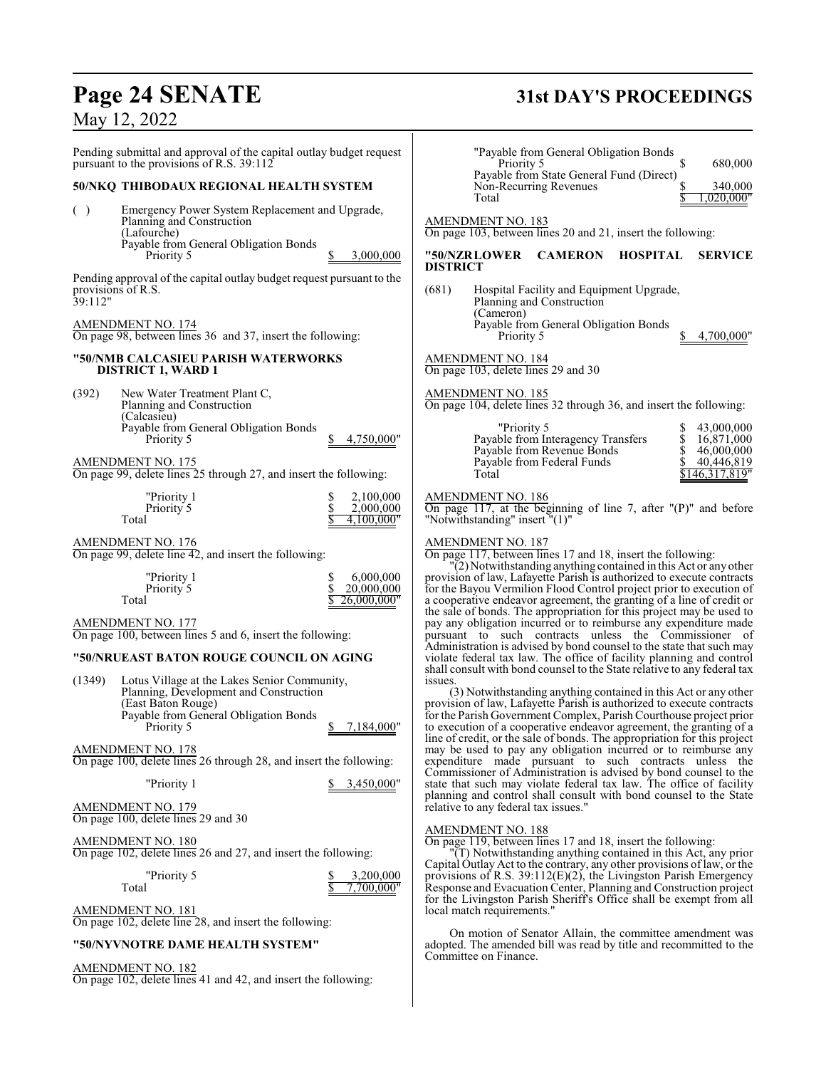Pending submittal and approval of the capital outlay budget request pursuant to the provisions of R.S. 39:112

**50/NKQ THIBODAUX REGIONAL HEALTH SYSTEM**

( ) Emergency Power System Replacement and Upgrade, Planning and Construction (Lafourche)
Payable from General Obligation Bonds
Priority 5 $ 3,000,000

Pending approval of the capital outlay budget request pursuant to the provisions of R.S. 39:112"

AMENDMENT NO. 174
On page 98, between lines 36 and 37, insert the following:

**"50/NMB CALCASIEU PARISH WATERWORKS DISTRICT 1, WARD 1**

(392) New Water Treatment Plant C, Planning and Construction (Calcasieu)
Payable from General Obligation Bonds
Priority 5 $ 4,750,000"

AMENDMENT NO. 175
On page 99, delete lines 25 through 27, and insert the following:

| | |
|---|---|
| "Priority 1 | $ 2,100,000 |
| Priority 5 | $ 2,000,000 |
| Total | $ 4,100,000" |

AMENDMENT NO. 176
On page 99, delete line 42, and insert the following:

| | |
|---|---|
| "Priority 1 | $ 6,000,000 |
| Priority 5 | $ 20,000,000 |
| Total | $ 26,000,000" |

AMENDMENT NO. 177
On page 100, between lines 5 and 6, insert the following:

**"50/NRUEAST BATON ROUGE COUNCIL ON AGING**

(1349) Lotus Village at the Lakes Senior Community, Planning, Development and Construction (East Baton Rouge)
Payable from General Obligation Bonds
Priority 5 $ 7,184,000"

AMENDMENT NO. 178
On page 100, delete lines 26 through 28, and insert the following:

"Priority 1 $ 3,450,000"

AMENDMENT NO. 179
On page 100, delete lines 29 and 30

AMENDMENT NO. 180
On page 102, delete lines 26 and 27, and insert the following:

| | |
|---|---|
| "Priority 5 | $ 3,200,000 |
| Total | $ 7,700,000" |

AMENDMENT NO. 181
On page 102, delete line 28, and insert the following:

**"50/NYVNOTRE DAME HEALTH SYSTEM"**

AMENDMENT NO. 182
On page 102, delete lines 41 and 42, and insert the following:

| | |
|---|---|
| "Payable from General Obligation Bonds Priority 5 | $ 680,000 |
| Payable from State General Fund (Direct) Non-Recurring Revenues | $ 340,000 |
| Total | $ 1,020,000" |

AMENDMENT NO. 183
On page 103, between lines 20 and 21, insert the following:

**"50/NZRLOWER CAMERON HOSPITAL SERVICE DISTRICT**

(681) Hospital Facility and Equipment Upgrade, Planning and Construction (Cameron)
Payable from General Obligation Bonds
Priority 5 $ 4,700,000"

AMENDMENT NO. 184
On page 103, delete lines 29 and 30

AMENDMENT NO. 185
On page 104, delete lines 32 through 36, and insert the following:

| | |
|---|---|
| "Priority 5 | $ 43,000,000 |
| Payable from Interagency Transfers | $ 16,871,000 |
| Payable from Revenue Bonds | $ 46,000,000 |
| Payable from Federal Funds | $ 40,446,819 |
| Total | $146,317,819" |

AMENDMENT NO. 186
On page 117, at the beginning of line 7, after "(P)" and before "Notwithstanding" insert "(1)"

AMENDMENT NO. 187
On page 117, between lines 17 and 18, insert the following:

"(2) Notwithstanding anything contained in this Act or any other provision of law, Lafayette Parish is authorized to execute contracts for the Bayou Vermilion Flood Control project prior to execution of a cooperative endeavor agreement, the granting of a line of credit or the sale of bonds. The appropriation for this project may be used to pay any obligation incurred or to reimburse any expenditure made pursuant to such contracts unless the Commissioner of Administration is advised by bond counsel to the state that such may violate federal tax law. The office of facility planning and control shall consult with bond counsel to the State relative to any federal tax issues.

(3) Notwithstanding anything contained in this Act or any other provision of law, Lafayette Parish is authorized to execute contracts for the Parish Government Complex, Parish Courthouse project prior to execution of a cooperative endeavor agreement, the granting of a line of credit, or the sale of bonds. The appropriation for this project may be used to pay any obligation incurred or to reimburse any expenditure made pursuant to such contracts unless the Commissioner of Administration is advised by bond counsel to the state that such may violate federal tax law. The office of facility planning and control shall consult with bond counsel to the State relative to any federal tax issues."

AMENDMENT NO. 188
On page 119, between lines 17 and 18, insert the following:

"(T) Notwithstanding anything contained in this Act, any prior Capital Outlay Act to the contrary, any other provisions of law, or the provisions of R.S. 39:112(E)(2), the Livingston Parish Emergency Response and Evacuation Center, Planning and Construction project for the Livingston Parish Sheriff's Office shall be exempt from all local match requirements."

On motion of Senator Allain, the committee amendment was adopted. The amended bill was read by title and recommitted to the Committee on Finance.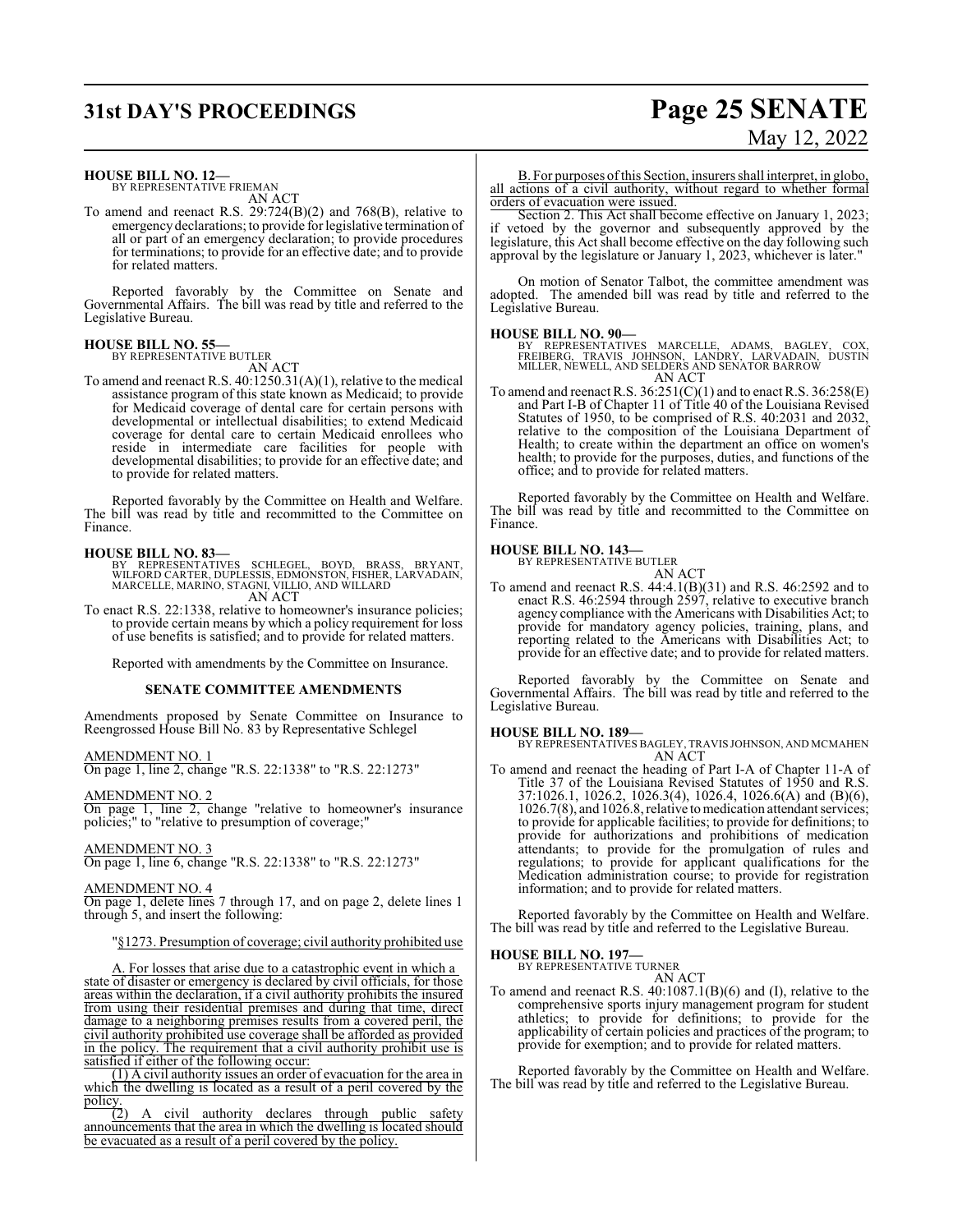**HOUSE BILL NO. 12—**
BY REPRESENTATIVE FRIEMAN
AN ACT

To amend and reenact R.S. 29:724(B)(2) and 768(B), relative to emergency declarations; to provide for legislative termination of all or part of an emergency declaration; to provide procedures for terminations; to provide for an effective date; and to provide for related matters.

Reported favorably by the Committee on Senate and Governmental Affairs. The bill was read by title and referred to the Legislative Bureau.

**HOUSE BILL NO. 55—**
BY REPRESENTATIVE BUTLER
AN ACT

To amend and reenact R.S. 40:1250.31(A)(1), relative to the medical assistance program of this state known as Medicaid; to provide for Medicaid coverage of dental care for certain persons with developmental or intellectual disabilities; to extend Medicaid coverage for dental care to certain Medicaid enrollees who reside in intermediate care facilities for people with developmental disabilities; to provide for an effective date; and to provide for related matters.

Reported favorably by the Committee on Health and Welfare. The bill was read by title and recommitted to the Committee on Finance.

**HOUSE BILL NO. 83—**
BY REPRESENTATIVES SCHLEGEL, BOYD, BRASS, BRYANT, WILFORD CARTER, DUPLESSIS, EDMONSTON, FISHER, LARVADAIN, MARCELLE, MARINO, STAGNI, VILLIO, AND WILLARD
AN ACT

To enact R.S. 22:1338, relative to homeowner's insurance policies; to provide certain means by which a policy requirement for loss of use benefits is satisfied; and to provide for related matters.

Reported with amendments by the Committee on Insurance.

**SENATE COMMITTEE AMENDMENTS**

Amendments proposed by Senate Committee on Insurance to Reengrossed House Bill No. 83 by Representative Schlegel

AMENDMENT NO. 1
On page 1, line 2, change "R.S. 22:1338" to "R.S. 22:1273"

AMENDMENT NO. 2
On page 1, line 2, change "relative to homeowner's insurance policies;" to "relative to presumption of coverage;"

AMENDMENT NO. 3
On page 1, line 6, change "R.S. 22:1338" to "R.S. 22:1273"

AMENDMENT NO. 4
On page 1, delete lines 7 through 17, and on page 2, delete lines 1 through 5, and insert the following:

"§1273. Presumption of coverage; civil authority prohibited use

A. For losses that arise due to a catastrophic event in which a state of disaster or emergency is declared by civil officials, for those areas within the declaration, if a civil authority prohibits the insured from using their residential premises and during that time, direct damage to a neighboring premises results from a covered peril, the civil authority prohibited use coverage shall be afforded as provided in the policy. The requirement that a civil authority prohibit use is satisfied if either of the following occur:

(1) A civil authority issues an order of evacuation for the area in which the dwelling is located as a result of a peril covered by the policy.

(2) A civil authority declares through public safety announcements that the area in which the dwelling is located should be evacuated as a result of a peril covered by the policy.

B. For purposes of this Section, insurers shall interpret, in globo, all actions of a civil authority, without regard to whether formal orders of evacuation were issued.

Section 2. This Act shall become effective on January 1, 2023; if vetoed by the governor and subsequently approved by the legislature, this Act shall become effective on the day following such approval by the legislature or January 1, 2023, whichever is later."

On motion of Senator Talbot, the committee amendment was adopted. The amended bill was read by title and referred to the Legislative Bureau.

**HOUSE BILL NO. 90—**
BY REPRESENTATIVES MARCELLE, ADAMS, BAGLEY, COX, FREIBERG, TRAVIS JOHNSON, LANDRY, LARVADAIN, DUSTIN MILLER, NEWELL, AND SELDERS AND SENATOR BARROW
AN ACT

To amend and reenact R.S. 36:251(C)(1) and to enact R.S. 36:258(E) and Part I-B of Chapter 11 of Title 40 of the Louisiana Revised Statutes of 1950, to be comprised of R.S. 40:2031 and 2032, relative to the composition of the Louisiana Department of Health; to create within the department an office on women's health; to provide for the purposes, duties, and functions of the office; and to provide for related matters.

Reported favorably by the Committee on Health and Welfare. The bill was read by title and recommitted to the Committee on Finance.

**HOUSE BILL NO. 143—**
BY REPRESENTATIVE BUTLER
AN ACT

To amend and reenact R.S. 44:4.1(B)(31) and R.S. 46:2592 and to enact R.S. 46:2594 through 2597, relative to executive branch agency compliance with the Americans with Disabilities Act; to provide for mandatory agency policies, training, plans, and reporting related to the Americans with Disabilities Act; to provide for an effective date; and to provide for related matters.

Reported favorably by the Committee on Senate and Governmental Affairs. The bill was read by title and referred to the Legislative Bureau.

**HOUSE BILL NO. 189—**
BY REPRESENTATIVES BAGLEY, TRAVIS JOHNSON, AND MCMAHEN
AN ACT

To amend and reenact the heading of Part I-A of Chapter 11-A of Title 37 of the Louisiana Revised Statutes of 1950 and R.S. 37:1026.1, 1026.2, 1026.3(4), 1026.4, 1026.6(A) and (B)(6), 1026.7(8), and 1026.8, relative to medication attendant services; to provide for applicable facilities; to provide for definitions; to provide for authorizations and prohibitions of medication attendants; to provide for the promulgation of rules and regulations; to provide for applicant qualifications for the Medication administration course; to provide for registration information; and to provide for related matters.

Reported favorably by the Committee on Health and Welfare. The bill was read by title and referred to the Legislative Bureau.

**HOUSE BILL NO. 197—**
BY REPRESENTATIVE TURNER
AN ACT

To amend and reenact R.S. 40:1087.1(B)(6) and (I), relative to the comprehensive sports injury management program for student athletics; to provide for definitions; to provide for the applicability of certain policies and practices of the program; to provide for exemption; and to provide for related matters.

Reported favorably by the Committee on Health and Welfare. The bill was read by title and referred to the Legislative Bureau.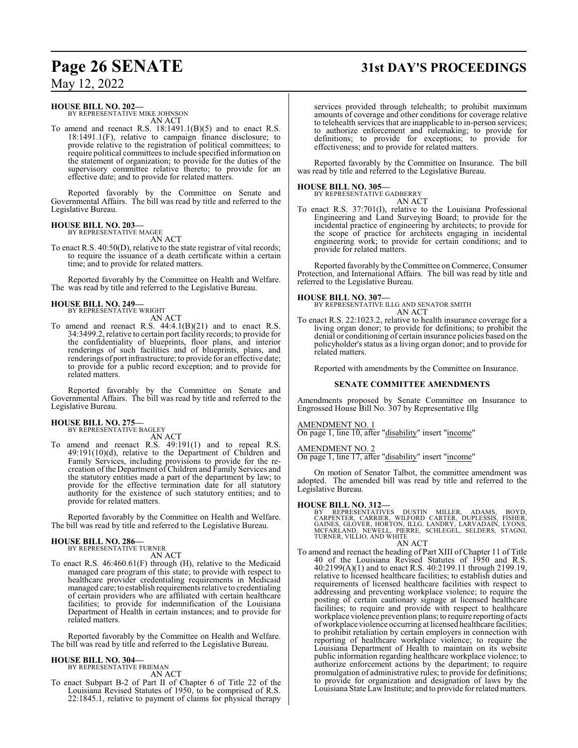**HOUSE BILL NO. 202—**
BY REPRESENTATIVE MIKE JOHNSON
AN ACT

To amend and reenact R.S. 18:1491.1(B)(5) and to enact R.S. 18:1491.1(F), relative to campaign finance disclosure; to provide relative to the registration of political committees; to require political committees to include specified information on the statement of organization; to provide for the duties of the supervisory committee relative thereto; to provide for an effective date; and to provide for related matters.

Reported favorably by the Committee on Senate and Governmental Affairs. The bill was read by title and referred to the Legislative Bureau.

**HOUSE BILL NO. 203—**
BY REPRESENTATIVE MAGEE
AN ACT

To enact R.S. 40:50(D), relative to the state registrar of vital records; to require the issuance of a death certificate within a certain time; and to provide for related matters.

Reported favorably by the Committee on Health and Welfare. The was read by title and referred to the Legislative Bureau.

**HOUSE BILL NO. 249—**
BY REPRESENTATIVE WRIGHT
AN ACT

To amend and reenact R.S. 44:4.1(B)(21) and to enact R.S. 34:3499.2, relative to certain port facility records; to provide for the confidentiality of blueprints, floor plans, and interior renderings of such facilities and of blueprints, plans, and renderings of port infrastructure; to provide for an effective date; to provide for a public record exception; and to provide for related matters.

Reported favorably by the Committee on Senate and Governmental Affairs. The bill was read by title and referred to the Legislative Bureau.

**HOUSE BILL NO. 275—**
BY REPRESENTATIVE BAGLEY
AN ACT

To amend and reenact R.S. 49:191(1) and to repeal R.S. 49:191(10)(d), relative to the Department of Children and Family Services, including provisions to provide for the re-creation of the Department of Children and Family Services and the statutory entities made a part of the department by law; to provide for the effective termination date for all statutory authority for the existence of such statutory entities; and to provide for related matters.

Reported favorably by the Committee on Health and Welfare. The bill was read by title and referred to the Legislative Bureau.

**HOUSE BILL NO. 286—**
BY REPRESENTATIVE TURNER
AN ACT

To enact R.S. 46:460.61(F) through (H), relative to the Medicaid managed care program of this state; to provide with respect to healthcare provider credentialing requirements in Medicaid managed care; to establish requirements relative to credentialing of certain providers who are affiliated with certain healthcare facilities; to provide for indemnification of the Louisiana Department of Health in certain instances; and to provide for related matters.

Reported favorably by the Committee on Health and Welfare. The bill was read by title and referred to the Legislative Bureau.

**HOUSE BILL NO. 304—**
BY REPRESENTATIVE FRIEMAN
AN ACT

To enact Subpart B-2 of Part II of Chapter 6 of Title 22 of the Louisiana Revised Statutes of 1950, to be comprised of R.S. 22:1845.1, relative to payment of claims for physical therapy services provided through telehealth; to prohibit maximum amounts of coverage and other conditions for coverage relative to telehealth services that are inapplicable to in-person services; to authorize enforcement and rulemaking; to provide for definitions; to provide for exceptions; to provide for effectiveness; and to provide for related matters.

Reported favorably by the Committee on Insurance. The bill was read by title and referred to the Legislative Bureau.

**HOUSE BILL NO. 305—**
BY REPRESENTATIVE GADBERRY
AN ACT

To enact R.S. 37:701(I), relative to the Louisiana Professional Engineering and Land Surveying Board; to provide for the incidental practice of engineering by architects; to provide for the scope of practice for architects engaging in incidental engineering work; to provide for certain conditions; and to provide for related matters.

Reported favorably by the Committee on Commerce, Consumer Protection, and International Affairs. The bill was read by title and referred to the Legislative Bureau.

**HOUSE BILL NO. 307—**
BY REPRESENTATIVE ILLG AND SENATOR SMITH
AN ACT

To enact R.S. 22:1023.2, relative to health insurance coverage for a living organ donor; to provide for definitions; to prohibit the denial or conditioning of certain insurance policies based on the policyholder's status as a living organ donor; and to provide for related matters.

Reported with amendments by the Committee on Insurance.

**SENATE COMMITTEE AMENDMENTS**

Amendments proposed by Senate Committee on Insurance to Engrossed House Bill No. 307 by Representative Illg

AMENDMENT NO. 1
On page 1, line 10, after "disability" insert "income"

AMENDMENT NO. 2
On page 1, line 17, after "disability" insert "income"

On motion of Senator Talbot, the committee amendment was adopted. The amended bill was read by title and referred to the Legislative Bureau.

**HOUSE BILL NO. 312—**
BY REPRESENTATIVES DUSTIN MILLER, ADAMS, BOYD, CARPENTER, CARRIER, WILFORD CARTER, DUPLESSIS, FISHER, GAINES, GLOVER, HORTON, ILLG, LANDRY, LARVADAIN, LYONS, MCFARLAND, NEWELL, PIERRE, SCHLEGEL, SELDERS, STAGNI, TURNER, VILLIO, AND WHITE
AN ACT

To amend and reenact the heading of Part XIII of Chapter 11 of Title 40 of the Louisiana Revised Statutes of 1950 and R.S. 40:2199(A)(1) and to enact R.S. 40:2199.11 through 2199.19, relative to licensed healthcare facilities; to establish duties and requirements of licensed healthcare facilities with respect to addressing and preventing workplace violence; to require the posting of certain cautionary signage at licensed healthcare facilities; to require and provide with respect to healthcare workplace violence prevention plans; to require reporting of acts of workplace violence occurring at licensed healthcare facilities; to prohibit retaliation by certain employers in connection with reporting of healthcare workplace violence; to require the Louisiana Department of Health to maintain on its website public information regarding healthcare workplace violence; to authorize enforcement actions by the department; to require promulgation of administrative rules; to provide for definitions; to provide for organization and designation of laws by the Louisiana State Law Institute; and to provide for related matters.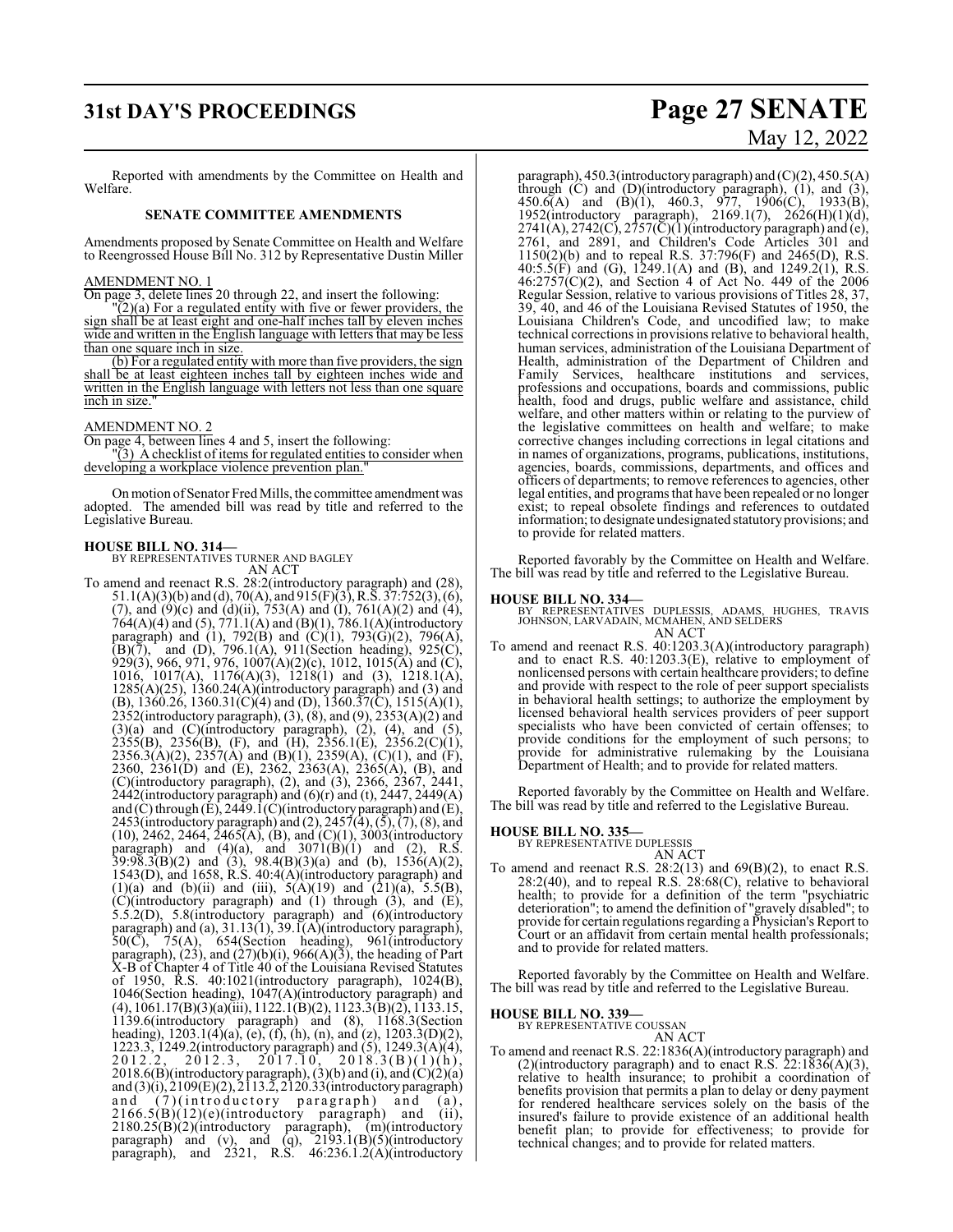Reported with amendments by the Committee on Health and Welfare.

**SENATE COMMITTEE AMENDMENTS**

Amendments proposed by Senate Committee on Health and Welfare to Reengrossed House Bill No. 312 by Representative Dustin Miller

AMENDMENT NO. 1

On page 3, delete lines 20 through 22, and insert the following:

"(2)(a) For a regulated entity with five or fewer providers, the sign shall be at least eight and one-half inches tall by eleven inches wide and written in the English language with letters that may be less than one square inch in size.

(b) For a regulated entity with more than five providers, the sign shall be at least eighteen inches tall by eighteen inches wide and written in the English language with letters not less than one square inch in size."

AMENDMENT NO. 2

On page 4, between lines 4 and 5, insert the following:

"(3) A checklist of items for regulated entities to consider when developing a workplace violence prevention plan."

On motion of Senator Fred Mills, the committee amendment was adopted. The amended bill was read by title and referred to the Legislative Bureau.

**HOUSE BILL NO. 314—**
BY REPRESENTATIVES TURNER AND BAGLEY
AN ACT

To amend and reenact R.S. 28:2(introductory paragraph) and (28), 51.1(A)(3)(b) and (d), 70(A), and 915(F)(3), R.S. 37:752(3), (6), (7), and (9)(c) and (d)(ii), 753(A) and (I), 761(A)(2) and (4), 764(A)(4) and (5), 771.1(A) and (B)(1), 786.1(A)(introductory paragraph) and (1), 792(B) and (C)(1), 793(G)(2), 796(A), (B)(7), and (D), 796.1(A), 911(Section heading), 925(C), 929(3), 966, 971, 976, 1007(A)(2)(c), 1012, 1015(A) and (C), 1016, 1017(A), 1176(A)(3), 1218(1) and (3), 1218.1(A), 1285(A)(25), 1360.24(A)(introductory paragraph) and (3) and (B), 1360.26, 1360.31(C)(4) and (D), 1360.37(C), 1515(A)(1), 2352(introductory paragraph), (3), (8), and (9), 2353(A)(2) and (3)(a) and (C)(introductory paragraph), (2), (4), and (5), 2355(B), 2356(B), (F), and (H), 2356.1(E), 2356.2(C)(1), 2356.3(A)(2), 2357(A) and (B)(1), 2359(A), (C)(1), and (F), 2360, 2361(D) and (E), 2362, 2363(A), 2365(A), (B), and (C)(introductory paragraph), (2), and (3), 2366, 2367, 2441, 2442(introductory paragraph) and (6)(r) and (t), 2447, 2449(A) and (C) through (E), 2449.1(C)(introductory paragraph) and (E), 2453(introductory paragraph) and (2), 2457(4), (5), (7), (8), and (10), 2462, 2464, 2465(A), (B), and (C)(1), 3003(introductory paragraph) and (4)(a), and 3071(B)(1) and (2), R.S. 39:98.3(B)(2) and (3), 98.4(B)(3)(a) and (b), 1536(A)(2), 1543(D), and 1658, R.S. 40:4(A)(introductory paragraph) and (1)(a) and (b)(ii) and (iii), 5(A)(19) and (21)(a), 5.5(B), (C)(introductory paragraph) and (1) through (3), and (E), 5.5.2(D), 5.8(introductory paragraph) and (6)(introductory paragraph) and (a), 31.13(1), 39.1(A)(introductory paragraph), 50(C), 75(A), 654(Section heading), 961(introductory paragraph), (23), and (27)(b)(i), 966(A)(3), the heading of Part X-B of Chapter 4 of Title 40 of the Louisiana Revised Statutes of 1950, R.S. 40:1021(introductory paragraph), 1024(B), 1046(Section heading), 1047(A)(introductory paragraph) and (4), 1061.17(B)(3)(a)(iii), 1122.1(B)(2), 1123.3(B)(2), 1133.15, 1139.6(introductory paragraph) and (8), 1168.3(Section heading), 1203.1(4)(a), (e), (f), (h), (n), and (z), 1203.3(D)(2), 1223.3, 1249.2(introductory paragraph) and (5), 1249.3(A)(4), 2012.2, 2012.3, 2017.10, 2018.3(B)(1)(h), 2018.6(B)(introductory paragraph), (3)(b) and (i), and (C)(2)(a) and (3)(i), 2109(E)(2), 2113.2, 2120.33(introductory paragraph) and (7)(introductory paragraph) and (a), 2166.5(B)(12)(e)(introductory paragraph) and (ii), 2180.25(B)(2)(introductory paragraph), (m)(introductory paragraph) and (v), and (q), 2193.1(B)(5)(introductory paragraph), and 2321, R.S. 46:236.1.2(A)(introductory paragraph), 450.3(introductory paragraph) and (C)(2), 450.5(A) through (C) and (D)(introductory paragraph), (1), and (3), 450.6(A) and (B)(1), 460.3, 977, 1906(C), 1933(B), 1952(introductory paragraph), 2169.1(7), 2626(H)(1)(d), 2741(A), 2742(C), 2757(C)(1)(introductory paragraph) and (e), 2761, and 2891, and Children's Code Articles 301 and 1150(2)(b) and to repeal R.S. 37:796(F) and 2465(D), R.S. 40:5.5(F) and (G), 1249.1(A) and (B), and 1249.2(1), R.S. 46:2757(C)(2), and Section 4 of Act No. 449 of the 2006 Regular Session, relative to various provisions of Titles 28, 37, 39, 40, and 46 of the Louisiana Revised Statutes of 1950, the Louisiana Children's Code, and uncodified law; to make technical corrections in provisions relative to behavioral health, human services, administration of the Louisiana Department of Health, administration of the Department of Children and Family Services, healthcare institutions and services, professions and occupations, boards and commissions, public health, food and drugs, public welfare and assistance, child welfare, and other matters within or relating to the purview of the legislative committees on health and welfare; to make corrective changes including corrections in legal citations and in names of organizations, programs, publications, institutions, agencies, boards, commissions, departments, and offices and officers of departments; to remove references to agencies, other legal entities, and programs that have been repealed or no longer exist; to repeal obsolete findings and references to outdated information; to designate undesignated statutory provisions; and to provide for related matters.

Reported favorably by the Committee on Health and Welfare. The bill was read by title and referred to the Legislative Bureau.

**HOUSE BILL NO. 334—**
BY REPRESENTATIVES DUPLESSIS, ADAMS, HUGHES, TRAVIS JOHNSON, LARVADAIN, MCMAHEN, AND SELDERS
AN ACT

To amend and reenact R.S. 40:1203.3(A)(introductory paragraph) and to enact R.S. 40:1203.3(E), relative to employment of nonlicensed persons with certain healthcare providers; to define and provide with respect to the role of peer support specialists in behavioral health settings; to authorize the employment by licensed behavioral health services providers of peer support specialists who have been convicted of certain offenses; to provide conditions for the employment of such persons; to provide for administrative rulemaking by the Louisiana Department of Health; and to provide for related matters.

Reported favorably by the Committee on Health and Welfare. The bill was read by title and referred to the Legislative Bureau.

**HOUSE BILL NO. 335—**
BY REPRESENTATIVE DUPLESSIS
AN ACT

To amend and reenact R.S. 28:2(13) and 69(B)(2), to enact R.S. 28:2(40), and to repeal R.S. 28:68(C), relative to behavioral health; to provide for a definition of the term "psychiatric deterioration"; to amend the definition of "gravely disabled"; to provide for certain regulations regarding a Physician's Report to Court or an affidavit from certain mental health professionals; and to provide for related matters.

Reported favorably by the Committee on Health and Welfare. The bill was read by title and referred to the Legislative Bureau.

**HOUSE BILL NO. 339—**
BY REPRESENTATIVE COUSSAN
AN ACT

To amend and reenact R.S. 22:1836(A)(introductory paragraph) and (2)(introductory paragraph) and to enact R.S. 22:1836(A)(3), relative to health insurance; to prohibit a coordination of benefits provision that permits a plan to delay or deny payment for rendered healthcare services solely on the basis of the insured's failure to provide existence of an additional health benefit plan; to provide for effectiveness; to provide for technical changes; and to provide for related matters.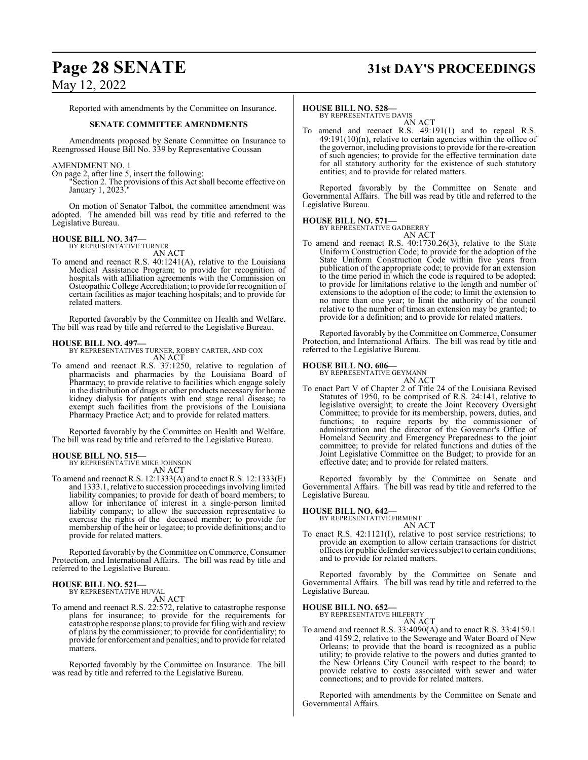Reported with amendments by the Committee on Insurance.

**SENATE COMMITTEE AMENDMENTS**

Amendments proposed by Senate Committee on Insurance to Reengrossed House Bill No. 339 by Representative Coussan

AMENDMENT NO. 1

On page 2, after line 5, insert the following:

"Section 2. The provisions of this Act shall become effective on January 1, 2023."

On motion of Senator Talbot, the committee amendment was adopted. The amended bill was read by title and referred to the Legislative Bureau.

**HOUSE BILL NO. 347—**
BY REPRESENTATIVE TURNER

AN ACT

To amend and reenact R.S. 40:1241(A), relative to the Louisiana Medical Assistance Program; to provide for recognition of hospitals with affiliation agreements with the Commission on Osteopathic College Accreditation; to provide for recognition of certain facilities as major teaching hospitals; and to provide for related matters.

Reported favorably by the Committee on Health and Welfare. The bill was read by title and referred to the Legislative Bureau.

**HOUSE BILL NO. 497—**
BY REPRESENTATIVES TURNER, ROBBY CARTER, AND COX

AN ACT

To amend and reenact R.S. 37:1250, relative to regulation of pharmacists and pharmacies by the Louisiana Board of Pharmacy; to provide relative to facilities which engage solely in the distribution of drugs or other products necessary for home kidney dialysis for patients with end stage renal disease; to exempt such facilities from the provisions of the Louisiana Pharmacy Practice Act; and to provide for related matters.

Reported favorably by the Committee on Health and Welfare. The bill was read by title and referred to the Legislative Bureau.

**HOUSE BILL NO. 515—**
BY REPRESENTATIVE MIKE JOHNSON

AN ACT

To amend and reenact R.S. 12:1333(A) and to enact R.S. 12:1333(E) and 1333.1, relative to succession proceedings involving limited liability companies; to provide for death of board members; to allow for inheritance of interest in a single-person limited liability company; to allow the succession representative to exercise the rights of the deceased member; to provide for membership of the heir or legatee; to provide definitions; and to provide for related matters.

Reported favorably by the Committee on Commerce, Consumer Protection, and International Affairs. The bill was read by title and referred to the Legislative Bureau.

**HOUSE BILL NO. 521—**
BY REPRESENTATIVE HUVAL

AN ACT

To amend and reenact R.S. 22:572, relative to catastrophe response plans for insurance; to provide for the requirements for catastrophe response plans; to provide for filing with and review of plans by the commissioner; to provide for confidentiality; to provide for enforcement and penalties; and to provide for related matters.

Reported favorably by the Committee on Insurance. The bill was read by title and referred to the Legislative Bureau.

**HOUSE BILL NO. 528—**
BY REPRESENTATIVE DAVIS

AN ACT

To amend and reenact R.S. 49:191(1) and to repeal R.S. 49:191(10)(n), relative to certain agencies within the office of the governor, including provisions to provide for the re-creation of such agencies; to provide for the effective termination date for all statutory authority for the existence of such statutory entities; and to provide for related matters.

Reported favorably by the Committee on Senate and Governmental Affairs. The bill was read by title and referred to the Legislative Bureau.

**HOUSE BILL NO. 571—**
BY REPRESENTATIVE GADBERRY

AN ACT

To amend and reenact R.S. 40:1730.26(3), relative to the State Uniform Construction Code; to provide for the adoption of the State Uniform Construction Code within five years from publication of the appropriate code; to provide for an extension to the time period in which the code is required to be adopted; to provide for limitations relative to the length and number of extensions to the adoption of the code; to limit the extension to no more than one year; to limit the authority of the council relative to the number of times an extension may be granted; to provide for a definition; and to provide for related matters.

Reported favorably by the Committee on Commerce, Consumer Protection, and International Affairs. The bill was read by title and referred to the Legislative Bureau.

**HOUSE BILL NO. 606—**
BY REPRESENTATIVE GEYMANN

AN ACT

To enact Part V of Chapter 2 of Title 24 of the Louisiana Revised Statutes of 1950, to be comprised of R.S. 24:141, relative to legislative oversight; to create the Joint Recovery Oversight Committee; to provide for its membership, powers, duties, and functions; to require reports by the commissioner of administration and the director of the Governor's Office of Homeland Security and Emergency Preparedness to the joint committee; to provide for related functions and duties of the Joint Legislative Committee on the Budget; to provide for an effective date; and to provide for related matters.

Reported favorably by the Committee on Senate and Governmental Affairs. The bill was read by title and referred to the Legislative Bureau.

**HOUSE BILL NO. 642—**
BY REPRESENTATIVE FIRMENT

AN ACT

To enact R.S. 42:1121(I), relative to post service restrictions; to provide an exemption to allow certain transactions for district offices for public defender services subject to certain conditions; and to provide for related matters.

Reported favorably by the Committee on Senate and Governmental Affairs. The bill was read by title and referred to the Legislative Bureau.

**HOUSE BILL NO. 652—**
BY REPRESENTATIVE HILFERTY

AN ACT

To amend and reenact R.S. 33:4090(A) and to enact R.S. 33:4159.1 and 4159.2, relative to the Sewerage and Water Board of New Orleans; to provide that the board is recognized as a public utility; to provide relative to the powers and duties granted to the New Orleans City Council with respect to the board; to provide relative to costs associated with sewer and water connections; and to provide for related matters.

Reported with amendments by the Committee on Senate and Governmental Affairs.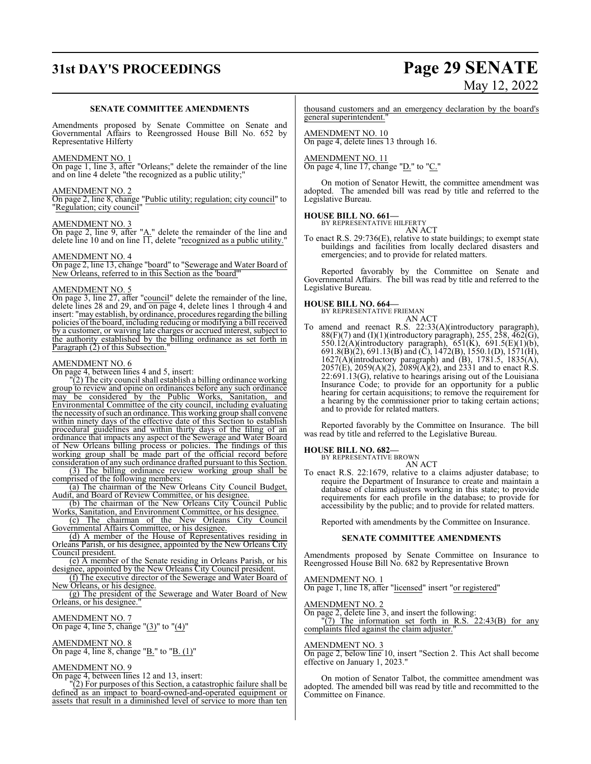### SENATE COMMITTEE AMENDMENTS

Amendments proposed by Senate Committee on Senate and Governmental Affairs to Reengrossed House Bill No. 652 by Representative Hilferty

AMENDMENT NO. 1
On page 1, line 3, after "Orleans;" delete the remainder of the line and on line 4 delete "the recognized as a public utility;"

AMENDMENT NO. 2
On page 2, line 8, change "Public utility; regulation; city council" to "Regulation; city council"

AMENDMENT NO. 3
On page 2, line 9, after "A." delete the remainder of the line and delete line 10 and on line 11, delete "recognized as a public utility."

AMENDMENT NO. 4
On page 2, line 13, change "board" to "Sewerage and Water Board of New Orleans, referred to in this Section as the 'board'"

AMENDMENT NO. 5
On page 3, line 27, after "council" delete the remainder of the line, delete lines 28 and 29, and on page 4, delete lines 1 through 4 and insert: "may establish, by ordinance, procedures regarding the billing policies of the board, including reducing or modifying a bill received by a customer, or waiving late charges or accrued interest, subject to the authority established by the billing ordinance as set forth in Paragraph (2) of this Subsection."

AMENDMENT NO. 6
On page 4, between lines 4 and 5, insert:

"(2) The city council shall establish a billing ordinance working group to review and opine on ordinances before any such ordinance may be considered by the Public Works, Sanitation, and Environmental Committee of the city council, including evaluating the necessity of such an ordinance. This working group shall convene within ninety days of the effective date of this Section to establish procedural guidelines and within thirty days of the filing of an ordinance that impacts any aspect of the Sewerage and Water Board of New Orleans billing process or policies. The findings of this working group shall be made part of the official record before consideration of any such ordinance drafted pursuant to this Section.

(3) The billing ordinance review working group shall be comprised of the following members:

(a) The chairman of the New Orleans City Council Budget, Audit, and Board of Review Committee, or his designee.

(b) The chairman of the New Orleans City Council Public Works, Sanitation, and Environment Committee, or his designee.

(c) The chairman of the New Orleans City Council Governmental Affairs Committee, or his designee.

(d) A member of the House of Representatives residing in Orleans Parish, or his designee, appointed by the New Orleans City Council president.

(e) A member of the Senate residing in Orleans Parish, or his designee, appointed by the New Orleans City Council president.

(f) The executive director of the Sewerage and Water Board of New Orleans, or his designee.

(g) The president of the Sewerage and Water Board of New Orleans, or his designee."

AMENDMENT NO. 7
On page 4, line 5, change "(3)" to "(4)"

AMENDMENT NO. 8
On page 4, line 8, change "B." to "B. (1)"

AMENDMENT NO. 9
On page 4, between lines 12 and 13, insert:

"(2) For purposes of this Section, a catastrophic failure shall be defined as an impact to board-owned-and-operated equipment or assets that result in a diminished level of service to more than ten thousand customers and an emergency declaration by the board's general superintendent."

AMENDMENT NO. 10
On page 4, delete lines 13 through 16.

AMENDMENT NO. 11
On page 4, line 17, change "D." to "C."

On motion of Senator Hewitt, the committee amendment was adopted. The amended bill was read by title and referred to the Legislative Bureau.

**HOUSE BILL NO. 661—**
BY REPRESENTATIVE HILFERTY
AN ACT
To enact R.S. 29:736(E), relative to state buildings; to exempt state buildings and facilities from locally declared disasters and emergencies; and to provide for related matters.

Reported favorably by the Committee on Senate and Governmental Affairs. The bill was read by title and referred to the Legislative Bureau.

**HOUSE BILL NO. 664—**
BY REPRESENTATIVE FRIEMAN
AN ACT
To amend and reenact R.S. 22:33(A)(introductory paragraph), 88(F)(7) and (I)(1)(introductory paragraph), 255, 258, 462(G), 550.12(A)(introductory paragraph), 651(K), 691.5(E)(1)(b), 691.8(B)(2), 691.13(B) and (C), 1472(B), 1550.1(D), 1571(H), 1627(A)(introductory paragraph) and (B), 1781.5, 1835(A), 2057(E), 2059(A)(2), 2089(A)(2), and 2331 and to enact R.S. 22:691.13(G), relative to hearings arising out of the Louisiana Insurance Code; to provide for an opportunity for a public hearing for certain acquisitions; to remove the requirement for a hearing by the commissioner prior to taking certain actions; and to provide for related matters.

Reported favorably by the Committee on Insurance. The bill was read by title and referred to the Legislative Bureau.

**HOUSE BILL NO. 682—**
BY REPRESENTATIVE BROWN
AN ACT
To enact R.S. 22:1679, relative to a claims adjuster database; to require the Department of Insurance to create and maintain a database of claims adjusters working in this state; to provide requirements for each profile in the database; to provide for accessibility by the public; and to provide for related matters.

Reported with amendments by the Committee on Insurance.

### SENATE COMMITTEE AMENDMENTS

Amendments proposed by Senate Committee on Insurance to Reengrossed House Bill No. 682 by Representative Brown

AMENDMENT NO. 1
On page 1, line 18, after "licensed" insert "or registered"

AMENDMENT NO. 2
On page 2, delete line 3, and insert the following:

"(7) The information set forth in R.S. 22:43(B) for any complaints filed against the claim adjuster."

AMENDMENT NO. 3
On page 2, below line 10, insert "Section 2. This Act shall become effective on January 1, 2023."

On motion of Senator Talbot, the committee amendment was adopted. The amended bill was read by title and recommitted to the Committee on Finance.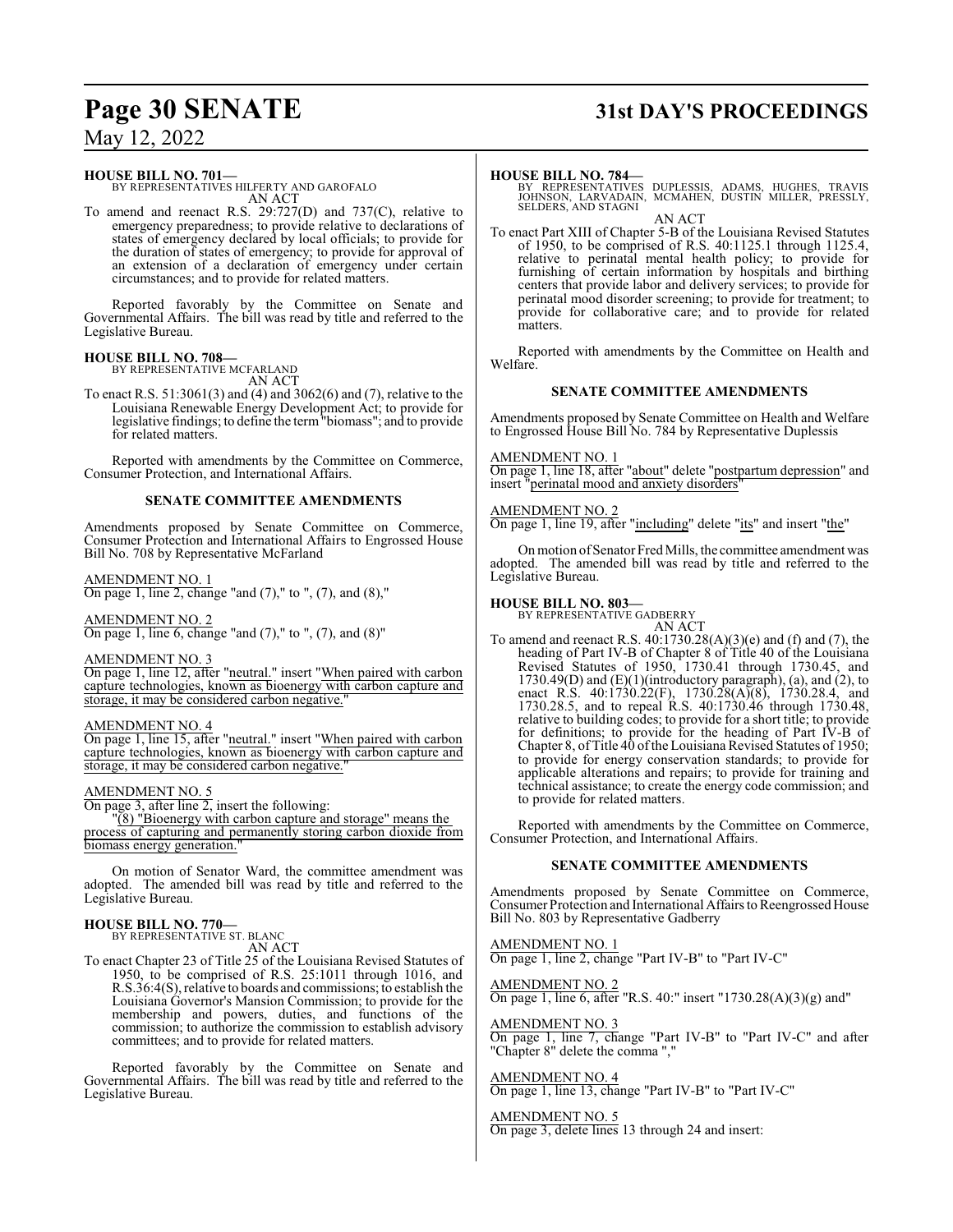**HOUSE BILL NO. 701—**
BY REPRESENTATIVES HILFERTY AND GAROFALO
AN ACT

To amend and reenact R.S. 29:727(D) and 737(C), relative to emergency preparedness; to provide relative to declarations of states of emergency declared by local officials; to provide for the duration of states of emergency; to provide for approval of an extension of a declaration of emergency under certain circumstances; and to provide for related matters.

Reported favorably by the Committee on Senate and Governmental Affairs. The bill was read by title and referred to the Legislative Bureau.

**HOUSE BILL NO. 708—**
BY REPRESENTATIVE MCFARLAND
AN ACT

To enact R.S. 51:3061(3) and (4) and 3062(6) and (7), relative to the Louisiana Renewable Energy Development Act; to provide for legislative findings; to define the term "biomass"; and to provide for related matters.

Reported with amendments by the Committee on Commerce, Consumer Protection, and International Affairs.

**SENATE COMMITTEE AMENDMENTS**

Amendments proposed by Senate Committee on Commerce, Consumer Protection and International Affairs to Engrossed House Bill No. 708 by Representative McFarland

AMENDMENT NO. 1
On page 1, line 2, change "and (7)," to ", (7), and (8),"

AMENDMENT NO. 2
On page 1, line 6, change "and (7)," to ", (7), and (8)"

AMENDMENT NO. 3
On page 1, line 12, after "neutral." insert "When paired with carbon capture technologies, known as bioenergy with carbon capture and storage, it may be considered carbon negative."

AMENDMENT NO. 4
On page 1, line 15, after "neutral." insert "When paired with carbon capture technologies, known as bioenergy with carbon capture and storage, it may be considered carbon negative."

AMENDMENT NO. 5
On page 3, after line 2, insert the following:
"(8) "Bioenergy with carbon capture and storage" means the process of capturing and permanently storing carbon dioxide from biomass energy generation."

On motion of Senator Ward, the committee amendment was adopted. The amended bill was read by title and referred to the Legislative Bureau.

**HOUSE BILL NO. 770—**
BY REPRESENTATIVE ST. BLANC
AN ACT

To enact Chapter 23 of Title 25 of the Louisiana Revised Statutes of 1950, to be comprised of R.S. 25:1011 through 1016, and R.S.36:4(S), relative to boards and commissions; to establish the Louisiana Governor's Mansion Commission; to provide for the membership and powers, duties, and functions of the commission; to authorize the commission to establish advisory committees; and to provide for related matters.

Reported favorably by the Committee on Senate and Governmental Affairs. The bill was read by title and referred to the Legislative Bureau.

**HOUSE BILL NO. 784—**
BY REPRESENTATIVES DUPLESSIS, ADAMS, HUGHES, TRAVIS JOHNSON, LARVADAIN, MCMAHEN, DUSTIN MILLER, PRESSLY, SELDERS, AND STAGNI
AN ACT

To enact Part XIII of Chapter 5-B of the Louisiana Revised Statutes of 1950, to be comprised of R.S. 40:1125.1 through 1125.4, relative to perinatal mental health policy; to provide for furnishing of certain information by hospitals and birthing centers that provide labor and delivery services; to provide for perinatal mood disorder screening; to provide for treatment; to provide for collaborative care; and to provide for related matters.

Reported with amendments by the Committee on Health and Welfare.

**SENATE COMMITTEE AMENDMENTS**

Amendments proposed by Senate Committee on Health and Welfare to Engrossed House Bill No. 784 by Representative Duplessis

AMENDMENT NO. 1
On page 1, line 18, after "about" delete "postpartum depression" and insert "perinatal mood and anxiety disorders"

AMENDMENT NO. 2
On page 1, line 19, after "including" delete "its" and insert "the"

On motion of Senator Fred Mills, the committee amendment was adopted. The amended bill was read by title and referred to the Legislative Bureau.

**HOUSE BILL NO. 803—**
BY REPRESENTATIVE GADBERRY
AN ACT

To amend and reenact R.S. 40:1730.28(A)(3)(e) and (f) and (7), the heading of Part IV-B of Chapter 8 of Title 40 of the Louisiana Revised Statutes of 1950, 1730.41 through 1730.45, and 1730.49(D) and (E)(1)(introductory paragraph), (a), and (2), to enact R.S. 40:1730.22(F), 1730.28(A)(8), 1730.28.4, and 1730.28.5, and to repeal R.S. 40:1730.46 through 1730.48, relative to building codes; to provide for a short title; to provide for definitions; to provide for the heading of Part IV-B of Chapter 8, of Title 40 of the Louisiana Revised Statutes of 1950; to provide for energy conservation standards; to provide for applicable alterations and repairs; to provide for training and technical assistance; to create the energy code commission; and to provide for related matters.

Reported with amendments by the Committee on Commerce, Consumer Protection, and International Affairs.

**SENATE COMMITTEE AMENDMENTS**

Amendments proposed by Senate Committee on Commerce, Consumer Protection and International Affairs to Reengrossed House Bill No. 803 by Representative Gadberry

AMENDMENT NO. 1
On page 1, line 2, change "Part IV-B" to "Part IV-C"

AMENDMENT NO. 2
On page 1, line 6, after "R.S. 40:" insert "1730.28(A)(3)(g) and"

AMENDMENT NO. 3
On page 1, line 7, change "Part IV-B" to "Part IV-C" and after "Chapter 8" delete the comma ","

AMENDMENT NO. 4
On page 1, line 13, change "Part IV-B" to "Part IV-C"

AMENDMENT NO. 5
On page 3, delete lines 13 through 24 and insert: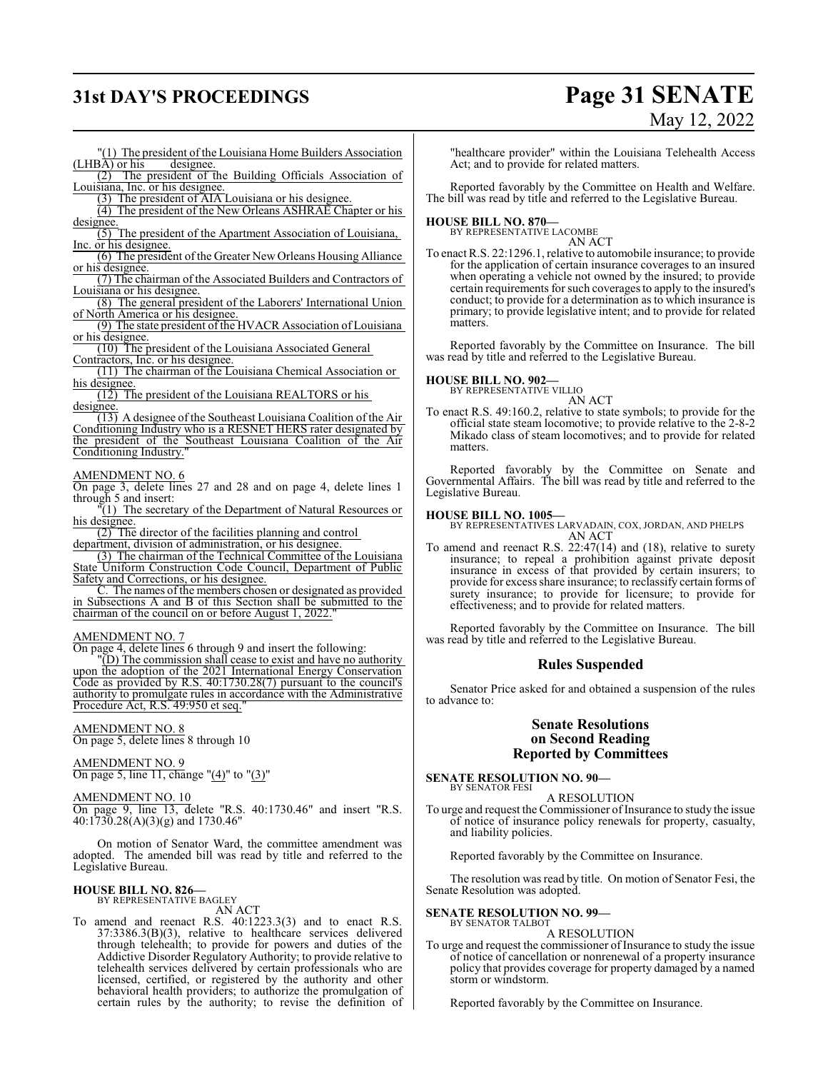"(1) The president of the Louisiana Home Builders Association (LHBA) or his designee.

(2) The president of the Building Officials Association of Louisiana, Inc. or his designee.

(3) The president of AIA Louisiana or his designee.

(4) The president of the New Orleans ASHRAE Chapter or his designee.

(5) The president of the Apartment Association of Louisiana, Inc. or his designee.

(6) The president of the Greater New Orleans Housing Alliance or his designee.

(7) The chairman of the Associated Builders and Contractors of Louisiana or his designee.

(8) The general president of the Laborers' International Union of North America or his designee.

(9) The state president of the HVACR Association of Louisiana or his designee.

(10) The president of the Louisiana Associated General Contractors, Inc. or his designee.

(11) The chairman of the Louisiana Chemical Association or his designee.

(12) The president of the Louisiana REALTORS or his designee.

(13) A designee of the Southeast Louisiana Coalition of the Air Conditioning Industry who is a RESNET HERS rater designated by the president of the Southeast Louisiana Coalition of the Air Conditioning Industry."

AMENDMENT NO. 6

On page 3, delete lines 27 and 28 and on page 4, delete lines 1 through 5 and insert:

"(1) The secretary of the Department of Natural Resources or his designee.

(2) The director of the facilities planning and control department, division of administration, or his designee.

(3) The chairman of the Technical Committee of the Louisiana State Uniform Construction Code Council, Department of Public Safety and Corrections, or his designee.

C. The names of the members chosen or designated as provided in Subsections A and B of this Section shall be submitted to the chairman of the council on or before August 1, 2022."

AMENDMENT NO. 7

On page 4, delete lines 6 through 9 and insert the following:

"(D) The commission shall cease to exist and have no authority upon the adoption of the 2021 International Energy Conservation Code as provided by R.S. 40:1730.28(7) pursuant to the council's authority to promulgate rules in accordance with the Administrative Procedure Act, R.S. 49:950 et seq."

AMENDMENT NO. 8

On page 5, delete lines 8 through 10

AMENDMENT NO. 9

On page 5, line 11, change "(4)" to "(3)"

AMENDMENT NO. 10

On page 9, line 13, delete "R.S. 40:1730.46" and insert "R.S. 40:1730.28(A)(3)(g) and 1730.46"

On motion of Senator Ward, the committee amendment was adopted. The amended bill was read by title and referred to the Legislative Bureau.

**HOUSE BILL NO. 826—**
BY REPRESENTATIVE BAGLEY
AN ACT

To amend and reenact R.S. 40:1223.3(3) and to enact R.S. 37:3386.3(B)(3), relative to healthcare services delivered through telehealth; to provide for powers and duties of the Addictive Disorder Regulatory Authority; to provide relative to telehealth services delivered by certain professionals who are licensed, certified, or registered by the authority and other behavioral health providers; to authorize the promulgation of certain rules by the authority; to revise the definition of "healthcare provider" within the Louisiana Telehealth Access Act; and to provide for related matters.

Reported favorably by the Committee on Health and Welfare. The bill was read by title and referred to the Legislative Bureau.

**HOUSE BILL NO. 870—**
BY REPRESENTATIVE LACOMBE
AN ACT

To enact R.S. 22:1296.1, relative to automobile insurance; to provide for the application of certain insurance coverages to an insured when operating a vehicle not owned by the insured; to provide certain requirements for such coverages to apply to the insured's conduct; to provide for a determination as to which insurance is primary; to provide legislative intent; and to provide for related matters.

Reported favorably by the Committee on Insurance. The bill was read by title and referred to the Legislative Bureau.

**HOUSE BILL NO. 902—**
BY REPRESENTATIVE VILLIO
AN ACT

To enact R.S. 49:160.2, relative to state symbols; to provide for the official state steam locomotive; to provide relative to the 2-8-2 Mikado class of steam locomotives; and to provide for related matters.

Reported favorably by the Committee on Senate and Governmental Affairs. The bill was read by title and referred to the Legislative Bureau.

**HOUSE BILL NO. 1005—**
BY REPRESENTATIVES LARVADAIN, COX, JORDAN, AND PHELPS
AN ACT

To amend and reenact R.S. 22:47(14) and (18), relative to surety insurance; to repeal a prohibition against private deposit insurance in excess of that provided by certain insurers; to provide for excess share insurance; to reclassify certain forms of surety insurance; to provide for licensure; to provide for effectiveness; and to provide for related matters.

Reported favorably by the Committee on Insurance. The bill was read by title and referred to the Legislative Bureau.

## Rules Suspended

Senator Price asked for and obtained a suspension of the rules to advance to:

## Senate Resolutions on Second Reading Reported by Committees

**SENATE RESOLUTION NO. 90—**
BY SENATOR FESI
A RESOLUTION

To urge and request the Commissioner of Insurance to study the issue of notice of insurance policy renewals for property, casualty, and liability policies.

Reported favorably by the Committee on Insurance.

The resolution was read by title. On motion of Senator Fesi, the Senate Resolution was adopted.

**SENATE RESOLUTION NO. 99—**
BY SENATOR TALBOT
A RESOLUTION

To urge and request the commissioner of Insurance to study the issue of notice of cancellation or nonrenewal of a property insurance policy that provides coverage for property damaged by a named storm or windstorm.

Reported favorably by the Committee on Insurance.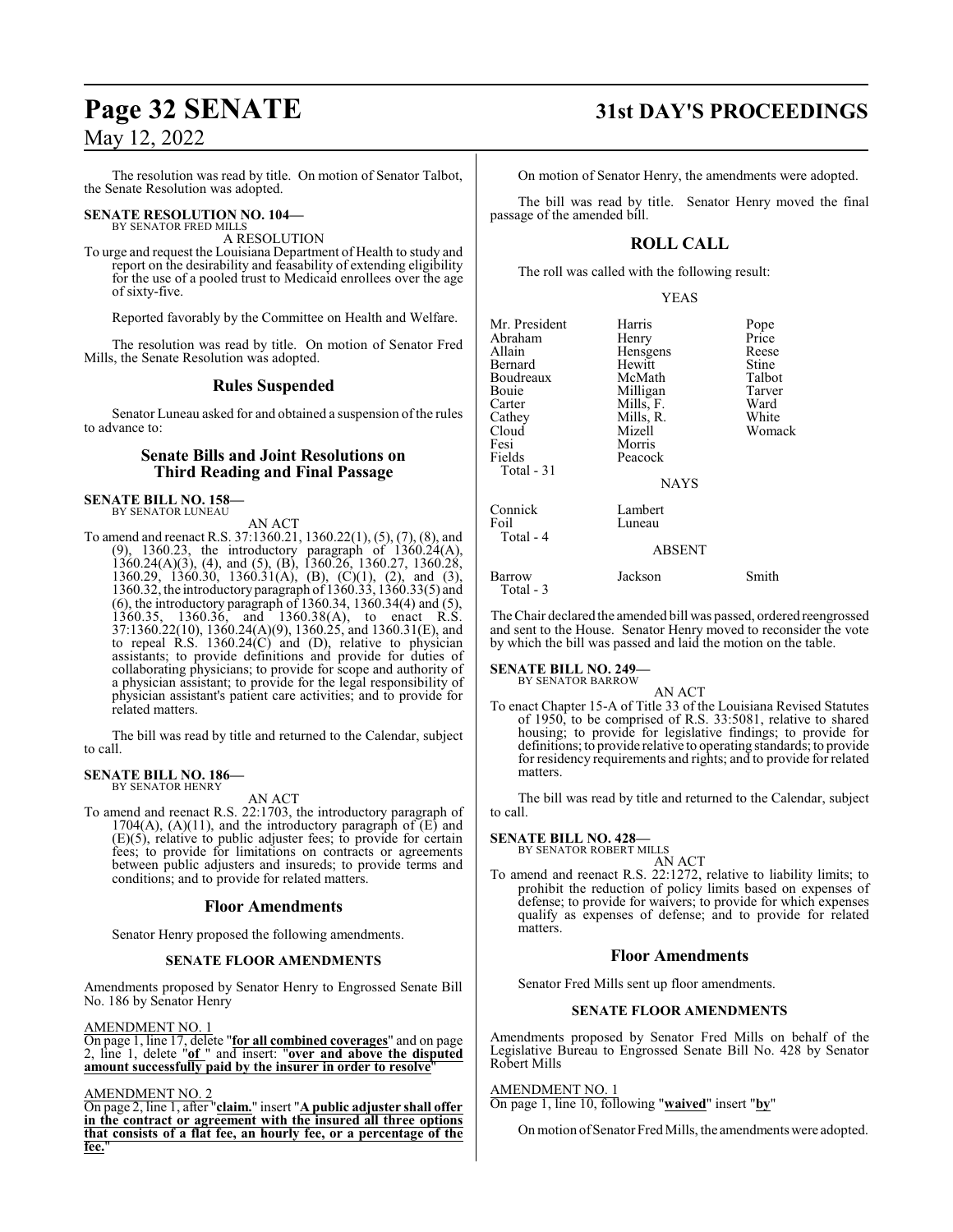The resolution was read by title. On motion of Senator Talbot, the Senate Resolution was adopted.

**SENATE RESOLUTION NO. 104—**
BY SENATOR FRED MILLS

A RESOLUTION

To urge and request the Louisiana Department of Health to study and report on the desirability and feasability of extending eligibility for the use of a pooled trust to Medicaid enrollees over the age of sixty-five.

Reported favorably by the Committee on Health and Welfare.

The resolution was read by title. On motion of Senator Fred Mills, the Senate Resolution was adopted.

## Rules Suspended

Senator Luneau asked for and obtained a suspension of the rules to advance to:

## Senate Bills and Joint Resolutions on Third Reading and Final Passage

**SENATE BILL NO. 158—**
BY SENATOR LUNEAU

AN ACT

To amend and reenact R.S. 37:1360.21, 1360.22(1), (5), (7), (8), and (9), 1360.23, the introductory paragraph of 1360.24(A), 1360.24(A)(3), (4), and (5), (B), 1360.26, 1360.27, 1360.28, 1360.29, 1360.30, 1360.31(A), (B), (C)(1), (2), and (3), 1360.32, the introductory paragraph of 1360.33, 1360.33(5) and (6), the introductory paragraph of 1360.34, 1360.34(4) and (5), 1360.35, 1360.36, and 1360.38(A), to enact R.S. 37:1360.22(10), 1360.24(A)(9), 1360.25, and 1360.31(E), and to repeal R.S. 1360.24(C) and (D), relative to physician assistants; to provide definitions and provide for duties of collaborating physicians; to provide for scope and authority of a physician assistant; to provide for the legal responsibility of physician assistant's patient care activities; and to provide for related matters.

The bill was read by title and returned to the Calendar, subject to call.

**SENATE BILL NO. 186—**
BY SENATOR HENRY

AN ACT

To amend and reenact R.S. 22:1703, the introductory paragraph of 1704(A), (A)(11), and the introductory paragraph of (E) and (E)(5), relative to public adjuster fees; to provide for certain fees; to provide for limitations on contracts or agreements between public adjusters and insureds; to provide terms and conditions; and to provide for related matters.

## Floor Amendments

Senator Henry proposed the following amendments.

### SENATE FLOOR AMENDMENTS

Amendments proposed by Senator Henry to Engrossed Senate Bill No. 186 by Senator Henry

AMENDMENT NO. 1

On page 1, line 17, delete "**for all combined coverages**" and on page 2, line 1, delete "**of** " and insert: "**over and above the disputed amount successfully paid by the insurer in order to resolve**"

AMENDMENT NO. 2

On page 2, line 1, after "**claim.**" insert "**A public adjuster shall offer in the contract or agreement with the insured all three options that consists of a flat fee, an hourly fee, or a percentage of the fee.**"

On motion of Senator Henry, the amendments were adopted.

The bill was read by title. Senator Henry moved the final passage of the amended bill.

## ROLL CALL

The roll was called with the following result:

YEAS

| | | |
|---|---|---|
| Mr. President | Harris | Pope |
| Abraham | Henry | Price |
| Allain | Hensgens | Reese |
| Bernard | Hewitt | Stine |
| Boudreaux | McMath | Talbot |
| Bouie | Milligan | Tarver |
| Carter | Mills, F. | Ward |
| Cathey | Mills, R. | White |
| Cloud | Mizell | Womack |
| Fesi | Morris | |
| Fields | Peacock | |
| Total - 31 | | |

NAYS

| | |
|---|---|
| Connick | Lambert |
| Foil | Luneau |
| Total - 4 | |

ABSENT

| | | |
|---|---|---|
| Barrow | Jackson | Smith |
| Total - 3 | | |

The Chair declared the amended bill was passed, ordered reengrossed and sent to the House. Senator Henry moved to reconsider the vote by which the bill was passed and laid the motion on the table.

**SENATE BILL NO. 249—**
BY SENATOR BARROW

AN ACT

To enact Chapter 15-A of Title 33 of the Louisiana Revised Statutes of 1950, to be comprised of R.S. 33:5081, relative to shared housing; to provide for legislative findings; to provide for definitions; to provide relative to operating standards; to provide for residency requirements and rights; and to provide for related matters.

The bill was read by title and returned to the Calendar, subject to call.

**SENATE BILL NO. 428—**
BY SENATOR ROBERT MILLS

AN ACT

To amend and reenact R.S. 22:1272, relative to liability limits; to prohibit the reduction of policy limits based on expenses of defense; to provide for waivers; to provide for which expenses qualify as expenses of defense; and to provide for related matters.

## Floor Amendments

Senator Fred Mills sent up floor amendments.

### SENATE FLOOR AMENDMENTS

Amendments proposed by Senator Fred Mills on behalf of the Legislative Bureau to Engrossed Senate Bill No. 428 by Senator Robert Mills

AMENDMENT NO. 1

On page 1, line 10, following "**waived**" insert "**by**"

On motion of Senator Fred Mills, the amendments were adopted.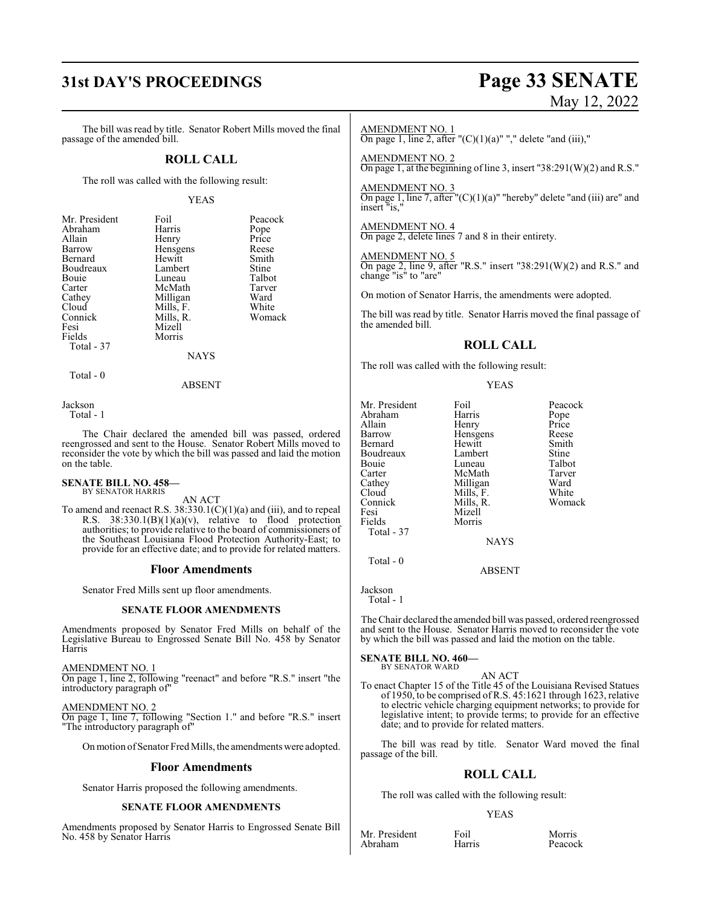The bill was read by title. Senator Robert Mills moved the final passage of the amended bill.

## ROLL CALL

The roll was called with the following result:

YEAS

| | | |
|---|---|---|
| Mr. President | Foil | Peacock |
| Abraham | Harris | Pope |
| Allain | Henry | Price |
| Barrow | Hensgens | Reese |
| Bernard | Hewitt | Smith |
| Boudreaux | Lambert | Stine |
| Bouie | Luneau | Talbot |
| Carter | McMath | Tarver |
| Cathey | Milligan | Ward |
| Cloud | Mills, F. | White |
| Connick | Mills, R. | Womack |
| Fesi | Mizell | |
| Fields | Morris | |

Total - 37

NAYS

Total - 0

ABSENT

Jackson

Total - 1

The Chair declared the amended bill was passed, ordered reengrossed and sent to the House. Senator Robert Mills moved to reconsider the vote by which the bill was passed and laid the motion on the table.

**SENATE BILL NO. 458—**
BY SENATOR HARRIS

AN ACT

To amend and reenact R.S. 38:330.1(C)(1)(a) and (iii), and to repeal R.S. 38:330.1(B)(1)(a)(v), relative to flood protection authorities; to provide relative to the board of commissioners of the Southeast Louisiana Flood Protection Authority-East; to provide for an effective date; and to provide for related matters.

### Floor Amendments

Senator Fred Mills sent up floor amendments.

**SENATE FLOOR AMENDMENTS**

Amendments proposed by Senator Fred Mills on behalf of the Legislative Bureau to Engrossed Senate Bill No. 458 by Senator Harris

AMENDMENT NO. 1
On page 1, line 2, following "reenact" and before "R.S." insert "the introductory paragraph of"

AMENDMENT NO. 2
On page 1, line 7, following "Section 1." and before "R.S." insert "The introductory paragraph of"

On motion of Senator Fred Mills, the amendments were adopted.

### Floor Amendments

Senator Harris proposed the following amendments.

**SENATE FLOOR AMENDMENTS**

Amendments proposed by Senator Harris to Engrossed Senate Bill No. 458 by Senator Harris

AMENDMENT NO. 1
On page 1, line 2, after "(C)(1)(a)" "," delete "and (iii),"

AMENDMENT NO. 2
On page 1, at the beginning of line 3, insert "38:291(W)(2) and R.S."

AMENDMENT NO. 3
On page 1, line 7, after "(C)(1)(a)" "hereby" delete "and (iii) are" and insert "is,"

AMENDMENT NO. 4
On page 2, delete lines 7 and 8 in their entirety.

AMENDMENT NO. 5
On page 2, line 9, after "R.S." insert "38:291(W)(2) and R.S." and change "is" to "are"

On motion of Senator Harris, the amendments were adopted.

The bill was read by title. Senator Harris moved the final passage of the amended bill.

## ROLL CALL

The roll was called with the following result:

YEAS

| | | |
|---|---|---|
| Mr. President | Foil | Peacock |
| Abraham | Harris | Pope |
| Allain | Henry | Price |
| Barrow | Hensgens | Reese |
| Bernard | Hewitt | Smith |
| Boudreaux | Lambert | Stine |
| Bouie | Luneau | Talbot |
| Carter | McMath | Tarver |
| Cathey | Milligan | Ward |
| Cloud | Mills, F. | White |
| Connick | Mills, R. | Womack |
| Fesi | Mizell | |
| Fields | Morris | |

Total - 37

NAYS

Total - 0

ABSENT

Jackson

Total - 1

The Chair declared the amended bill was passed, ordered reengrossed and sent to the House. Senator Harris moved to reconsider the vote by which the bill was passed and laid the motion on the table.

**SENATE BILL NO. 460—**
BY SENATOR WARD

AN ACT

To enact Chapter 15 of the Title 45 of the Louisiana Revised Statues of 1950, to be comprised of R.S. 45:1621 through 1623, relative to electric vehicle charging equipment networks; to provide for legislative intent; to provide terms; to provide for an effective date; and to provide for related matters.

The bill was read by title. Senator Ward moved the final passage of the bill.

## ROLL CALL

The roll was called with the following result:

YEAS

| | | |
|---|---|---|
| Mr. President | Foil | Morris |
| Abraham | Harris | Peacock |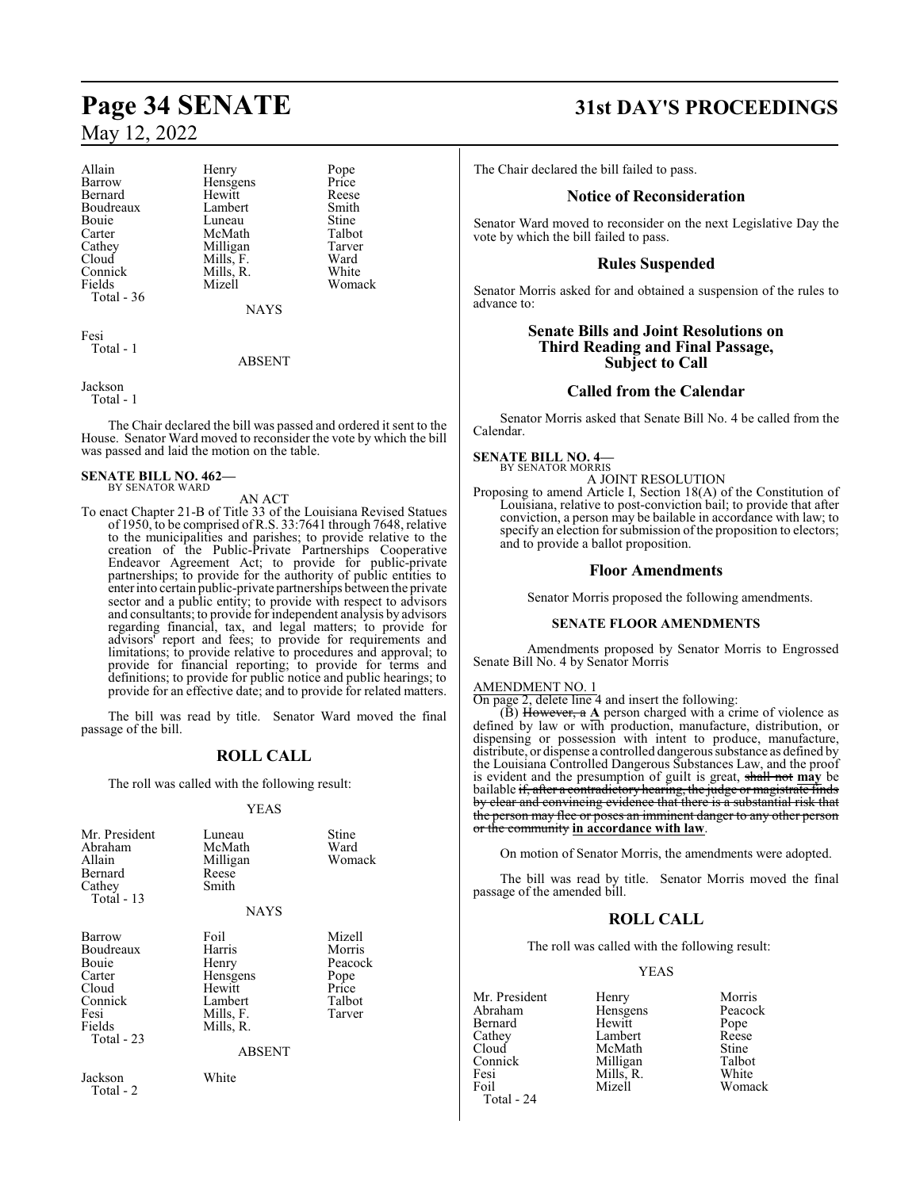| | | |
|---|---|---|
| Allain | Henry | Pope |
| Barrow | Hensgens | Price |
| Bernard | Hewitt | Reese |
| Boudreaux | Lambert | Smith |
| Bouie | Luneau | Stine |
| Carter | McMath | Talbot |
| Cathey | Milligan | Tarver |
| Cloud | Mills, F. | Ward |
| Connick | Mills, R. | White |
| Fields | Mizell | Womack |
| Total - 36 | | |

NAYS

Fesi
Total - 1

ABSENT

Jackson
Total - 1

The Chair declared the bill was passed and ordered it sent to the House. Senator Ward moved to reconsider the vote by which the bill was passed and laid the motion on the table.

**SENATE BILL NO. 462—**
BY SENATOR WARD

AN ACT

To enact Chapter 21-B of Title 33 of the Louisiana Revised Statues of 1950, to be comprised of R.S. 33:7641 through 7648, relative to the municipalities and parishes; to provide relative to the creation of the Public-Private Partnerships Cooperative Endeavor Agreement Act; to provide for public-private partnerships; to provide for the authority of public entities to enter into certain public-private partnerships between the private sector and a public entity; to provide with respect to advisors and consultants; to provide for independent analysis by advisors regarding financial, tax, and legal matters; to provide for advisors' report and fees; to provide for requirements and limitations; to provide relative to procedures and approval; to provide for financial reporting; to provide for terms and definitions; to provide for public notice and public hearings; to provide for an effective date; and to provide for related matters.

The bill was read by title. Senator Ward moved the final passage of the bill.

## ROLL CALL

The roll was called with the following result:

YEAS

| | | |
|---|---|---|
| Mr. President | Luneau | Stine |
| Abraham | McMath | Ward |
| Allain | Milligan | Womack |
| Bernard | Reese | |
| Cathey | Smith | |
| Total - 13 | | |

NAYS

| | | |
|---|---|---|
| Barrow | Foil | Mizell |
| Boudreaux | Harris | Morris |
| Bouie | Henry | Peacock |
| Carter | Hensgens | Pope |
| Cloud | Hewitt | Price |
| Connick | Lambert | Talbot |
| Fesi | Mills, F. | Tarver |
| Fields | Mills, R. | |
| Total - 23 | | |

ABSENT

| | |
|---|---|
| Jackson | White |
| Total - 2 | |

The Chair declared the bill failed to pass.

## Notice of Reconsideration

Senator Ward moved to reconsider on the next Legislative Day the vote by which the bill failed to pass.

## Rules Suspended

Senator Morris asked for and obtained a suspension of the rules to advance to:

## Senate Bills and Joint Resolutions on Third Reading and Final Passage, Subject to Call

## Called from the Calendar

Senator Morris asked that Senate Bill No. 4 be called from the Calendar.

**SENATE BILL NO. 4—**
BY SENATOR MORRIS

A JOINT RESOLUTION

Proposing to amend Article I, Section 18(A) of the Constitution of Louisiana, relative to post-conviction bail; to provide that after conviction, a person may be bailable in accordance with law; to specify an election for submission of the proposition to electors; and to provide a ballot proposition.

## Floor Amendments

Senator Morris proposed the following amendments.

**SENATE FLOOR AMENDMENTS**

Amendments proposed by Senator Morris to Engrossed Senate Bill No. 4 by Senator Morris

AMENDMENT NO. 1
On page 2, delete line 4 and insert the following:

(B) ~~However, a~~ **A** person charged with a crime of violence as defined by law or with production, manufacture, distribution, or dispensing or possession with intent to produce, manufacture, distribute, or dispense a controlled dangerous substance as defined by the Louisiana Controlled Dangerous Substances Law, and the proof is evident and the presumption of guilt is great, ~~shall not~~ **may** be bailable ~~if, after a contradictory hearing, the judge or magistrate finds by clear and convincing evidence that there is a substantial risk that the person may flee or poses an imminent danger to any other person or the community~~ **in accordance with law**.

On motion of Senator Morris, the amendments were adopted.

The bill was read by title. Senator Morris moved the final passage of the amended bill.

## ROLL CALL

The roll was called with the following result:

YEAS

| | | |
|---|---|---|
| Mr. President | Henry | Morris |
| Abraham | Hensgens | Peacock |
| Bernard | Hewitt | Pope |
| Cathey | Lambert | Reese |
| Cloud | McMath | Stine |
| Connick | Milligan | Talbot |
| Fesi | Mills, R. | White |
| Foil | Mizell | Womack |
| Total - 24 | | |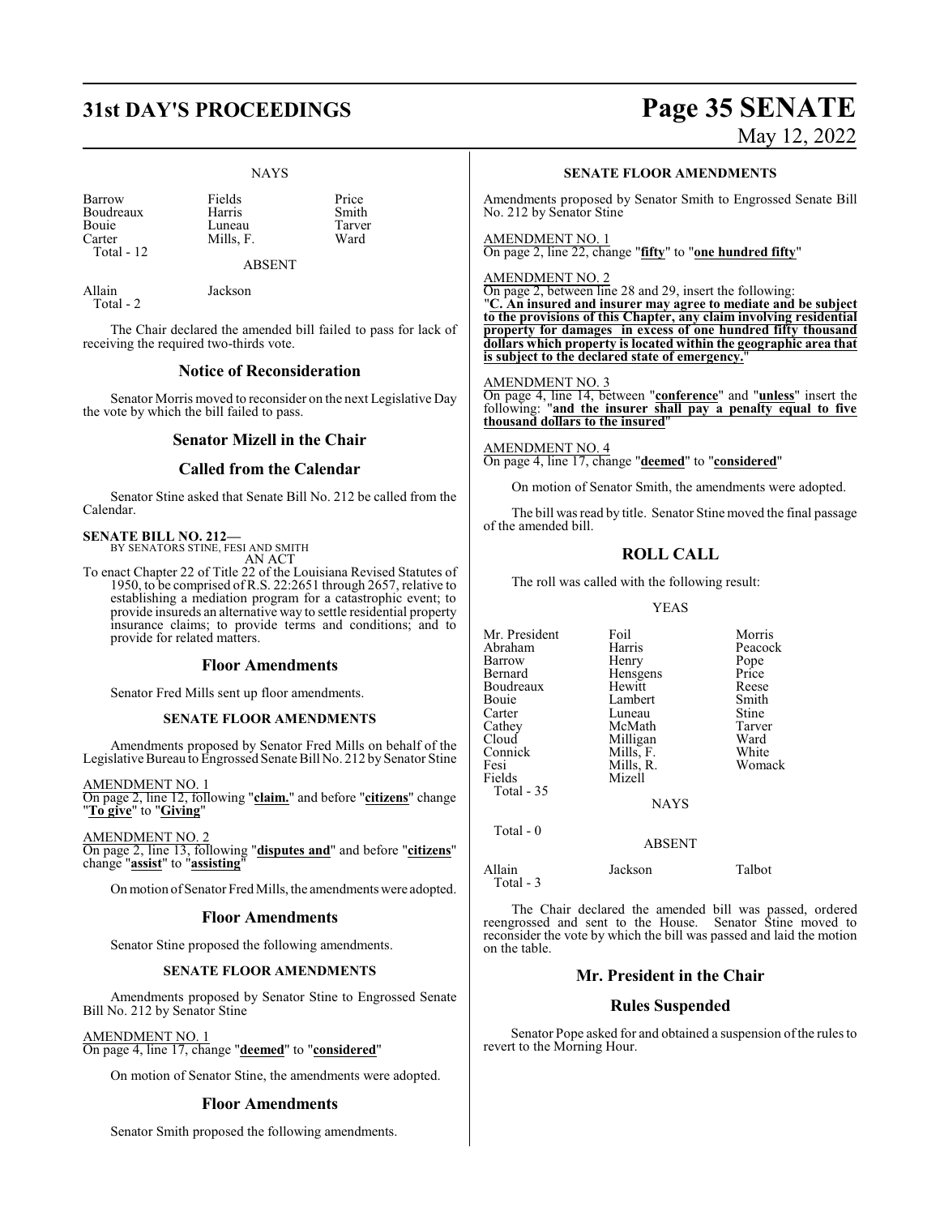NAYS

| | | |
|---|---|---|
| Barrow | Fields | Price |
| Boudreaux | Harris | Smith |
| Bouie | Luneau | Tarver |
| Carter | Mills, F. | Ward |
| Total - 12 | | |

ABSENT

| | |
|---|---|
| Allain | Jackson |
| Total - 2 | |

The Chair declared the amended bill failed to pass for lack of receiving the required two-thirds vote.

## Notice of Reconsideration

Senator Morris moved to reconsider on the next Legislative Day the vote by which the bill failed to pass.

## Senator Mizell in the Chair

## Called from the Calendar

Senator Stine asked that Senate Bill No. 212 be called from the Calendar.

**SENATE BILL NO. 212—**
BY SENATORS STINE, FESI AND SMITH
AN ACT

To enact Chapter 22 of Title 22 of the Louisiana Revised Statutes of 1950, to be comprised of R.S. 22:2651 through 2657, relative to establishing a mediation program for a catastrophic event; to provide insureds an alternative way to settle residential property insurance claims; to provide terms and conditions; and to provide for related matters.

## Floor Amendments

Senator Fred Mills sent up floor amendments.

**SENATE FLOOR AMENDMENTS**

Amendments proposed by Senator Fred Mills on behalf of the Legislative Bureau to Engrossed Senate Bill No. 212 by Senator Stine

AMENDMENT NO. 1
On page 2, line 12, following "**claim.**" and before "**citizens**" change "**To give**" to "**Giving**"

AMENDMENT NO. 2
On page 2, line 13, following "**disputes and**" and before "**citizens**" change "**assist**" to "**assisting**"

On motion of Senator Fred Mills, the amendments were adopted.

## Floor Amendments

Senator Stine proposed the following amendments.

**SENATE FLOOR AMENDMENTS**

Amendments proposed by Senator Stine to Engrossed Senate Bill No. 212 by Senator Stine

AMENDMENT NO. 1
On page 4, line 17, change "**deemed**" to "**considered**"

On motion of Senator Stine, the amendments were adopted.

## Floor Amendments

Senator Smith proposed the following amendments.

**SENATE FLOOR AMENDMENTS**

Amendments proposed by Senator Smith to Engrossed Senate Bill No. 212 by Senator Stine

AMENDMENT NO. 1
On page 2, line 22, change "**fifty**" to "**one hundred fifty**"

AMENDMENT NO. 2
On page 2, between line 28 and 29, insert the following:
"**C. An insured and insurer may agree to mediate and be subject to the provisions of this Chapter, any claim involving residential property for damages in excess of one hundred fifty thousand dollars which property is located within the geographic area that is subject to the declared state of emergency.**"

AMENDMENT NO. 3
On page 4, line 14, between "**conference**" and "**unless**" insert the following: "**and the insurer shall pay a penalty equal to five thousand dollars to the insured**"

AMENDMENT NO. 4
On page 4, line 17, change "**deemed**" to "**considered**"

On motion of Senator Smith, the amendments were adopted.

The bill was read by title. Senator Stine moved the final passage of the amended bill.

## ROLL CALL

The roll was called with the following result:

YEAS

| | | |
|---|---|---|
| Mr. President | Foil | Morris |
| Abraham | Harris | Peacock |
| Barrow | Henry | Pope |
| Bernard | Hensgens | Price |
| Boudreaux | Hewitt | Reese |
| Bouie | Lambert | Smith |
| Carter | Luneau | Stine |
| Cathey | McMath | Tarver |
| Cloud | Milligan | Ward |
| Connick | Mills, F. | White |
| Fesi | Mills, R. | Womack |
| Fields | Mizell | |
| Total - 35 | | |

NAYS

Total - 0

ABSENT

| | | |
|---|---|---|
| Allain | Jackson | Talbot |
| Total - 3 | | |

The Chair declared the amended bill was passed, ordered reengrossed and sent to the House. Senator Stine moved to reconsider the vote by which the bill was passed and laid the motion on the table.

## Mr. President in the Chair

## Rules Suspended

Senator Pope asked for and obtained a suspension of the rules to revert to the Morning Hour.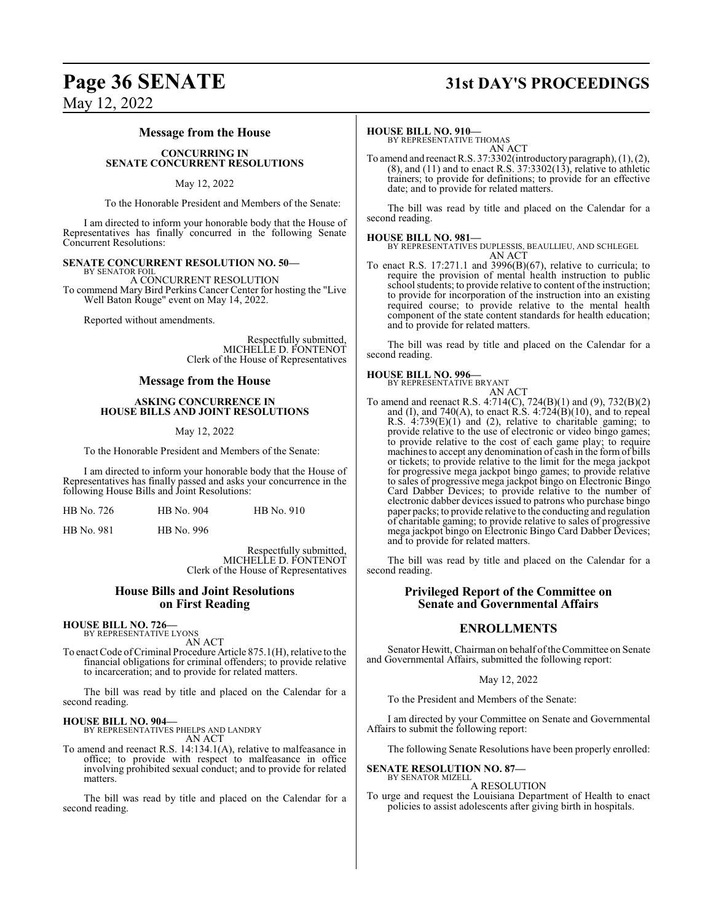## Message from the House

### CONCURRING IN SENATE CONCURRENT RESOLUTIONS

May 12, 2022

To the Honorable President and Members of the Senate:

I am directed to inform your honorable body that the House of Representatives has finally concurred in the following Senate Concurrent Resolutions:

**SENATE CONCURRENT RESOLUTION NO. 50—**
BY SENATOR FOIL
A CONCURRENT RESOLUTION
To commend Mary Bird Perkins Cancer Center for hosting the "Live Well Baton Rouge" event on May 14, 2022.

Reported without amendments.

Respectfully submitted,
MICHELLE D. FONTENOT
Clerk of the House of Representatives

## Message from the House

### ASKING CONCURRENCE IN HOUSE BILLS AND JOINT RESOLUTIONS

May 12, 2022

To the Honorable President and Members of the Senate:

I am directed to inform your honorable body that the House of Representatives has finally passed and asks your concurrence in the following House Bills and Joint Resolutions:

| | | |
|---|---|---|
| HB No. 726 | HB No. 904 | HB No. 910 |
| HB No. 981 | HB No. 996 | |

Respectfully submitted,
MICHELLE D. FONTENOT
Clerk of the House of Representatives

## House Bills and Joint Resolutions on First Reading

**HOUSE BILL NO. 726—**
BY REPRESENTATIVE LYONS
AN ACT
To enact Code of Criminal Procedure Article 875.1(H), relative to the financial obligations for criminal offenders; to provide relative to incarceration; and to provide for related matters.

The bill was read by title and placed on the Calendar for a second reading.

**HOUSE BILL NO. 904—**
BY REPRESENTATIVES PHELPS AND LANDRY
AN ACT
To amend and reenact R.S. 14:134.1(A), relative to malfeasance in office; to provide with respect to malfeasance in office involving prohibited sexual conduct; and to provide for related matters.

The bill was read by title and placed on the Calendar for a second reading.

**HOUSE BILL NO. 910—**
BY REPRESENTATIVE THOMAS
AN ACT
To amend and reenact R.S. 37:3302(introductory paragraph), (1), (2), (8), and (11) and to enact R.S. 37:3302(13), relative to athletic trainers; to provide for definitions; to provide for an effective date; and to provide for related matters.

The bill was read by title and placed on the Calendar for a second reading.

**HOUSE BILL NO. 981—**
BY REPRESENTATIVES DUPLESSIS, BEAULLIEU, AND SCHLEGEL
AN ACT
To enact R.S. 17:271.1 and 3996(B)(67), relative to curricula; to require the provision of mental health instruction to public school students; to provide relative to content of the instruction; to provide for incorporation of the instruction into an existing required course; to provide relative to the mental health component of the state content standards for health education; and to provide for related matters.

The bill was read by title and placed on the Calendar for a second reading.

**HOUSE BILL NO. 996—**
BY REPRESENTATIVE BRYANT
AN ACT
To amend and reenact R.S. 4:714(C), 724(B)(1) and (9), 732(B)(2) and (I), and 740(A), to enact R.S. 4:724(B)(10), and to repeal R.S. 4:739(E)(1) and (2), relative to charitable gaming; to provide relative to the use of electronic or video bingo games; to provide relative to the cost of each game play; to require machines to accept any denomination of cash in the form of bills or tickets; to provide relative to the limit for the mega jackpot for progressive mega jackpot bingo games; to provide relative to sales of progressive mega jackpot bingo on Electronic Bingo Card Dabber Devices; to provide relative to the number of electronic dabber devices issued to patrons who purchase bingo paper packs; to provide relative to the conducting and regulation of charitable gaming; to provide relative to sales of progressive mega jackpot bingo on Electronic Bingo Card Dabber Devices; and to provide for related matters.

The bill was read by title and placed on the Calendar for a second reading.

## Privileged Report of the Committee on Senate and Governmental Affairs

## ENROLLMENTS

Senator Hewitt, Chairman on behalf of the Committee on Senate and Governmental Affairs, submitted the following report:

May 12, 2022

To the President and Members of the Senate:

I am directed by your Committee on Senate and Governmental Affairs to submit the following report:

The following Senate Resolutions have been properly enrolled:

**SENATE RESOLUTION NO. 87—**
BY SENATOR MIZELL
A RESOLUTION
To urge and request the Louisiana Department of Health to enact policies to assist adolescents after giving birth in hospitals.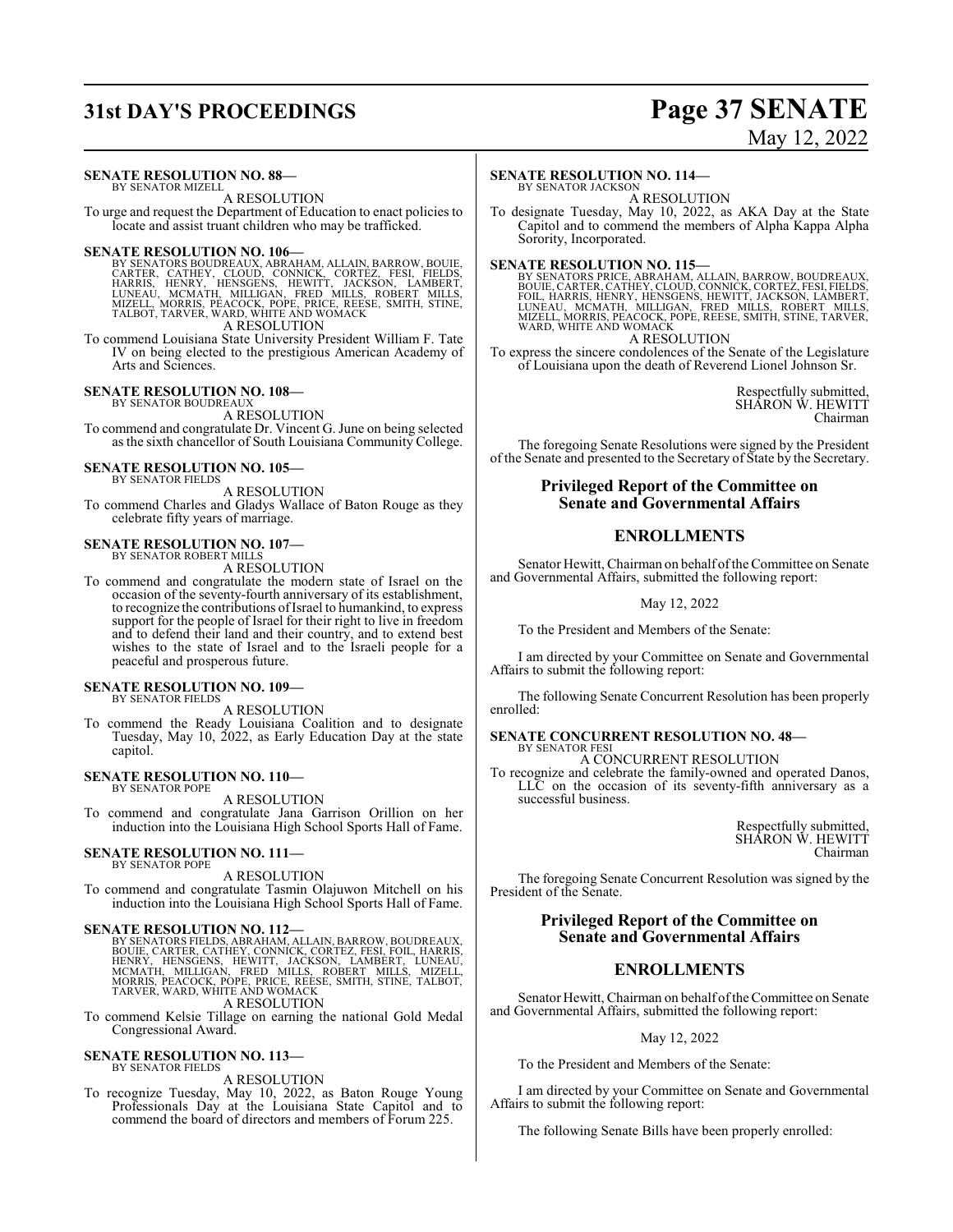**SENATE RESOLUTION NO. 88—**
BY SENATOR MIZELL

A RESOLUTION

To urge and request the Department of Education to enact policies to locate and assist truant children who may be trafficked.

**SENATE RESOLUTION NO. 106—**
BY SENATORS BOUDREAUX, ABRAHAM, ALLAIN, BARROW, BOUIE, CARTER, CATHEY, CLOUD, CONNICK, CORTEZ, FESI, FIELDS, HARRIS, HENRY, HENSGENS, HEWITT, JACKSON, LAMBERT, LUNEAU, MCMATH, MILLIGAN, FRED MILLS, ROBERT MILLS, MIZELL, MORRIS, PEACOCK, POPE, PRICE, REESE, SMITH, STINE, TALBOT, TARVER, WARD, WHITE AND WOMACK

A RESOLUTION

To commend Louisiana State University President William F. Tate IV on being elected to the prestigious American Academy of Arts and Sciences.

**SENATE RESOLUTION NO. 108—**
BY SENATOR BOUDREAUX

A RESOLUTION

To commend and congratulate Dr. Vincent G. June on being selected as the sixth chancellor of South Louisiana Community College.

**SENATE RESOLUTION NO. 105—**
BY SENATOR FIELDS

A RESOLUTION

To commend Charles and Gladys Wallace of Baton Rouge as they celebrate fifty years of marriage.

**SENATE RESOLUTION NO. 107—**
BY SENATOR ROBERT MILLS

A RESOLUTION

To commend and congratulate the modern state of Israel on the occasion of the seventy-fourth anniversary of its establishment, to recognize the contributions of Israel to humankind, to express support for the people of Israel for their right to live in freedom and to defend their land and their country, and to extend best wishes to the state of Israel and to the Israeli people for a peaceful and prosperous future.

**SENATE RESOLUTION NO. 109—**
BY SENATOR FIELDS

A RESOLUTION

To commend the Ready Louisiana Coalition and to designate Tuesday, May 10, 2022, as Early Education Day at the state capitol.

**SENATE RESOLUTION NO. 110—**
BY SENATOR POPE

A RESOLUTION

To commend and congratulate Jana Garrison Orillion on her induction into the Louisiana High School Sports Hall of Fame.

**SENATE RESOLUTION NO. 111—**
BY SENATOR POPE

A RESOLUTION

To commend and congratulate Tasmin Olajuwon Mitchell on his induction into the Louisiana High School Sports Hall of Fame.

**SENATE RESOLUTION NO. 112—**
BY SENATORS FIELDS, ABRAHAM, ALLAIN, BARROW, BOUDREAUX, BOUIE, CARTER, CATHEY, CONNICK, CORTEZ, FESI, FOIL, HARRIS, HENRY, HENSGENS, HEWITT, JACKSON, LAMBERT, LUNEAU, MCMATH, MILLIGAN, FRED MILLS, ROBERT MILLS, MIZELL, MORRIS, PEACOCK, POPE, PRICE, REESE, SMITH, STINE, TALBOT, TARVER, WARD, WHITE AND WOMACK

A RESOLUTION

To commend Kelsie Tillage on earning the national Gold Medal Congressional Award.

**SENATE RESOLUTION NO. 113—**
BY SENATOR FIELDS

A RESOLUTION

To recognize Tuesday, May 10, 2022, as Baton Rouge Young Professionals Day at the Louisiana State Capitol and to commend the board of directors and members of Forum 225.

**SENATE RESOLUTION NO. 114—**
BY SENATOR JACKSON

A RESOLUTION

To designate Tuesday, May 10, 2022, as AKA Day at the State Capitol and to commend the members of Alpha Kappa Alpha Sorority, Incorporated.

**SENATE RESOLUTION NO. 115—**
BY SENATORS PRICE, ABRAHAM, ALLAIN, BARROW, BOUDREAUX, BOUIE, CARTER, CATHEY, CLOUD, CONNICK, CORTEZ, FESI, FIELDS, FOIL, HARRIS, HENRY, HENSGENS, HEWITT, JACKSON, LAMBERT, LUNEAU, MCMATH, MILLIGAN, FRED MILLS, ROBERT MILLS, MIZELL, MORRIS, PEACOCK, POPE, REESE, SMITH, STINE, TARVER, WARD, WHITE AND WOMACK

A RESOLUTION

To express the sincere condolences of the Senate of the Legislature of Louisiana upon the death of Reverend Lionel Johnson Sr.

Respectfully submitted,
SHARON W. HEWITT
Chairman

The foregoing Senate Resolutions were signed by the President of the Senate and presented to the Secretary of State by the Secretary.

## Privileged Report of the Committee on Senate and Governmental Affairs

## ENROLLMENTS

Senator Hewitt, Chairman on behalf of the Committee on Senate and Governmental Affairs, submitted the following report:

May 12, 2022

To the President and Members of the Senate:

I am directed by your Committee on Senate and Governmental Affairs to submit the following report:

The following Senate Concurrent Resolution has been properly enrolled:

**SENATE CONCURRENT RESOLUTION NO. 48—**
BY SENATOR FESI

A CONCURRENT RESOLUTION

To recognize and celebrate the family-owned and operated Danos, LLC on the occasion of its seventy-fifth anniversary as a successful business.

Respectfully submitted,
SHARON W. HEWITT
Chairman

The foregoing Senate Concurrent Resolution was signed by the President of the Senate.

## Privileged Report of the Committee on Senate and Governmental Affairs

## ENROLLMENTS

Senator Hewitt, Chairman on behalf of the Committee on Senate and Governmental Affairs, submitted the following report:

May 12, 2022

To the President and Members of the Senate:

I am directed by your Committee on Senate and Governmental Affairs to submit the following report:

The following Senate Bills have been properly enrolled: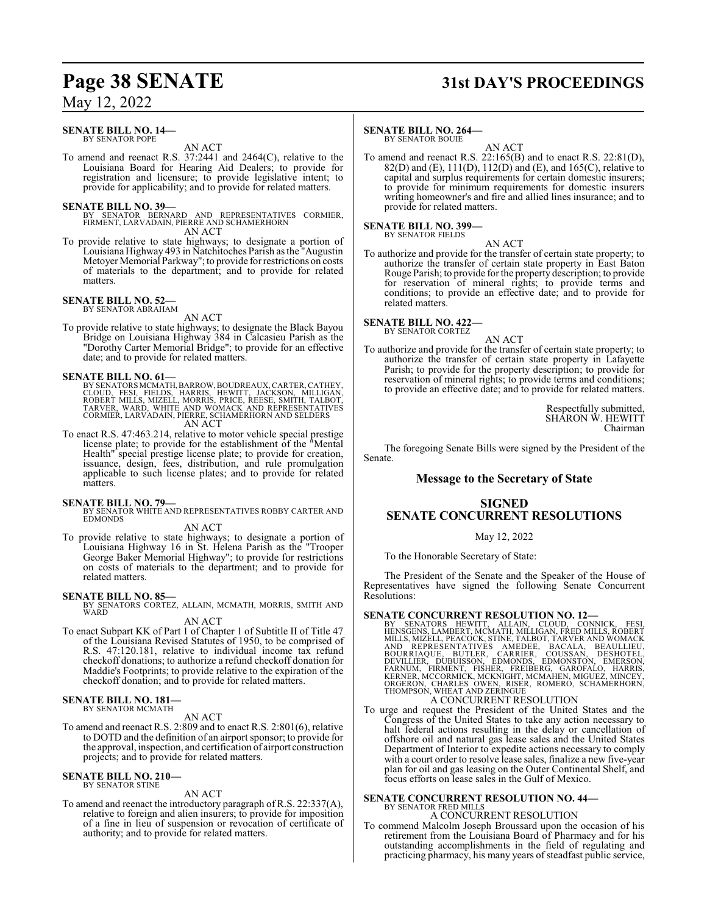**SENATE BILL NO. 14—**
BY SENATOR POPE

AN ACT

To amend and reenact R.S. 37:2441 and 2464(C), relative to the Louisiana Board for Hearing Aid Dealers; to provide for registration and licensure; to provide legislative intent; to provide for applicability; and to provide for related matters.

**SENATE BILL NO. 39—**
BY SENATOR BERNARD AND REPRESENTATIVES CORMIER, FIRMENT, LARVADAIN, PIERRE AND SCHAMERHORN

AN ACT

To provide relative to state highways; to designate a portion of Louisiana Highway 493 in Natchitoches Parish as the "Augustin Metoyer Memorial Parkway"; to provide for restrictions on costs of materials to the department; and to provide for related matters.

**SENATE BILL NO. 52—**
BY SENATOR ABRAHAM

AN ACT

To provide relative to state highways; to designate the Black Bayou Bridge on Louisiana Highway 384 in Calcasieu Parish as the "Dorothy Carter Memorial Bridge"; to provide for an effective date; and to provide for related matters.

**SENATE BILL NO. 61—**
BY SENATORS MCMATH, BARROW, BOUDREAUX, CARTER, CATHEY, CLOUD, FESI, FIELDS, HARRIS, HEWITT, JACKSON, MILLIGAN, ROBERT MILLS, MIZELL, MORRIS, PRICE, REESE, SMITH, TALBOT, TARVER, WARD, WHITE AND WOMACK AND REPRESENTATIVES CORMIER, LARVADAIN, PIERRE, SCHAMERHORN AND SELDERS

AN ACT

To enact R.S. 47:463.214, relative to motor vehicle special prestige license plate; to provide for the establishment of the "Mental Health" special prestige license plate; to provide for creation, issuance, design, fees, distribution, and rule promulgation applicable to such license plates; and to provide for related matters.

**SENATE BILL NO. 79—**
BY SENATOR WHITE AND REPRESENTATIVES ROBBY CARTER AND EDMONDS

AN ACT

To provide relative to state highways; to designate a portion of Louisiana Highway 16 in St. Helena Parish as the "Trooper George Baker Memorial Highway"; to provide for restrictions on costs of materials to the department; and to provide for related matters.

**SENATE BILL NO. 85—**
BY SENATORS CORTEZ, ALLAIN, MCMATH, MORRIS, SMITH AND WARD

AN ACT

To enact Subpart KK of Part 1 of Chapter 1 of Subtitle II of Title 47 of the Louisiana Revised Statutes of 1950, to be comprised of R.S. 47:120.181, relative to individual income tax refund checkoff donations; to authorize a refund checkoff donation for Maddie's Footprints; to provide relative to the expiration of the checkoff donation; and to provide for related matters.

**SENATE BILL NO. 181—**
BY SENATOR MCMATH

AN ACT

To amend and reenact R.S. 2:809 and to enact R.S. 2:801(6), relative to DOTD and the definition of an airport sponsor; to provide for the approval, inspection, and certification of airport construction projects; and to provide for related matters.

**SENATE BILL NO. 210—**
BY SENATOR STINE

AN ACT

To amend and reenact the introductory paragraph of R.S. 22:337(A), relative to foreign and alien insurers; to provide for imposition of a fine in lieu of suspension or revocation of certificate of authority; and to provide for related matters.

**SENATE BILL NO. 264—**
BY SENATOR BOUIE

AN ACT

To amend and reenact R.S. 22:165(B) and to enact R.S. 22:81(D), 82(D) and (E), 111(D), 112(D) and (E), and 165(C), relative to capital and surplus requirements for certain domestic insurers; to provide for minimum requirements for domestic insurers writing homeowner's and fire and allied lines insurance; and to provide for related matters.

**SENATE BILL NO. 399—**
BY SENATOR FIELDS

AN ACT

To authorize and provide for the transfer of certain state property; to authorize the transfer of certain state property in East Baton Rouge Parish; to provide for the property description; to provide for reservation of mineral rights; to provide terms and conditions; to provide an effective date; and to provide for related matters.

**SENATE BILL NO. 422—**
BY SENATOR CORTEZ

AN ACT

To authorize and provide for the transfer of certain state property; to authorize the transfer of certain state property in Lafayette Parish; to provide for the property description; to provide for reservation of mineral rights; to provide terms and conditions; to provide an effective date; and to provide for related matters.

Respectfully submitted,
SHARON W. HEWITT
Chairman

The foregoing Senate Bills were signed by the President of the Senate.

## Message to the Secretary of State

## SIGNED SENATE CONCURRENT RESOLUTIONS

May 12, 2022

To the Honorable Secretary of State:

The President of the Senate and the Speaker of the House of Representatives have signed the following Senate Concurrent Resolutions:

**SENATE CONCURRENT RESOLUTION NO. 12—**
BY SENATORS HEWITT, ALLAIN, CLOUD, CONNICK, FESI, HENSGENS, LAMBERT, MCMATH, MILLIGAN, FRED MILLS, ROBERT MILLS, MIZELL, PEACOCK, STINE, TALBOT, TARVER AND WOMACK AND REPRESENTATIVES AMEDEE, BACALA, BEAULLIEU, BOURRIAQUE, BUTLER, CARRIER, COUSSAN, DESHOTEL, DEVILLIER, DUBUISSON, EDMONDS, EDMONSTON, EMERSON, FARNUM, FIRMENT, FISHER, FREIBERG, GAROFALO, HARRIS, KERNER, MCCORMICK, MCKNIGHT, MCMAHEN, MIGUEZ, MINCEY, ORGERON, CHARLES OWEN, RISER, ROMERO, SCHAMERHORN, THOMPSON, WHEAT AND ZERINGUE

A CONCURRENT RESOLUTION

To urge and request the President of the United States and the Congress of the United States to take any action necessary to halt federal actions resulting in the delay or cancellation of offshore oil and natural gas lease sales and the United States Department of Interior to expedite actions necessary to comply with a court order to resolve lease sales, finalize a new five-year plan for oil and gas leasing on the Outer Continental Shelf, and focus efforts on lease sales in the Gulf of Mexico.

**SENATE CONCURRENT RESOLUTION NO. 44—**
BY SENATOR FRED MILLS

A CONCURRENT RESOLUTION

To commend Malcolm Joseph Broussard upon the occasion of his retirement from the Louisiana Board of Pharmacy and for his outstanding accomplishments in the field of regulating and practicing pharmacy, his many years of steadfast public service,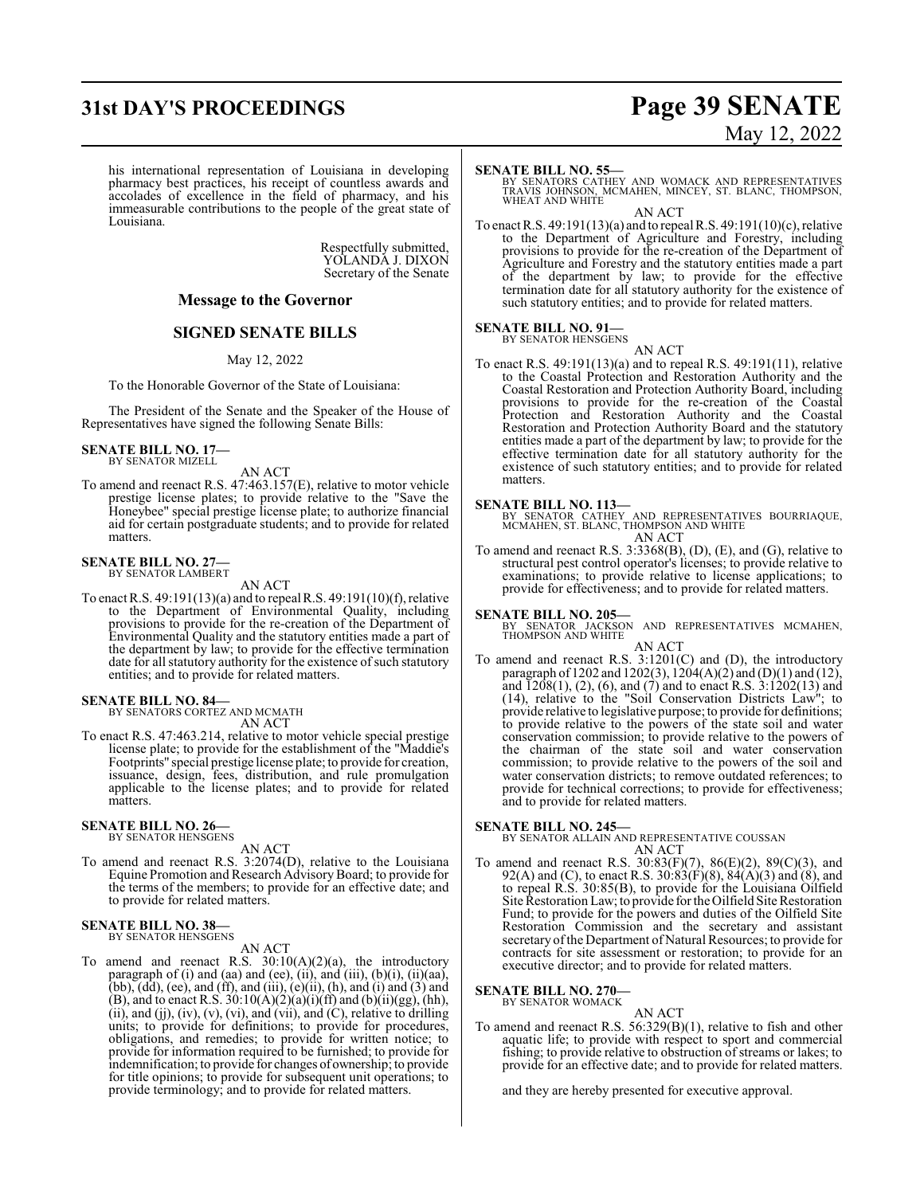his international representation of Louisiana in developing pharmacy best practices, his receipt of countless awards and accolades of excellence in the field of pharmacy, and his immeasurable contributions to the people of the great state of Louisiana.

Respectfully submitted,
YOLANDA J. DIXON
Secretary of the Senate

## Message to the Governor

## SIGNED SENATE BILLS

May 12, 2022

To the Honorable Governor of the State of Louisiana:

The President of the Senate and the Speaker of the House of Representatives have signed the following Senate Bills:

**SENATE BILL NO. 17—**
BY SENATOR MIZELL

AN ACT

To amend and reenact R.S. 47:463.157(E), relative to motor vehicle prestige license plates; to provide relative to the "Save the Honeybee" special prestige license plate; to authorize financial aid for certain postgraduate students; and to provide for related matters.

**SENATE BILL NO. 27—**
BY SENATOR LAMBERT

AN ACT

To enact R.S. 49:191(13)(a) and to repeal R.S. 49:191(10)(f), relative to the Department of Environmental Quality, including provisions to provide for the re-creation of the Department of Environmental Quality and the statutory entities made a part of the department by law; to provide for the effective termination date for all statutory authority for the existence of such statutory entities; and to provide for related matters.

**SENATE BILL NO. 84—**
BY SENATORS CORTEZ AND MCMATH

AN ACT

To enact R.S. 47:463.214, relative to motor vehicle special prestige license plate; to provide for the establishment of the "Maddie's Footprints" special prestige license plate; to provide for creation, issuance, design, fees, distribution, and rule promulgation applicable to the license plates; and to provide for related matters.

**SENATE BILL NO. 26—**
BY SENATOR HENSGENS

AN ACT

To amend and reenact R.S. 3:2074(D), relative to the Louisiana Equine Promotion and Research Advisory Board; to provide for the terms of the members; to provide for an effective date; and to provide for related matters.

**SENATE BILL NO. 38—**
BY SENATOR HENSGENS

AN ACT

To amend and reenact R.S. 30:10(A)(2)(a), the introductory paragraph of (i) and (aa) and (ee), (ii), and (iii), (b)(i), (ii)(aa), (bb), (dd), (ee), and (ff), and (iii), (e)(ii), (h), and (i) and (3) and (B), and to enact R.S. 30:10(A)(2)(a)(i)(ff) and (b)(ii)(gg), (hh), (ii), and (jj), (iv), (v), (vi), and (vii), and (C), relative to drilling units; to provide for definitions; to provide for procedures, obligations, and remedies; to provide for written notice; to provide for information required to be furnished; to provide for indemnification; to provide for changes of ownership; to provide for title opinions; to provide for subsequent unit operations; to provide terminology; and to provide for related matters.

**SENATE BILL NO. 55—**
BY SENATORS CATHEY AND WOMACK AND REPRESENTATIVES TRAVIS JOHNSON, MCMAHEN, MINCEY, ST. BLANC, THOMPSON, WHEAT AND WHITE

AN ACT

To enact R.S. 49:191(13)(a) and to repeal R.S. 49:191(10)(c), relative to the Department of Agriculture and Forestry, including provisions to provide for the re-creation of the Department of Agriculture and Forestry and the statutory entities made a part of the department by law; to provide for the effective termination date for all statutory authority for the existence of such statutory entities; and to provide for related matters.

**SENATE BILL NO. 91—**
BY SENATOR HENSGENS

AN ACT

To enact R.S. 49:191(13)(a) and to repeal R.S. 49:191(11), relative to the Coastal Protection and Restoration Authority and the Coastal Restoration and Protection Authority Board, including provisions to provide for the re-creation of the Coastal Protection and Restoration Authority and the Coastal Restoration and Protection Authority Board and the statutory entities made a part of the department by law; to provide for the effective termination date for all statutory authority for the existence of such statutory entities; and to provide for related matters.

**SENATE BILL NO. 113—**
BY SENATOR CATHEY AND REPRESENTATIVES BOURRIAQUE, MCMAHEN, ST. BLANC, THOMPSON AND WHITE

AN ACT

To amend and reenact R.S. 3:3368(B), (D), (E), and (G), relative to structural pest control operator's licenses; to provide relative to examinations; to provide relative to license applications; to provide for effectiveness; and to provide for related matters.

**SENATE BILL NO. 205—**
BY SENATOR JACKSON AND REPRESENTATIVES MCMAHEN, THOMPSON AND WHITE

AN ACT

To amend and reenact R.S. 3:1201(C) and (D), the introductory paragraph of 1202 and 1202(3), 1204(A)(2) and (D)(1) and (12), and 1208(1), (2), (6), and (7) and to enact R.S. 3:1202(13) and (14), relative to the "Soil Conservation Districts Law"; to provide relative to legislative purpose; to provide for definitions; to provide relative to the powers of the state soil and water conservation commission; to provide relative to the powers of the chairman of the state soil and water conservation commission; to provide relative to the powers of the soil and water conservation districts; to remove outdated references; to provide for technical corrections; to provide for effectiveness; and to provide for related matters.

**SENATE BILL NO. 245—**
BY SENATOR ALLAIN AND REPRESENTATIVE COUSSAN

AN ACT

To amend and reenact R.S. 30:83(F)(7), 86(E)(2), 89(C)(3), and 92(A) and (C), to enact R.S. 30:83(F)(8), 84(A)(3) and (8), and to repeal R.S. 30:85(B), to provide for the Louisiana Oilfield Site Restoration Law; to provide for the Oilfield Site Restoration Fund; to provide for the powers and duties of the Oilfield Site Restoration Commission and the secretary and assistant secretary of the Department of Natural Resources; to provide for contracts for site assessment or restoration; to provide for an executive director; and to provide for related matters.

**SENATE BILL NO. 270—**
BY SENATOR WOMACK

AN ACT

To amend and reenact R.S. 56:329(B)(1), relative to fish and other aquatic life; to provide with respect to sport and commercial fishing; to provide relative to obstruction of streams or lakes; to provide for an effective date; and to provide for related matters.

and they are hereby presented for executive approval.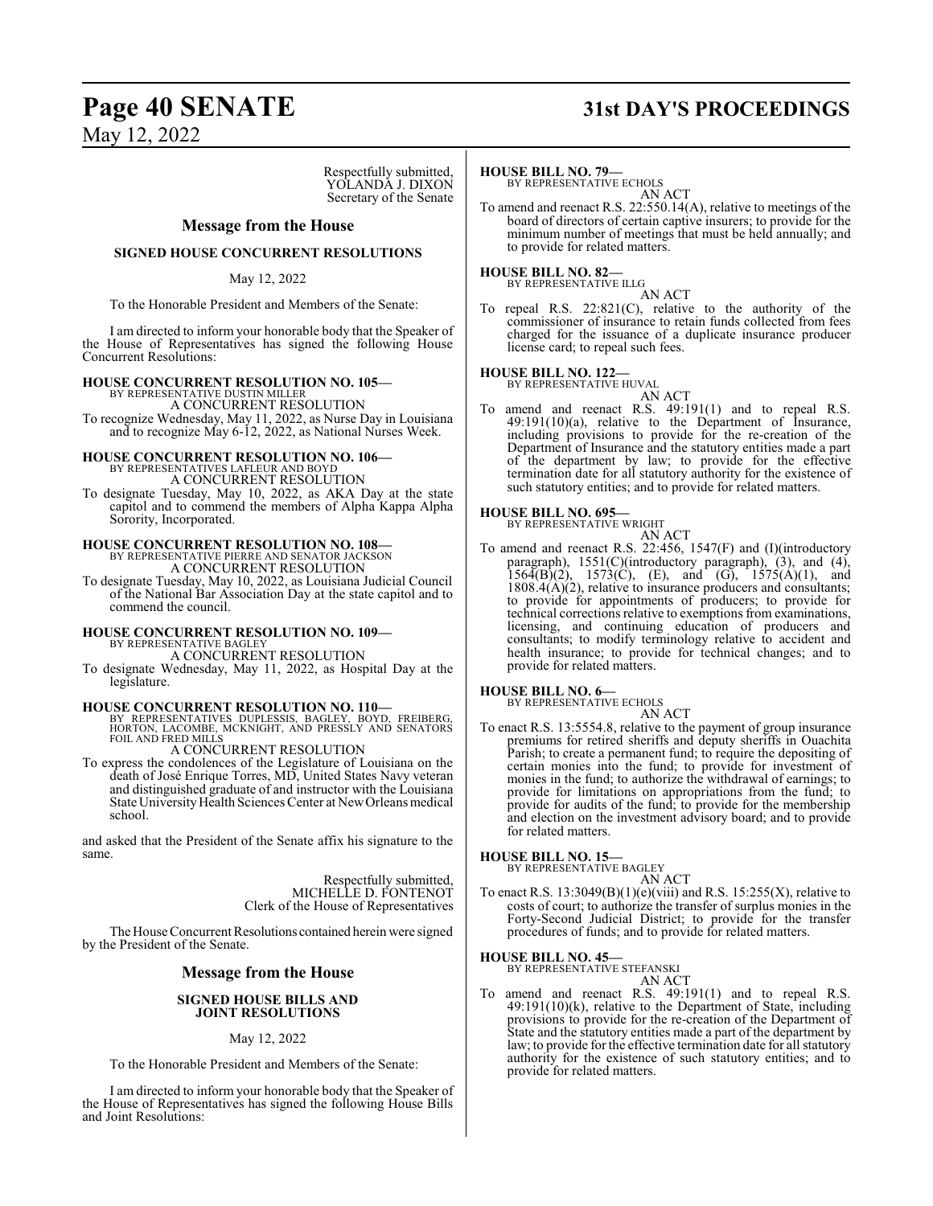Respectfully submitted,
YOLANDA J. DIXON
Secretary of the Senate

## Message from the House

### SIGNED HOUSE CONCURRENT RESOLUTIONS

May 12, 2022

To the Honorable President and Members of the Senate:

I am directed to inform your honorable body that the Speaker of the House of Representatives has signed the following House Concurrent Resolutions:

**HOUSE CONCURRENT RESOLUTION NO. 105—**
BY REPRESENTATIVE DUSTIN MILLER
A CONCURRENT RESOLUTION
To recognize Wednesday, May 11, 2022, as Nurse Day in Louisiana and to recognize May 6-12, 2022, as National Nurses Week.

**HOUSE CONCURRENT RESOLUTION NO. 106—**
BY REPRESENTATIVES LAFLEUR AND BOYD
A CONCURRENT RESOLUTION
To designate Tuesday, May 10, 2022, as AKA Day at the state capitol and to commend the members of Alpha Kappa Alpha Sorority, Incorporated.

**HOUSE CONCURRENT RESOLUTION NO. 108—**
BY REPRESENTATIVE PIERRE AND SENATOR JACKSON
A CONCURRENT RESOLUTION
To designate Tuesday, May 10, 2022, as Louisiana Judicial Council of the National Bar Association Day at the state capitol and to commend the council.

**HOUSE CONCURRENT RESOLUTION NO. 109—**
BY REPRESENTATIVE BAGLEY
A CONCURRENT RESOLUTION
To designate Wednesday, May 11, 2022, as Hospital Day at the legislature.

**HOUSE CONCURRENT RESOLUTION NO. 110—**
BY REPRESENTATIVES DUPLESSIS, BAGLEY, BOYD, FREIBERG, HORTON, LACOMBE, MCKNIGHT, AND PRESSLY AND SENATORS FOIL AND FRED MILLS
A CONCURRENT RESOLUTION
To express the condolences of the Legislature of Louisiana on the death of José Enrique Torres, MD, United States Navy veteran and distinguished graduate of and instructor with the Louisiana State University Health Sciences Center at New Orleans medical school.

and asked that the President of the Senate affix his signature to the same.

Respectfully submitted,
MICHELLE D. FONTENOT
Clerk of the House of Representatives

The House Concurrent Resolutions contained herein were signed by the President of the Senate.

## Message from the House

### SIGNED HOUSE BILLS AND JOINT RESOLUTIONS

May 12, 2022

To the Honorable President and Members of the Senate:

I am directed to inform your honorable body that the Speaker of the House of Representatives has signed the following House Bills and Joint Resolutions:

**HOUSE BILL NO. 79—**
BY REPRESENTATIVE ECHOLS
AN ACT
To amend and reenact R.S. 22:550.14(A), relative to meetings of the board of directors of certain captive insurers; to provide for the minimum number of meetings that must be held annually; and to provide for related matters.

**HOUSE BILL NO. 82—**
BY REPRESENTATIVE ILLG
AN ACT
To repeal R.S. 22:821(C), relative to the authority of the commissioner of insurance to retain funds collected from fees charged for the issuance of a duplicate insurance producer license card; to repeal such fees.

**HOUSE BILL NO. 122—**
BY REPRESENTATIVE HUVAL
AN ACT
To amend and reenact R.S. 49:191(1) and to repeal R.S. 49:191(10)(a), relative to the Department of Insurance, including provisions to provide for the re-creation of the Department of Insurance and the statutory entities made a part of the department by law; to provide for the effective termination date for all statutory authority for the existence of such statutory entities; and to provide for related matters.

**HOUSE BILL NO. 695—**
BY REPRESENTATIVE WRIGHT
AN ACT
To amend and reenact R.S. 22:456, 1547(F) and (I)(introductory paragraph), 1551(C)(introductory paragraph), (3), and (4), 1564(B)(2), 1573(C), (E), and (G), 1575(A)(1), and 1808.4(A)(2), relative to insurance producers and consultants; to provide for appointments of producers; to provide for technical corrections relative to exemptions from examinations, licensing, and continuing education of producers and consultants; to modify terminology relative to accident and health insurance; to provide for technical changes; and to provide for related matters.

**HOUSE BILL NO. 6—**
BY REPRESENTATIVE ECHOLS
AN ACT
To enact R.S. 13:5554.8, relative to the payment of group insurance premiums for retired sheriffs and deputy sheriffs in Ouachita Parish; to create a permanent fund; to require the depositing of certain monies into the fund; to provide for investment of monies in the fund; to authorize the withdrawal of earnings; to provide for limitations on appropriations from the fund; to provide for audits of the fund; to provide for the membership and election on the investment advisory board; and to provide for related matters.

**HOUSE BILL NO. 15—**
BY REPRESENTATIVE BAGLEY
AN ACT
To enact R.S. 13:3049(B)(1)(e)(viii) and R.S. 15:255(X), relative to costs of court; to authorize the transfer of surplus monies in the Forty-Second Judicial District; to provide for the transfer procedures of funds; and to provide for related matters.

**HOUSE BILL NO. 45—**
BY REPRESENTATIVE STEFANSKI
AN ACT
To amend and reenact R.S. 49:191(1) and to repeal R.S. 49:191(10)(k), relative to the Department of State, including provisions to provide for the re-creation of the Department of State and the statutory entities made a part of the department by law; to provide for the effective termination date for all statutory authority for the existence of such statutory entities; and to provide for related matters.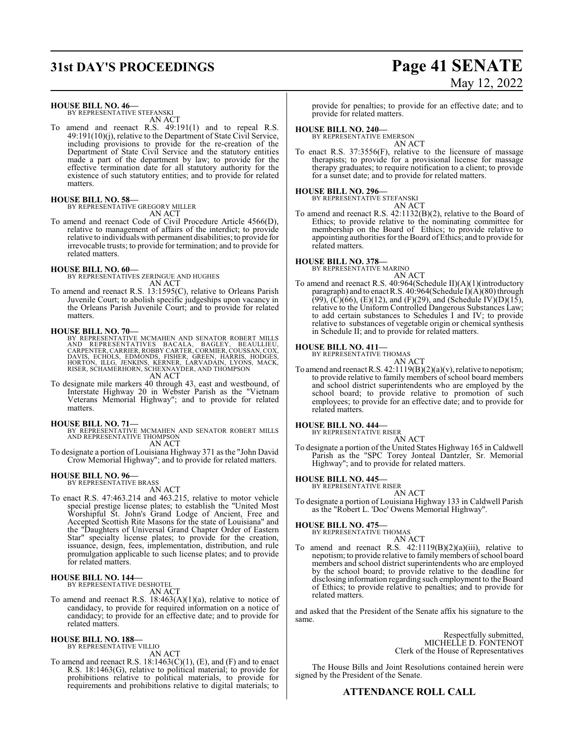**HOUSE BILL NO. 46—**
BY REPRESENTATIVE STEFANSKI
AN ACT

To amend and reenact R.S. 49:191(1) and to repeal R.S. 49:191(10)(j), relative to the Department of State Civil Service, including provisions to provide for the re-creation of the Department of State Civil Service and the statutory entities made a part of the department by law; to provide for the effective termination date for all statutory authority for the existence of such statutory entities; and to provide for related matters.

**HOUSE BILL NO. 58—**
BY REPRESENTATIVE GREGORY MILLER
AN ACT

To amend and reenact Code of Civil Procedure Article 4566(D), relative to management of affairs of the interdict; to provide relative to individuals with permanent disabilities; to provide for irrevocable trusts; to provide for termination; and to provide for related matters.

**HOUSE BILL NO. 60—**
BY REPRESENTATIVES ZERINGUE AND HUGHES
AN ACT

To amend and reenact R.S. 13:1595(C), relative to Orleans Parish Juvenile Court; to abolish specific judgeships upon vacancy in the Orleans Parish Juvenile Court; and to provide for related matters.

**HOUSE BILL NO. 70—**
BY REPRESENTATIVE MCMAHEN AND SENATOR ROBERT MILLS AND REPRESENTATIVES BACALA, BAGLEY, BEAULLIEU, CARPENTER, CARRIER, ROBBY CARTER, CORMIER, COUSSAN, COX, DAVIS, ECHOLS, EDMONDS, FISHER, GREEN, HARRIS, HODGES, HORTON, ILLG, JENKINS, KERNER, LARVADAIN, LYONS, MACK, RISER, SCHAMERHORN, SCHEXNAYDER, AND THOMPSON
AN ACT

To designate mile markers 40 through 43, east and westbound, of Interstate Highway 20 in Webster Parish as the "Vietnam Veterans Memorial Highway"; and to provide for related matters.

**HOUSE BILL NO. 71—**
BY REPRESENTATIVE MCMAHEN AND SENATOR ROBERT MILLS AND REPRESENTATIVE THOMPSON
AN ACT

To designate a portion of Louisiana Highway 371 as the "John David Crow Memorial Highway"; and to provide for related matters.

**HOUSE BILL NO. 96—**
BY REPRESENTATIVE BRASS
AN ACT

To enact R.S. 47:463.214 and 463.215, relative to motor vehicle special prestige license plates; to establish the "United Most Worshipful St. John's Grand Lodge of Ancient, Free and Accepted Scottish Rite Masons for the state of Louisiana" and the "Daughters of Universal Grand Chapter Order of Eastern Star" specialty license plates; to provide for the creation, issuance, design, fees, implementation, distribution, and rule promulgation applicable to such license plates; and to provide for related matters.

**HOUSE BILL NO. 144—**
BY REPRESENTATIVE DESHOTEL
AN ACT

To amend and reenact R.S. 18:463(A)(1)(a), relative to notice of candidacy, to provide for required information on a notice of candidacy; to provide for an effective date; and to provide for related matters.

**HOUSE BILL NO. 188—**
BY REPRESENTATIVE VILLIO
AN ACT

To amend and reenact R.S. 18:1463(C)(1), (E), and (F) and to enact R.S. 18:1463(G), relative to political material; to provide for prohibitions relative to political materials, to provide for requirements and prohibitions relative to digital materials; to provide for penalties; to provide for an effective date; and to provide for related matters.

**HOUSE BILL NO. 240—**
BY REPRESENTATIVE EMERSON
AN ACT

To enact R.S. 37:3556(F), relative to the licensure of massage therapists; to provide for a provisional license for massage therapy graduates; to require notification to a client; to provide for a sunset date; and to provide for related matters.

**HOUSE BILL NO. 296—**
BY REPRESENTATIVE STEFANSKI
AN ACT

To amend and reenact R.S. 42:1132(B)(2), relative to the Board of Ethics; to provide relative to the nominating committee for membership on the Board of Ethics; to provide relative to appointing authorities for the Board of Ethics; and to provide for related matters.

**HOUSE BILL NO. 378—**
BY REPRESENTATIVE MARINO
AN ACT

To amend and reenact R.S. 40:964(Schedule II)(A)(1)(introductory paragraph) and to enact R.S. 40:964(Schedule I)(A)(80) through (99), (C)(66), (E)(12), and (F)(29), and (Schedule IV)(D)(15), relative to the Uniform Controlled Dangerous Substances Law; to add certain substances to Schedules I and IV; to provide relative to substances of vegetable origin or chemical synthesis in Schedule II; and to provide for related matters.

**HOUSE BILL NO. 411—**
BY REPRESENTATIVE THOMAS
AN ACT

To amend and reenact R.S. 42:1119(B)(2)(a)(v), relative to nepotism; to provide relative to family members of school board members and school district superintendents who are employed by the school board; to provide relative to promotion of such employees; to provide for an effective date; and to provide for related matters.

**HOUSE BILL NO. 444—**
BY REPRESENTATIVE RISER
AN ACT

To designate a portion of the United States Highway 165 in Caldwell Parish as the "SPC Torey Jonteal Dantzler, Sr. Memorial Highway"; and to provide for related matters.

**HOUSE BILL NO. 445—**
BY REPRESENTATIVE RISER
AN ACT

To designate a portion of Louisiana Highway 133 in Caldwell Parish as the "Robert L. 'Doc' Owens Memorial Highway".

**HOUSE BILL NO. 475—**
BY REPRESENTATIVE THOMAS
AN ACT

To amend and reenact R.S. 42:1119(B)(2)(a)(iii), relative to nepotism; to provide relative to family members of school board members and school district superintendents who are employed by the school board; to provide relative to the deadline for disclosing information regarding such employment to the Board of Ethics; to provide relative to penalties; and to provide for related matters.

and asked that the President of the Senate affix his signature to the same.

Respectfully submitted,
MICHELLE D. FONTENOT
Clerk of the House of Representatives

The House Bills and Joint Resolutions contained herein were signed by the President of the Senate.

## ATTENDANCE ROLL CALL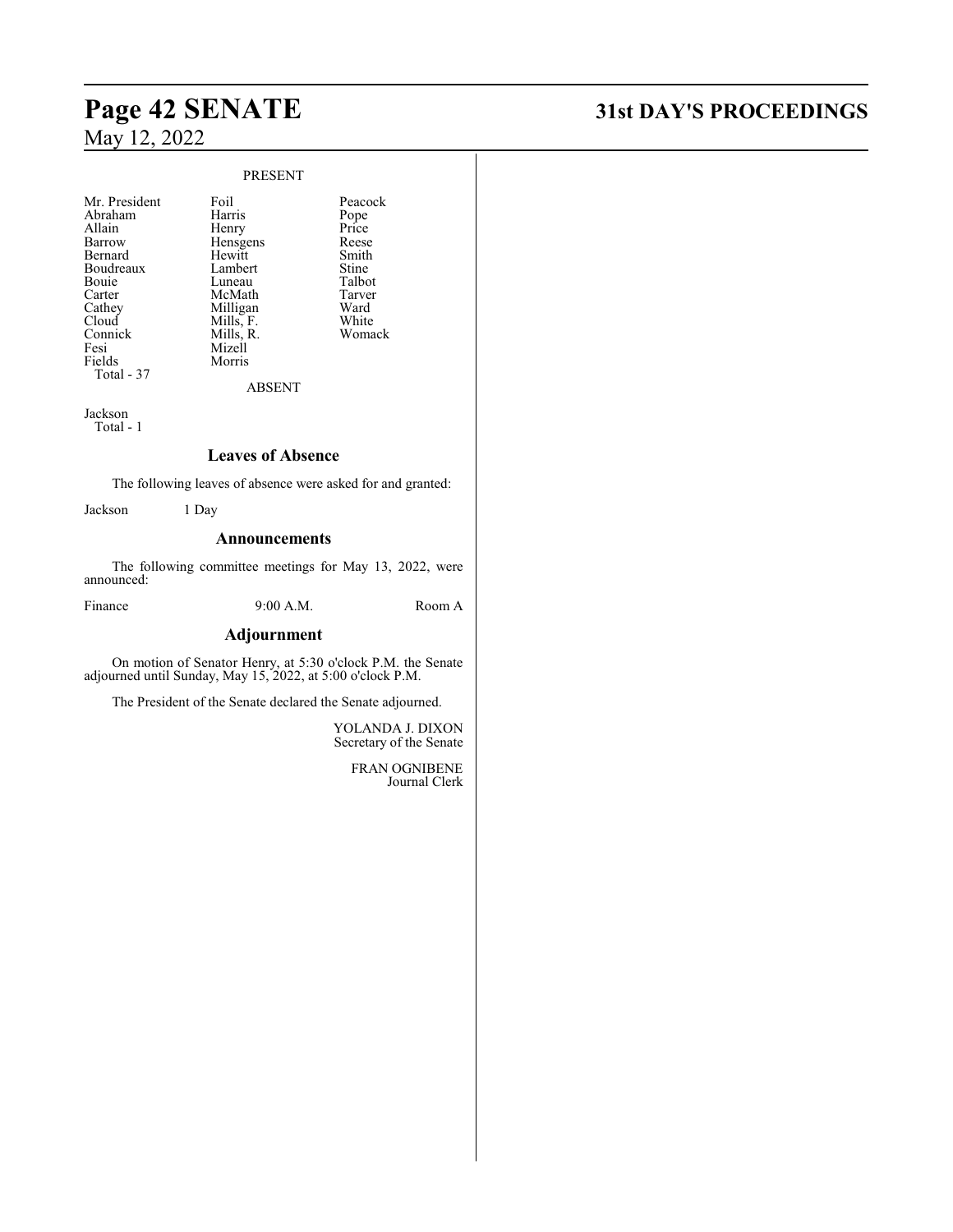PRESENT

| | | |
|---|---|---|
| Mr. President | Foil | Peacock |
| Abraham | Harris | Pope |
| Allain | Henry | Price |
| Barrow | Hensgens | Reese |
| Bernard | Hewitt | Smith |
| Boudreaux | Lambert | Stine |
| Bouie | Luneau | Talbot |
| Carter | McMath | Tarver |
| Cathey | Milligan | Ward |
| Cloud | Mills, F. | White |
| Connick | Mills, R. | Womack |
| Fesi | Mizell | |
| Fields | Morris | |

Total - 37

ABSENT

Jackson

Total - 1

## Leaves of Absence

The following leaves of absence were asked for and granted:

Jackson 1 Day

## Announcements

The following committee meetings for May 13, 2022, were announced:

Finance 9:00 A.M. Room A

## Adjournment

On motion of Senator Henry, at 5:30 o'clock P.M. the Senate adjourned until Sunday, May 15, 2022, at 5:00 o'clock P.M.

The President of the Senate declared the Senate adjourned.

YOLANDA J. DIXON
Secretary of the Senate

FRAN OGNIBENE
Journal Clerk